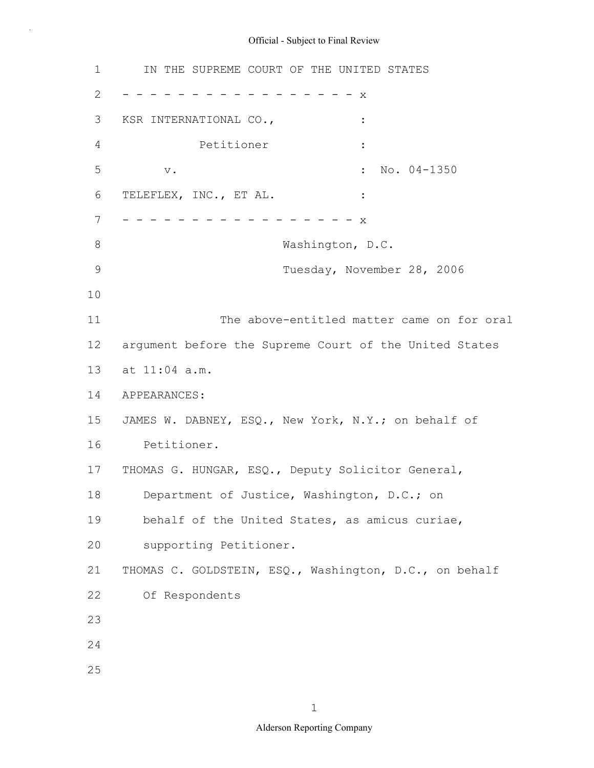IN THE SUPREME COURT OF THE UNITED STATES

- - - - - - - - - - - - - - - - - - x

KSR INTERNATIONAL CO., :

Petitioner :

v. : No. 04-1350

TELEFLEX, INC., ET AL. :

- - - - - - - - - - - - - - - - - - x

Washington, D.C.

Tuesday, November 28, 2006

The above-entitled matter came on for oral argument before the Supreme Court of the United States at 11:04 a.m.

APPEARANCES:

JAMES W. DABNEY, ESQ., New York, N.Y.; on behalf of Petitioner.

THOMAS G. HUNGAR, ESQ., Deputy Solicitor General, Department of Justice, Washington, D.C.; on behalf of the United States, as amicus curiae, supporting Petitioner.

THOMAS C. GOLDSTEIN, ESQ., Washington, D.C., on behalf Of Respondents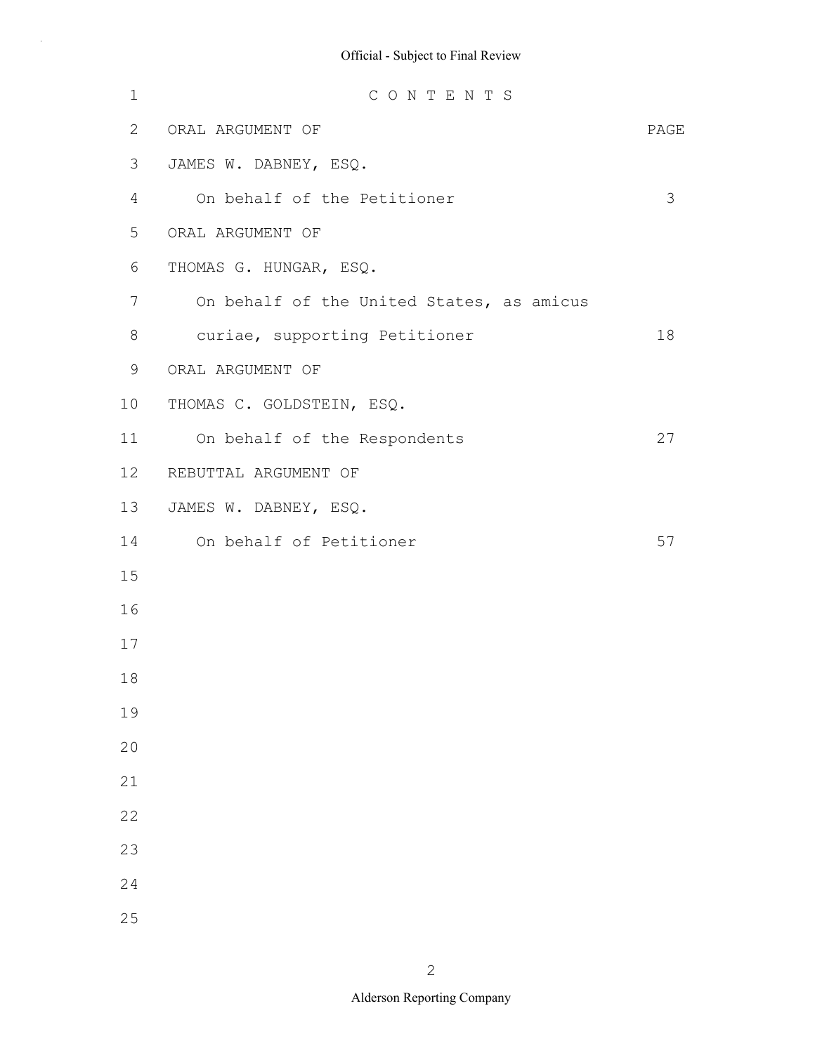# C O N T E N T S

| ORAL ARGUMENT OF | PAGE |
|---|---|
| JAMES W. DABNEY, ESQ. | |
| On behalf of the Petitioner | 3 |
| ORAL ARGUMENT OF | |
| THOMAS G. HUNGAR, ESQ. | |
| On behalf of the United States, as amicus curiae, supporting Petitioner | 18 |
| ORAL ARGUMENT OF | |
| THOMAS C. GOLDSTEIN, ESQ. | |
| On behalf of the Respondents | 27 |
| REBUTTAL ARGUMENT OF | |
| JAMES W. DABNEY, ESQ. | |
| On behalf of Petitioner | 57 |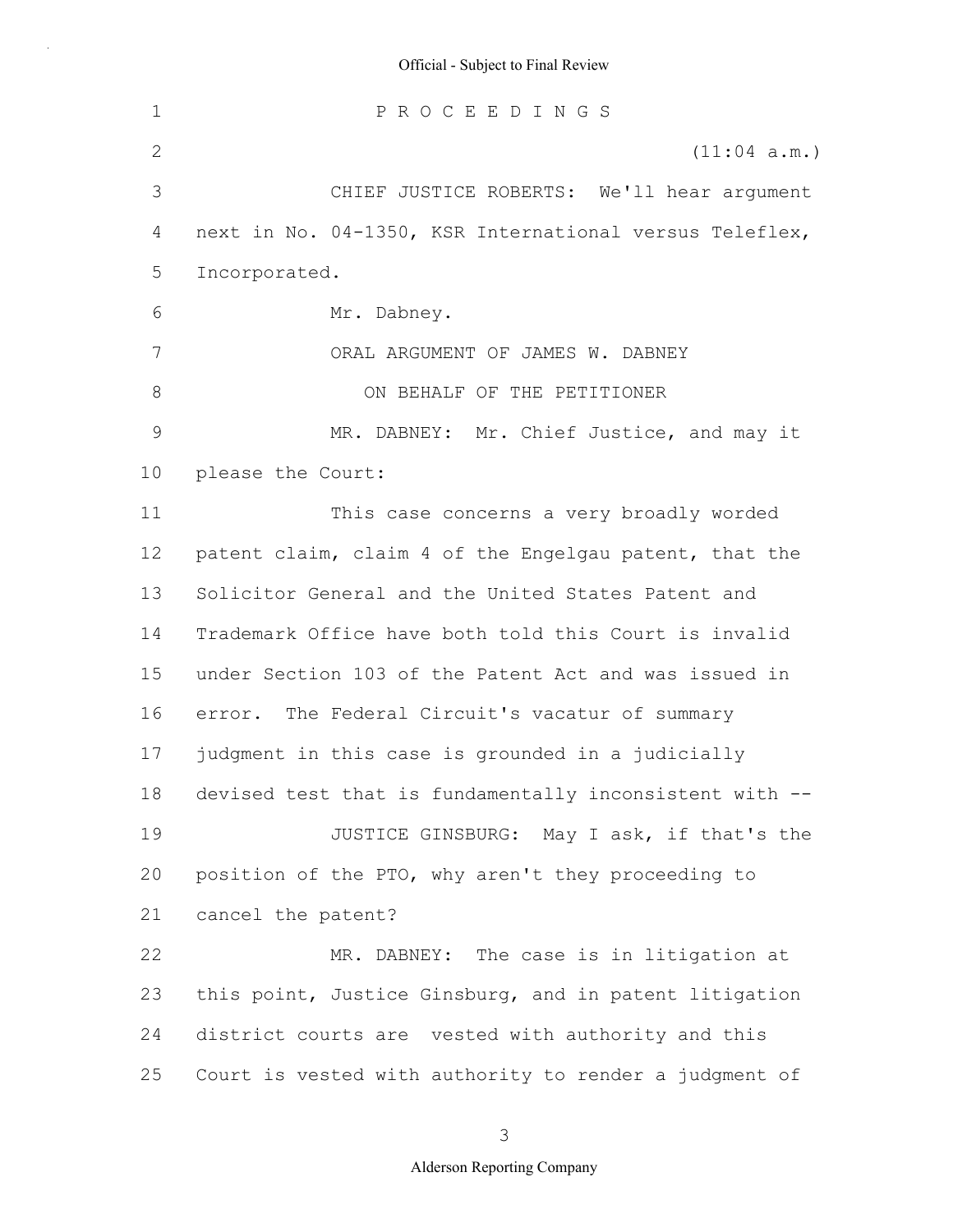P R O C E E D I N G S

(11:04 a.m.)

CHIEF JUSTICE ROBERTS: We'll hear argument next in No. 04-1350, KSR International versus Teleflex, Incorporated.

Mr. Dabney.

ORAL ARGUMENT OF JAMES W. DABNEY

ON BEHALF OF THE PETITIONER

MR. DABNEY: Mr. Chief Justice, and may it please the Court:

This case concerns a very broadly worded patent claim, claim 4 of the Engelgau patent, that the Solicitor General and the United States Patent and Trademark Office have both told this Court is invalid under Section 103 of the Patent Act and was issued in error. The Federal Circuit's vacatur of summary judgment in this case is grounded in a judicially devised test that is fundamentally inconsistent with --

JUSTICE GINSBURG: May I ask, if that's the position of the PTO, why aren't they proceeding to cancel the patent?

MR. DABNEY: The case is in litigation at this point, Justice Ginsburg, and in patent litigation district courts are vested with authority and this Court is vested with authority to render a judgment of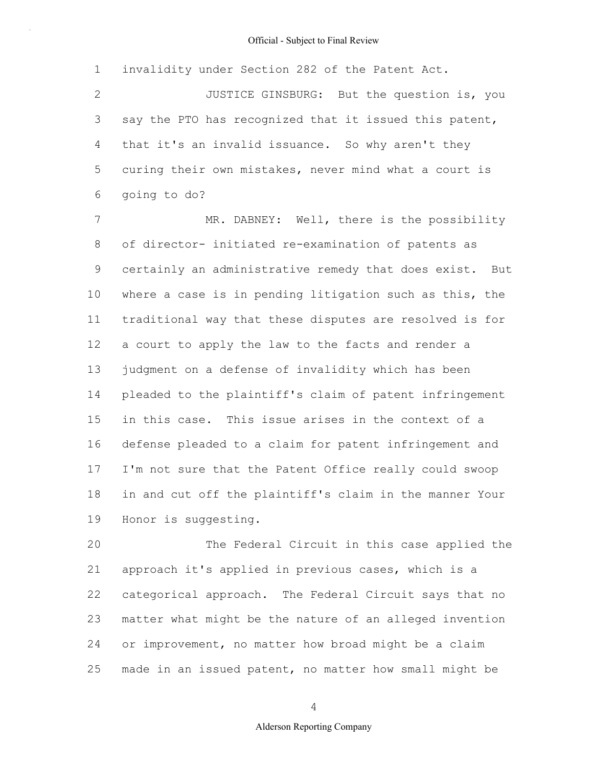invalidity under Section 282 of the Patent Act.

JUSTICE GINSBURG: But the question is, you say the PTO has recognized that it issued this patent, that it's an invalid issuance. So why aren't they curing their own mistakes, never mind what a court is going to do?

MR. DABNEY: Well, there is the possibility of director- initiated re-examination of patents as certainly an administrative remedy that does exist. But where a case is in pending litigation such as this, the traditional way that these disputes are resolved is for a court to apply the law to the facts and render a judgment on a defense of invalidity which has been pleaded to the plaintiff's claim of patent infringement in this case. This issue arises in the context of a defense pleaded to a claim for patent infringement and I'm not sure that the Patent Office really could swoop in and cut off the plaintiff's claim in the manner Your Honor is suggesting.

The Federal Circuit in this case applied the approach it's applied in previous cases, which is a categorical approach. The Federal Circuit says that no matter what might be the nature of an alleged invention or improvement, no matter how broad might be a claim made in an issued patent, no matter how small might be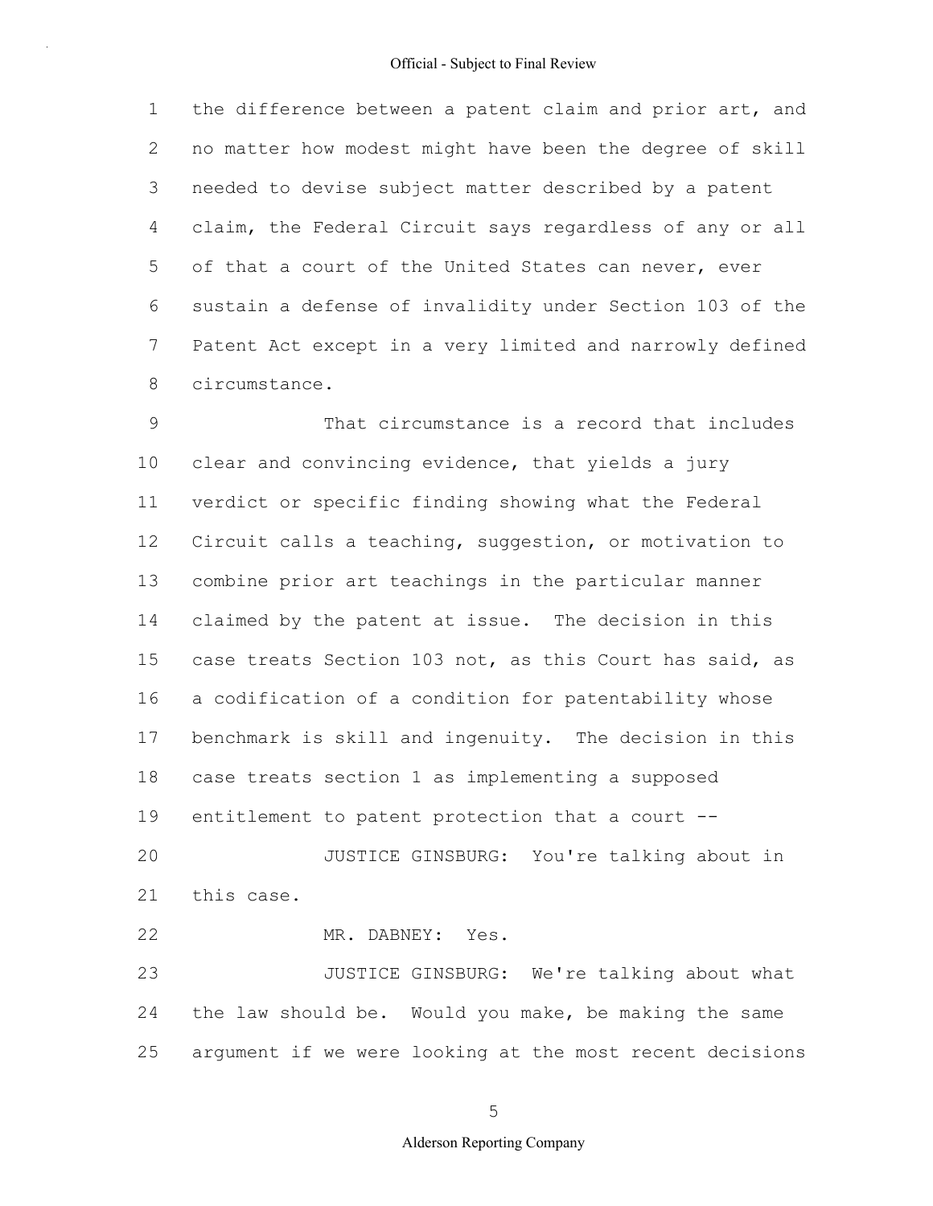the difference between a patent claim and prior art, and no matter how modest might have been the degree of skill needed to devise subject matter described by a patent claim, the Federal Circuit says regardless of any or all of that a court of the United States can never, ever sustain a defense of invalidity under Section 103 of the Patent Act except in a very limited and narrowly defined circumstance.

That circumstance is a record that includes clear and convincing evidence, that yields a jury verdict or specific finding showing what the Federal Circuit calls a teaching, suggestion, or motivation to combine prior art teachings in the particular manner claimed by the patent at issue. The decision in this case treats Section 103 not, as this Court has said, as a codification of a condition for patentability whose benchmark is skill and ingenuity. The decision in this case treats section 1 as implementing a supposed entitlement to patent protection that a court --

JUSTICE GINSBURG: You're talking about in this case.

MR. DABNEY: Yes.

JUSTICE GINSBURG: We're talking about what the law should be. Would you make, be making the same argument if we were looking at the most recent decisions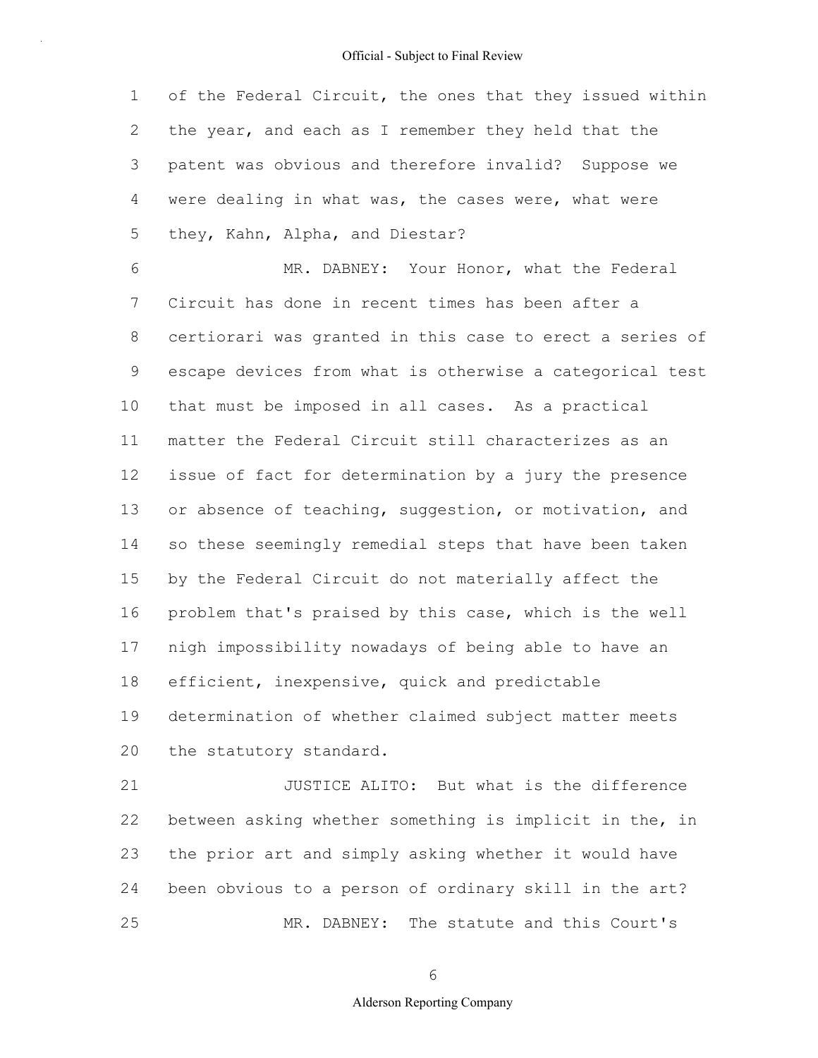of the Federal Circuit, the ones that they issued within the year, and each as I remember they held that the patent was obvious and therefore invalid? Suppose we were dealing in what was, the cases were, what were they, Kahn, Alpha, and Diestar?

MR. DABNEY: Your Honor, what the Federal Circuit has done in recent times has been after a certiorari was granted in this case to erect a series of escape devices from what is otherwise a categorical test that must be imposed in all cases. As a practical matter the Federal Circuit still characterizes as an issue of fact for determination by a jury the presence or absence of teaching, suggestion, or motivation, and so these seemingly remedial steps that have been taken by the Federal Circuit do not materially affect the problem that's praised by this case, which is the well nigh impossibility nowadays of being able to have an efficient, inexpensive, quick and predictable determination of whether claimed subject matter meets the statutory standard.

JUSTICE ALITO: But what is the difference between asking whether something is implicit in the, in the prior art and simply asking whether it would have been obvious to a person of ordinary skill in the art?

MR. DABNEY: The statute and this Court's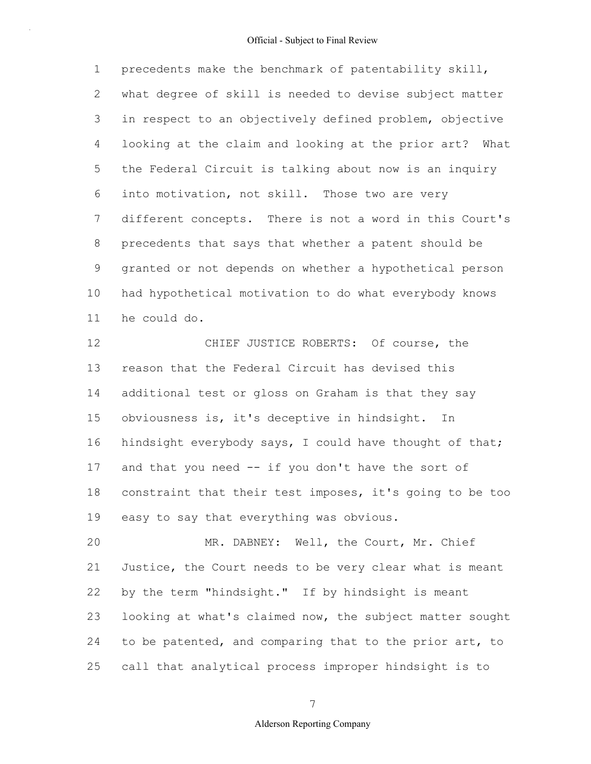precedents make the benchmark of patentability skill, what degree of skill is needed to devise subject matter in respect to an objectively defined problem, objective looking at the claim and looking at the prior art? What the Federal Circuit is talking about now is an inquiry into motivation, not skill. Those two are very different concepts. There is not a word in this Court's precedents that says that whether a patent should be granted or not depends on whether a hypothetical person had hypothetical motivation to do what everybody knows he could do.

CHIEF JUSTICE ROBERTS: Of course, the reason that the Federal Circuit has devised this additional test or gloss on Graham is that they say obviousness is, it's deceptive in hindsight. In hindsight everybody says, I could have thought of that; and that you need -- if you don't have the sort of constraint that their test imposes, it's going to be too easy to say that everything was obvious.

MR. DABNEY: Well, the Court, Mr. Chief Justice, the Court needs to be very clear what is meant by the term "hindsight." If by hindsight is meant looking at what's claimed now, the subject matter sought to be patented, and comparing that to the prior art, to call that analytical process improper hindsight is to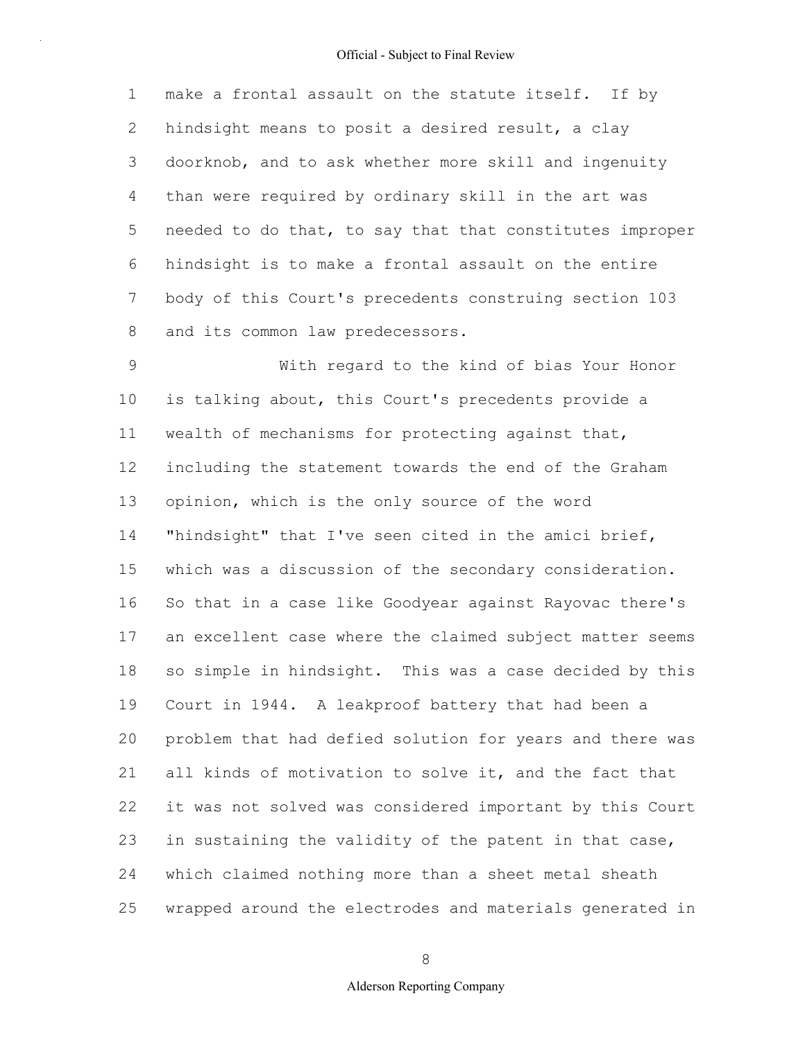make a frontal assault on the statute itself. If by hindsight means to posit a desired result, a clay doorknob, and to ask whether more skill and ingenuity than were required by ordinary skill in the art was needed to do that, to say that that constitutes improper hindsight is to make a frontal assault on the entire body of this Court's precedents construing section 103 and its common law predecessors.

With regard to the kind of bias Your Honor is talking about, this Court's precedents provide a wealth of mechanisms for protecting against that, including the statement towards the end of the Graham opinion, which is the only source of the word "hindsight" that I've seen cited in the amici brief, which was a discussion of the secondary consideration. So that in a case like Goodyear against Rayovac there's an excellent case where the claimed subject matter seems so simple in hindsight. This was a case decided by this Court in 1944. A leakproof battery that had been a problem that had defied solution for years and there was all kinds of motivation to solve it, and the fact that it was not solved was considered important by this Court in sustaining the validity of the patent in that case, which claimed nothing more than a sheet metal sheath wrapped around the electrodes and materials generated in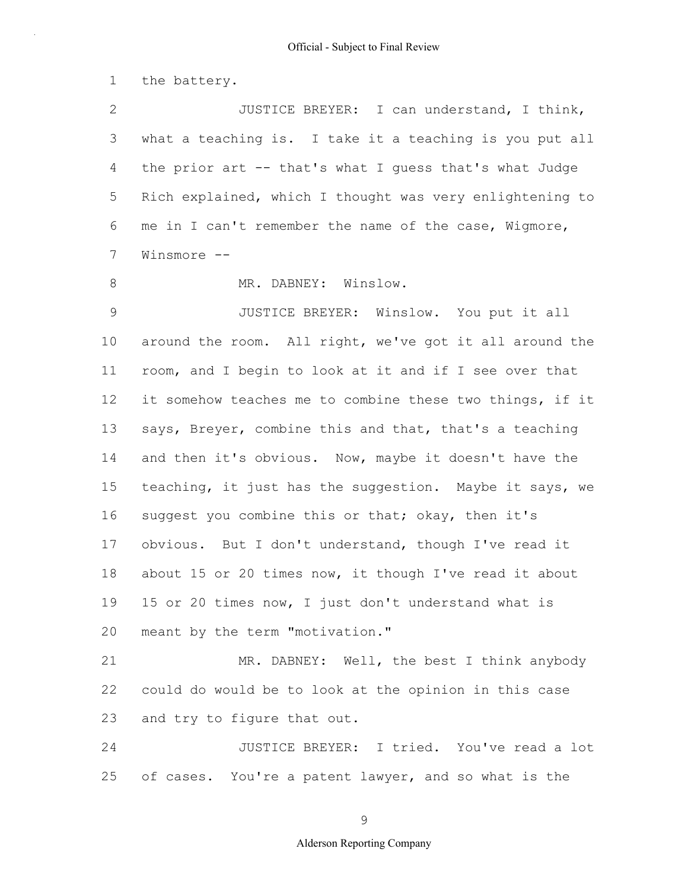the battery.

JUSTICE BREYER: I can understand, I think, what a teaching is. I take it a teaching is you put all the prior art -- that's what I guess that's what Judge Rich explained, which I thought was very enlightening to me in I can't remember the name of the case, Wigmore, Winsmore --

MR. DABNEY: Winslow.

JUSTICE BREYER: Winslow. You put it all around the room. All right, we've got it all around the room, and I begin to look at it and if I see over that it somehow teaches me to combine these two things, if it says, Breyer, combine this and that, that's a teaching and then it's obvious. Now, maybe it doesn't have the teaching, it just has the suggestion. Maybe it says, we suggest you combine this or that; okay, then it's obvious. But I don't understand, though I've read it about 15 or 20 times now, it though I've read it about 15 or 20 times now, I just don't understand what is meant by the term "motivation."

MR. DABNEY: Well, the best I think anybody could do would be to look at the opinion in this case and try to figure that out.

JUSTICE BREYER: I tried. You've read a lot of cases. You're a patent lawyer, and so what is the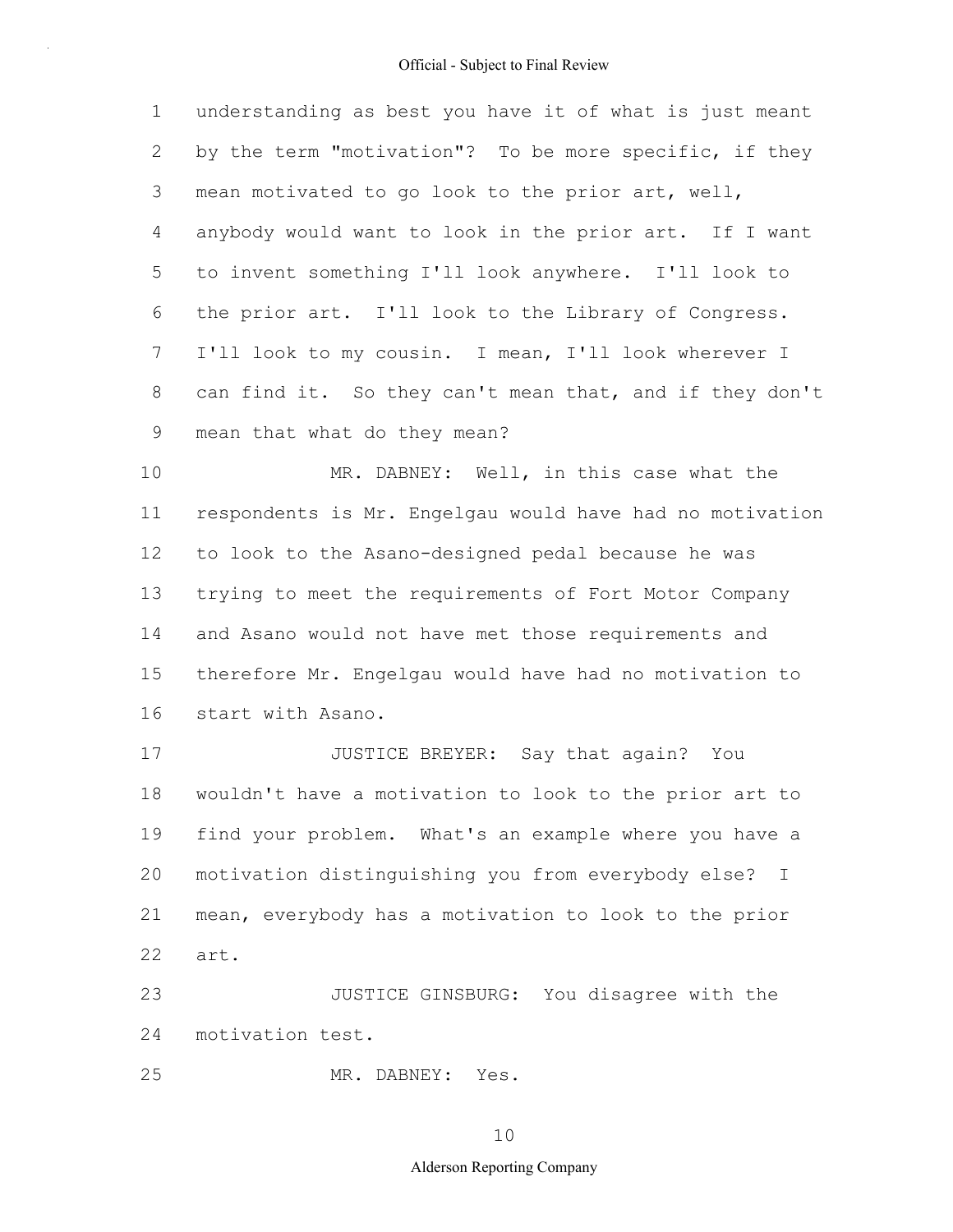understanding as best you have it of what is just meant by the term "motivation"? To be more specific, if they mean motivated to go look to the prior art, well, anybody would want to look in the prior art. If I want to invent something I'll look anywhere. I'll look to the prior art. I'll look to the Library of Congress. I'll look to my cousin. I mean, I'll look wherever I can find it. So they can't mean that, and if they don't mean that what do they mean?

MR. DABNEY: Well, in this case what the respondents is Mr. Engelgau would have had no motivation to look to the Asano-designed pedal because he was trying to meet the requirements of Fort Motor Company and Asano would not have met those requirements and therefore Mr. Engelgau would have had no motivation to start with Asano.

JUSTICE BREYER: Say that again? You wouldn't have a motivation to look to the prior art to find your problem. What's an example where you have a motivation distinguishing you from everybody else? I mean, everybody has a motivation to look to the prior art.

JUSTICE GINSBURG: You disagree with the motivation test.

MR. DABNEY: Yes.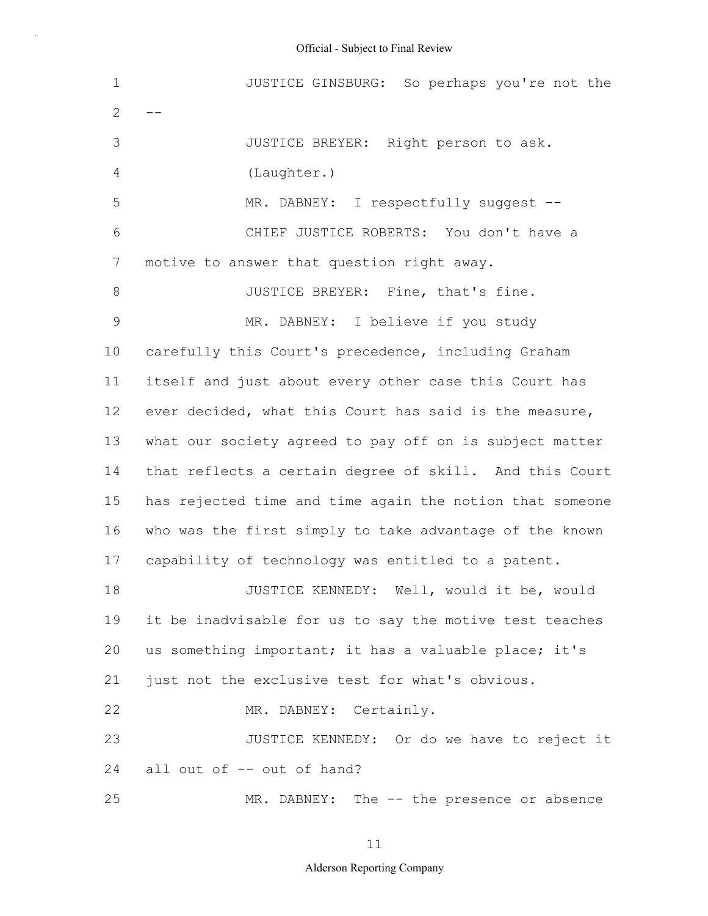JUSTICE GINSBURG: So perhaps you're not the --

JUSTICE BREYER: Right person to ask.

(Laughter.)

MR. DABNEY: I respectfully suggest --

CHIEF JUSTICE ROBERTS: You don't have a motive to answer that question right away.

JUSTICE BREYER: Fine, that's fine.

MR. DABNEY: I believe if you study carefully this Court's precedence, including Graham itself and just about every other case this Court has ever decided, what this Court has said is the measure, what our society agreed to pay off on is subject matter that reflects a certain degree of skill. And this Court has rejected time and time again the notion that someone who was the first simply to take advantage of the known capability of technology was entitled to a patent.

JUSTICE KENNEDY: Well, would it be, would it be inadvisable for us to say the motive test teaches us something important; it has a valuable place; it's just not the exclusive test for what's obvious.

MR. DABNEY: Certainly.

JUSTICE KENNEDY: Or do we have to reject it all out of -- out of hand?

MR. DABNEY: The -- the presence or absence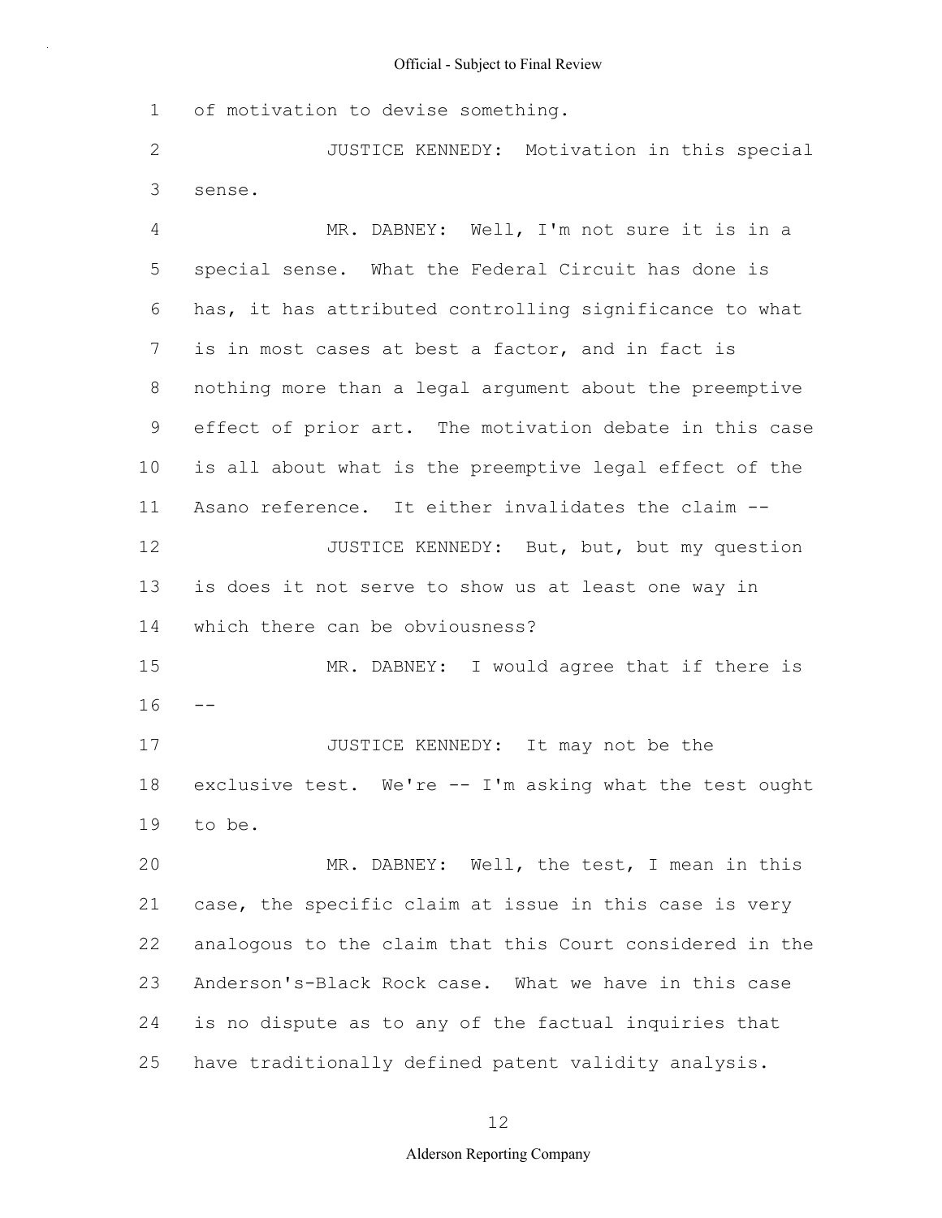of motivation to devise something.

JUSTICE KENNEDY: Motivation in this special sense.

MR. DABNEY: Well, I'm not sure it is in a special sense. What the Federal Circuit has done is has, it has attributed controlling significance to what is in most cases at best a factor, and in fact is nothing more than a legal argument about the preemptive effect of prior art. The motivation debate in this case is all about what is the preemptive legal effect of the Asano reference. It either invalidates the claim --

JUSTICE KENNEDY: But, but, but my question is does it not serve to show us at least one way in which there can be obviousness?

MR. DABNEY: I would agree that if there is --

JUSTICE KENNEDY: It may not be the exclusive test. We're -- I'm asking what the test ought to be.

MR. DABNEY: Well, the test, I mean in this case, the specific claim at issue in this case is very analogous to the claim that this Court considered in the Anderson's-Black Rock case. What we have in this case is no dispute as to any of the factual inquiries that have traditionally defined patent validity analysis.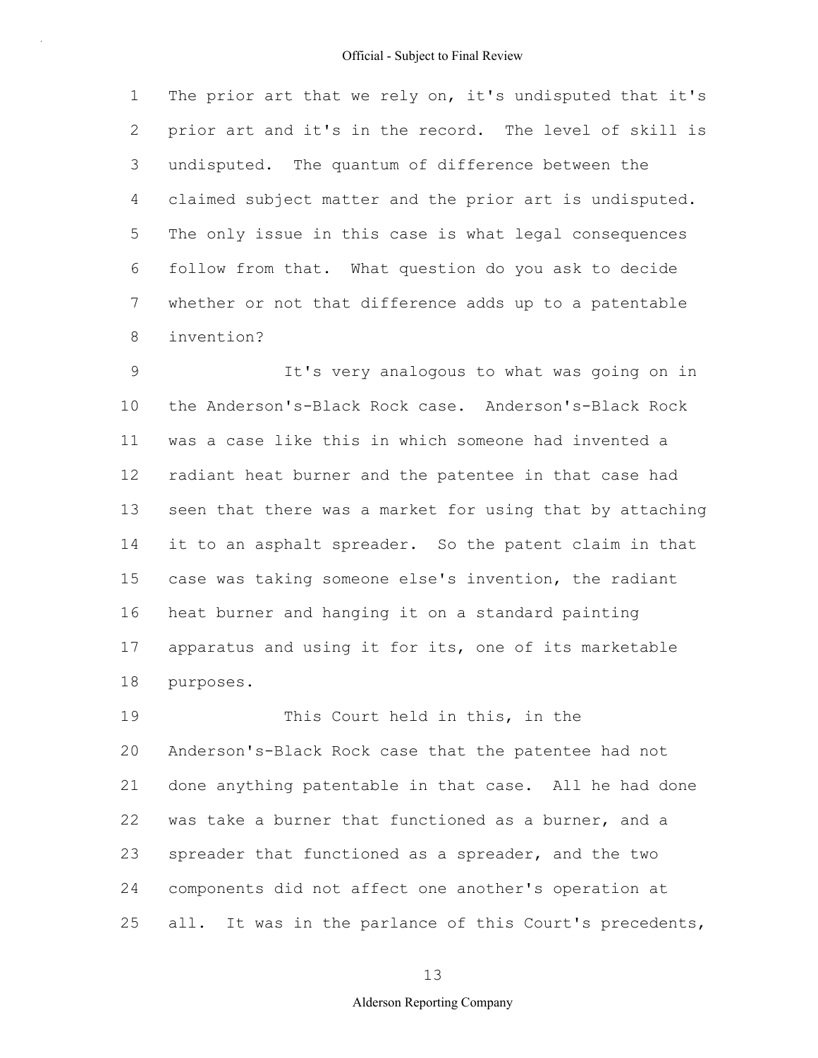The prior art that we rely on, it's undisputed that it's prior art and it's in the record. The level of skill is undisputed. The quantum of difference between the claimed subject matter and the prior art is undisputed. The only issue in this case is what legal consequences follow from that. What question do you ask to decide whether or not that difference adds up to a patentable invention?

It's very analogous to what was going on in the Anderson's-Black Rock case. Anderson's-Black Rock was a case like this in which someone had invented a radiant heat burner and the patentee in that case had seen that there was a market for using that by attaching it to an asphalt spreader. So the patent claim in that case was taking someone else's invention, the radiant heat burner and hanging it on a standard painting apparatus and using it for its, one of its marketable purposes.

This Court held in this, in the Anderson's-Black Rock case that the patentee had not done anything patentable in that case. All he had done was take a burner that functioned as a burner, and a spreader that functioned as a spreader, and the two components did not affect one another's operation at all. It was in the parlance of this Court's precedents,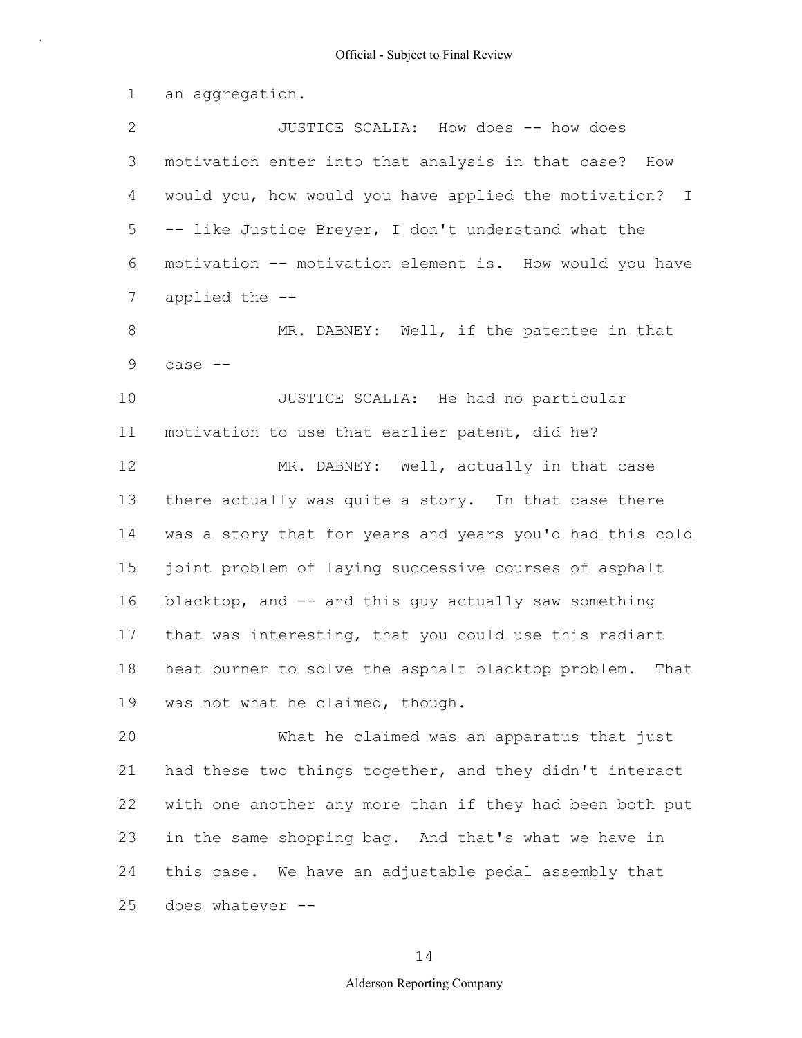an aggregation.

JUSTICE SCALIA: How does -- how does motivation enter into that analysis in that case? How would you, how would you have applied the motivation? I -- like Justice Breyer, I don't understand what the motivation -- motivation element is. How would you have applied the --

MR. DABNEY: Well, if the patentee in that case --

JUSTICE SCALIA: He had no particular motivation to use that earlier patent, did he?

MR. DABNEY: Well, actually in that case there actually was quite a story. In that case there was a story that for years and years you'd had this cold joint problem of laying successive courses of asphalt blacktop, and -- and this guy actually saw something that was interesting, that you could use this radiant heat burner to solve the asphalt blacktop problem. That was not what he claimed, though.

What he claimed was an apparatus that just had these two things together, and they didn't interact with one another any more than if they had been both put in the same shopping bag. And that's what we have in this case. We have an adjustable pedal assembly that does whatever --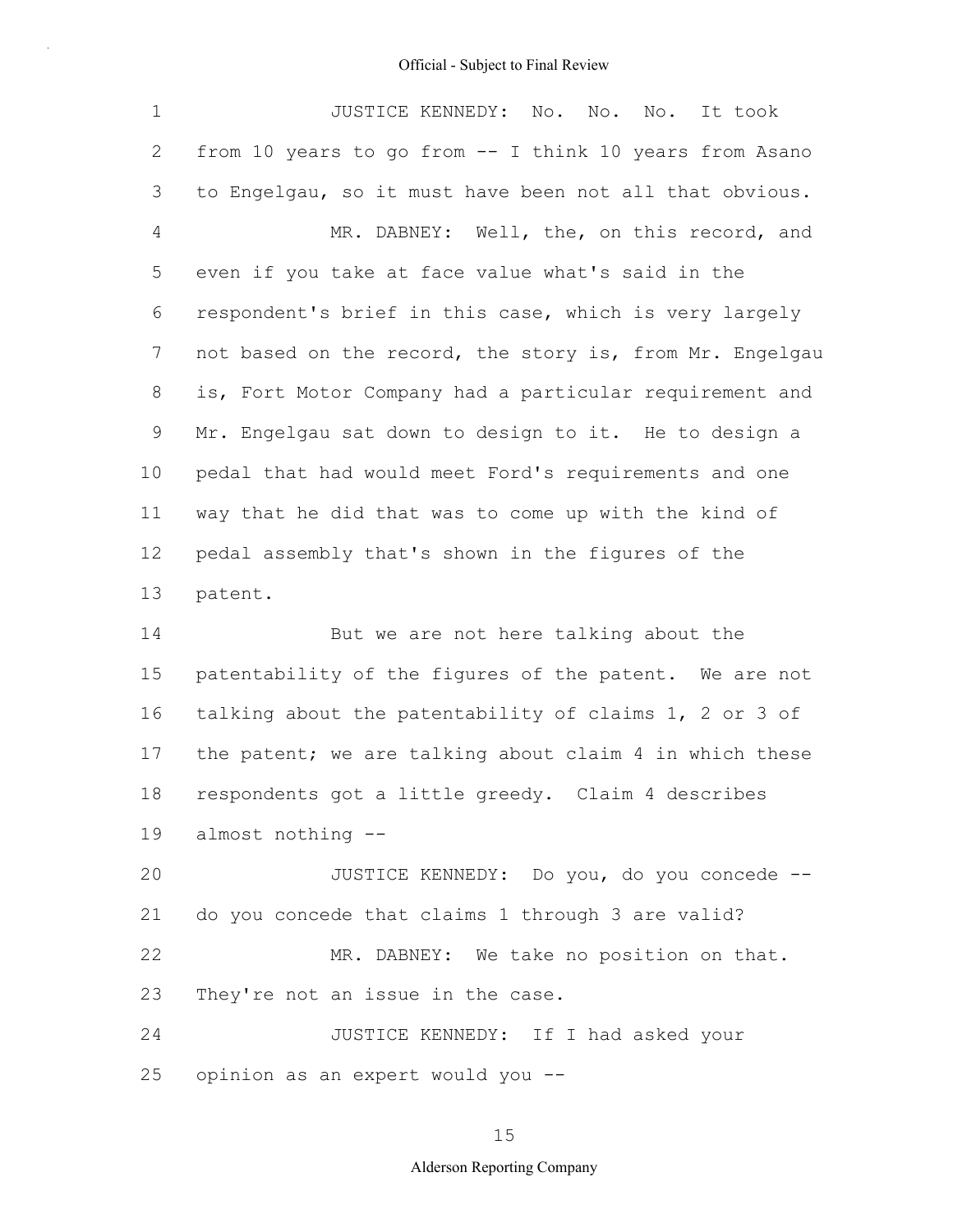JUSTICE KENNEDY: No. No. No. It took from 10 years to go from -- I think 10 years from Asano to Engelgau, so it must have been not all that obvious.

MR. DABNEY: Well, the, on this record, and even if you take at face value what's said in the respondent's brief in this case, which is very largely not based on the record, the story is, from Mr. Engelgau is, Fort Motor Company had a particular requirement and Mr. Engelgau sat down to design to it. He to design a pedal that had would meet Ford's requirements and one way that he did that was to come up with the kind of pedal assembly that's shown in the figures of the patent.

But we are not here talking about the patentability of the figures of the patent. We are not talking about the patentability of claims 1, 2 or 3 of the patent; we are talking about claim 4 in which these respondents got a little greedy. Claim 4 describes almost nothing --

JUSTICE KENNEDY: Do you, do you concede -- do you concede that claims 1 through 3 are valid?

MR. DABNEY: We take no position on that. They're not an issue in the case.

JUSTICE KENNEDY: If I had asked your opinion as an expert would you --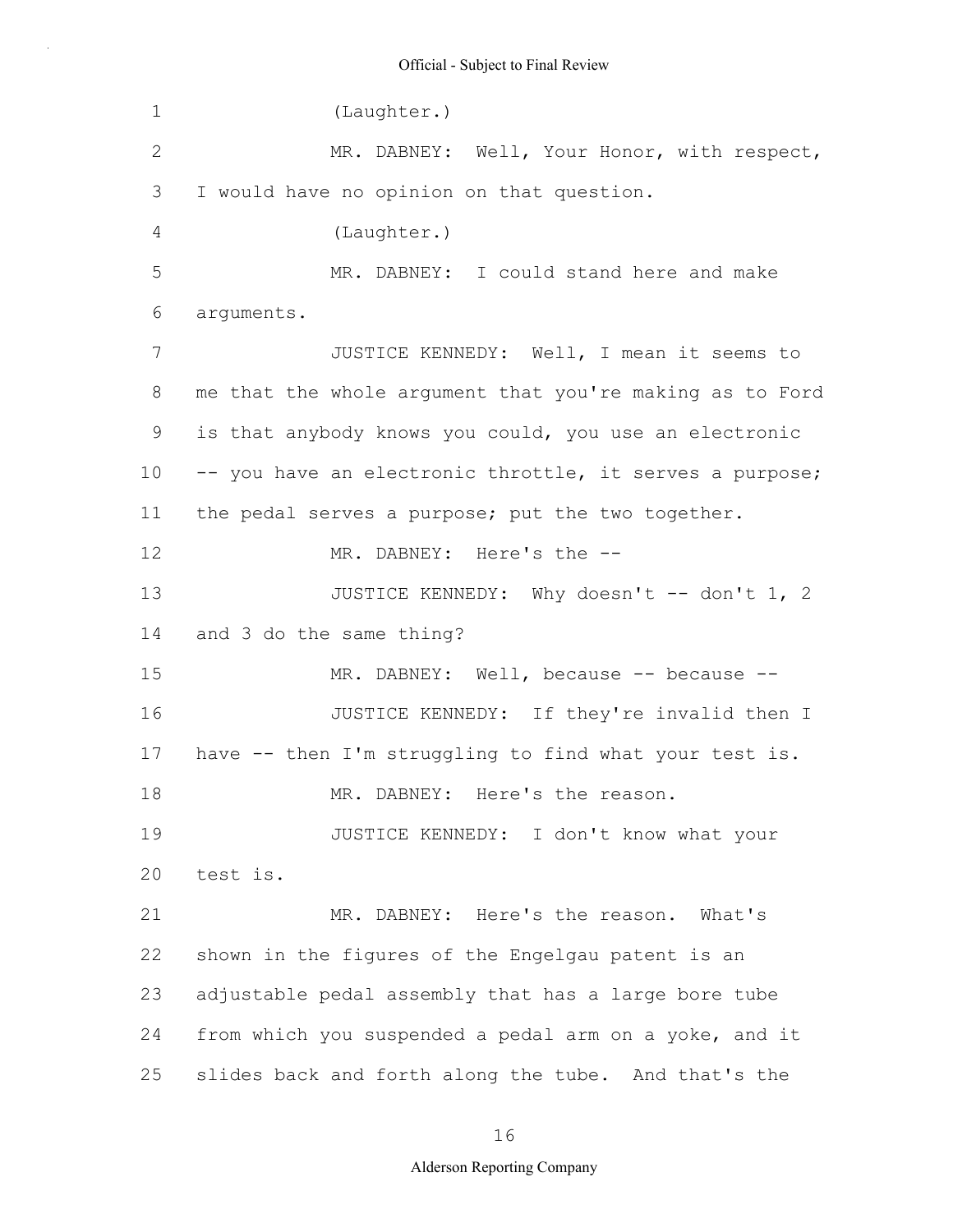(Laughter.)

MR. DABNEY: Well, Your Honor, with respect, I would have no opinion on that question.

(Laughter.)

MR. DABNEY: I could stand here and make arguments.

JUSTICE KENNEDY: Well, I mean it seems to me that the whole argument that you're making as to Ford is that anybody knows you could, you use an electronic -- you have an electronic throttle, it serves a purpose; the pedal serves a purpose; put the two together.

MR. DABNEY: Here's the --

JUSTICE KENNEDY: Why doesn't -- don't 1, 2 and 3 do the same thing?

MR. DABNEY: Well, because -- because --

JUSTICE KENNEDY: If they're invalid then I have -- then I'm struggling to find what your test is.

MR. DABNEY: Here's the reason.

JUSTICE KENNEDY: I don't know what your test is.

MR. DABNEY: Here's the reason. What's shown in the figures of the Engelgau patent is an adjustable pedal assembly that has a large bore tube from which you suspended a pedal arm on a yoke, and it slides back and forth along the tube. And that's the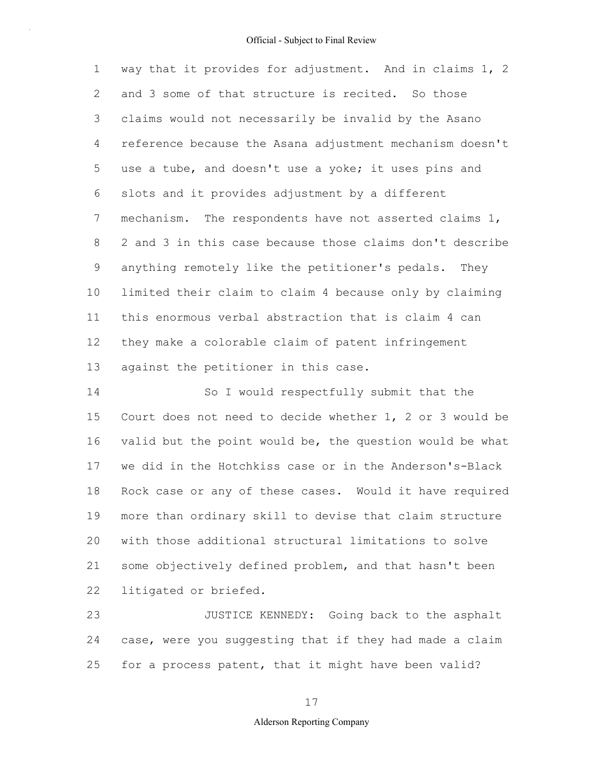way that it provides for adjustment. And in claims 1, 2 and 3 some of that structure is recited. So those claims would not necessarily be invalid by the Asano reference because the Asana adjustment mechanism doesn't use a tube, and doesn't use a yoke; it uses pins and slots and it provides adjustment by a different mechanism. The respondents have not asserted claims 1, 2 and 3 in this case because those claims don't describe anything remotely like the petitioner's pedals. They limited their claim to claim 4 because only by claiming this enormous verbal abstraction that is claim 4 can they make a colorable claim of patent infringement against the petitioner in this case.

So I would respectfully submit that the Court does not need to decide whether 1, 2 or 3 would be valid but the point would be, the question would be what we did in the Hotchkiss case or in the Anderson's-Black Rock case or any of these cases. Would it have required more than ordinary skill to devise that claim structure with those additional structural limitations to solve some objectively defined problem, and that hasn't been litigated or briefed.

JUSTICE KENNEDY: Going back to the asphalt case, were you suggesting that if they had made a claim for a process patent, that it might have been valid?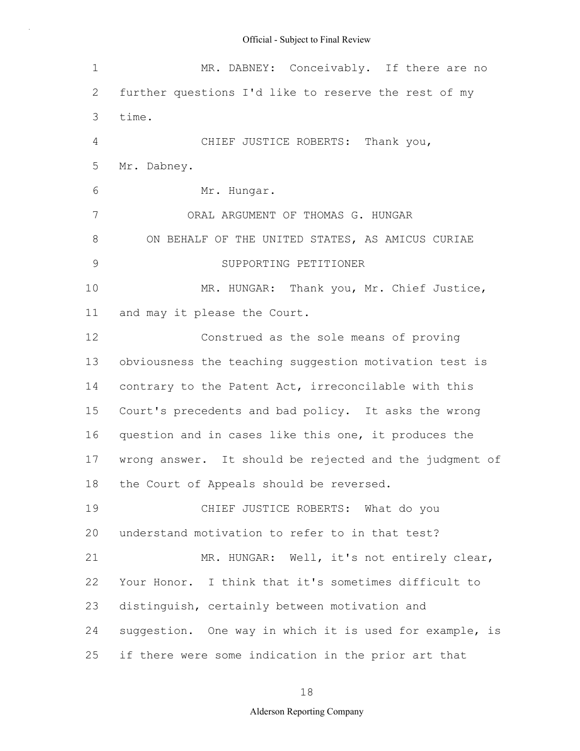MR. DABNEY: Conceivably. If there are no further questions I'd like to reserve the rest of my time.

CHIEF JUSTICE ROBERTS: Thank you, Mr. Dabney.

Mr. Hungar.

ORAL ARGUMENT OF THOMAS G. HUNGAR

ON BEHALF OF THE UNITED STATES, AS AMICUS CURIAE

SUPPORTING PETITIONER

MR. HUNGAR: Thank you, Mr. Chief Justice, and may it please the Court.

Construed as the sole means of proving obviousness the teaching suggestion motivation test is contrary to the Patent Act, irreconcilable with this Court's precedents and bad policy. It asks the wrong question and in cases like this one, it produces the wrong answer. It should be rejected and the judgment of the Court of Appeals should be reversed.

CHIEF JUSTICE ROBERTS: What do you understand motivation to refer to in that test?

MR. HUNGAR: Well, it's not entirely clear, Your Honor. I think that it's sometimes difficult to distinguish, certainly between motivation and suggestion. One way in which it is used for example, is if there were some indication in the prior art that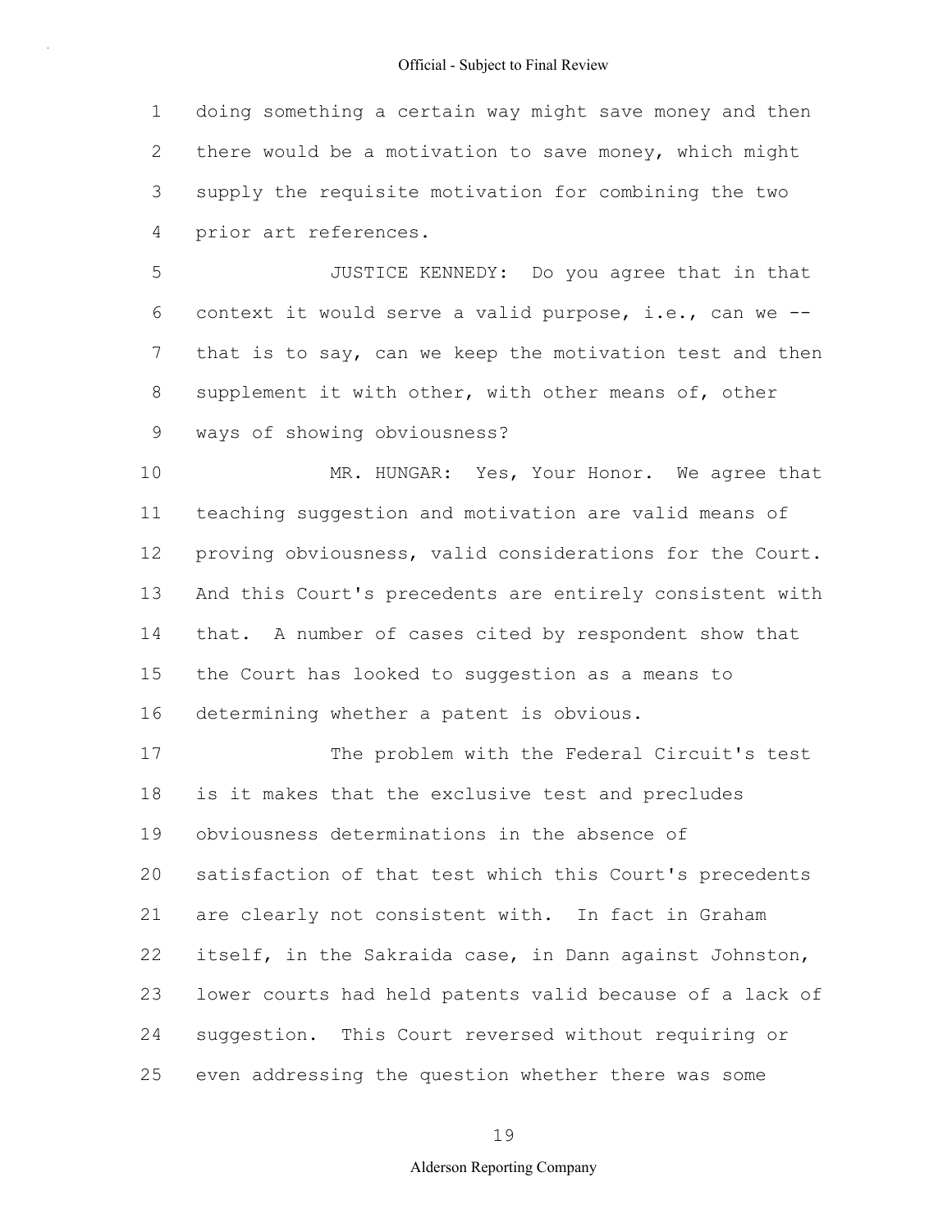doing something a certain way might save money and then there would be a motivation to save money, which might supply the requisite motivation for combining the two prior art references.

JUSTICE KENNEDY: Do you agree that in that context it would serve a valid purpose, i.e., can we -- that is to say, can we keep the motivation test and then supplement it with other, with other means of, other ways of showing obviousness?

MR. HUNGAR: Yes, Your Honor. We agree that teaching suggestion and motivation are valid means of proving obviousness, valid considerations for the Court. And this Court's precedents are entirely consistent with that. A number of cases cited by respondent show that the Court has looked to suggestion as a means to determining whether a patent is obvious.

The problem with the Federal Circuit's test is it makes that the exclusive test and precludes obviousness determinations in the absence of satisfaction of that test which this Court's precedents are clearly not consistent with. In fact in Graham itself, in the Sakraida case, in Dann against Johnston, lower courts had held patents valid because of a lack of suggestion. This Court reversed without requiring or even addressing the question whether there was some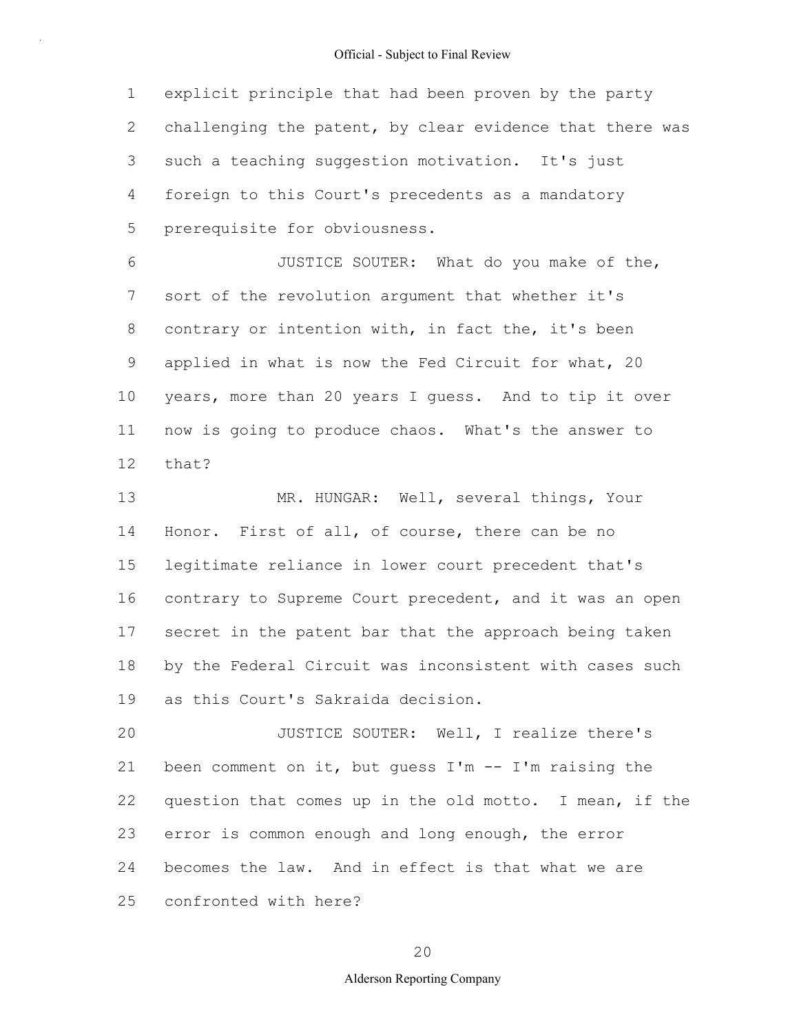explicit principle that had been proven by the party challenging the patent, by clear evidence that there was such a teaching suggestion motivation. It's just foreign to this Court's precedents as a mandatory prerequisite for obviousness.

JUSTICE SOUTER: What do you make of the, sort of the revolution argument that whether it's contrary or intention with, in fact the, it's been applied in what is now the Fed Circuit for what, 20 years, more than 20 years I guess. And to tip it over now is going to produce chaos. What's the answer to that?

MR. HUNGAR: Well, several things, Your Honor. First of all, of course, there can be no legitimate reliance in lower court precedent that's contrary to Supreme Court precedent, and it was an open secret in the patent bar that the approach being taken by the Federal Circuit was inconsistent with cases such as this Court's Sakraida decision.

JUSTICE SOUTER: Well, I realize there's been comment on it, but guess I'm -- I'm raising the question that comes up in the old motto. I mean, if the error is common enough and long enough, the error becomes the law. And in effect is that what we are confronted with here?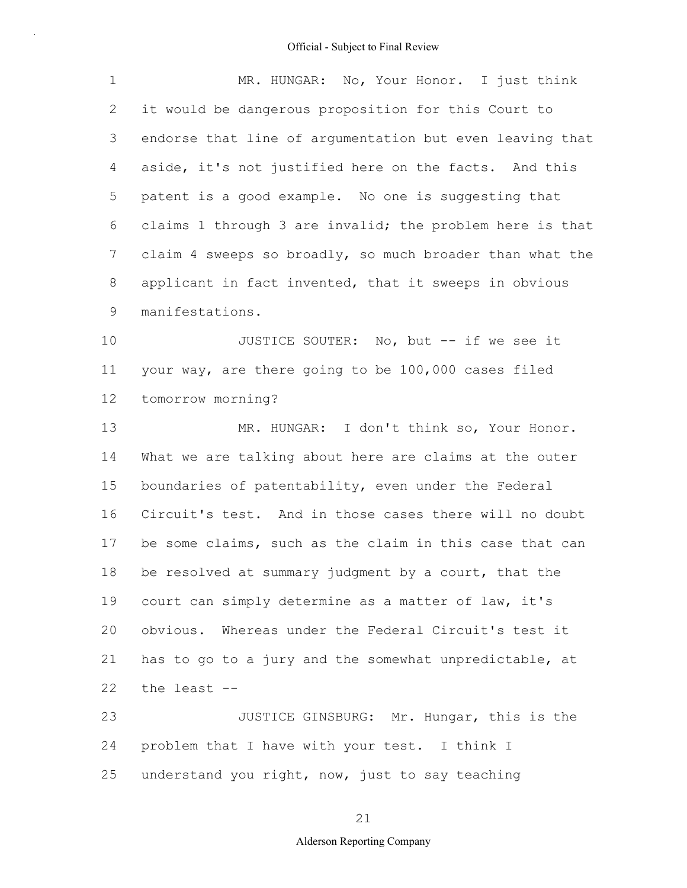MR. HUNGAR: No, Your Honor. I just think it would be dangerous proposition for this Court to endorse that line of argumentation but even leaving that aside, it's not justified here on the facts. And this patent is a good example. No one is suggesting that claims 1 through 3 are invalid; the problem here is that claim 4 sweeps so broadly, so much broader than what the applicant in fact invented, that it sweeps in obvious manifestations.

JUSTICE SOUTER: No, but -- if we see it your way, are there going to be 100,000 cases filed tomorrow morning?

MR. HUNGAR: I don't think so, Your Honor. What we are talking about here are claims at the outer boundaries of patentability, even under the Federal Circuit's test. And in those cases there will no doubt be some claims, such as the claim in this case that can be resolved at summary judgment by a court, that the court can simply determine as a matter of law, it's obvious. Whereas under the Federal Circuit's test it has to go to a jury and the somewhat unpredictable, at the least --

JUSTICE GINSBURG: Mr. Hungar, this is the problem that I have with your test. I think I understand you right, now, just to say teaching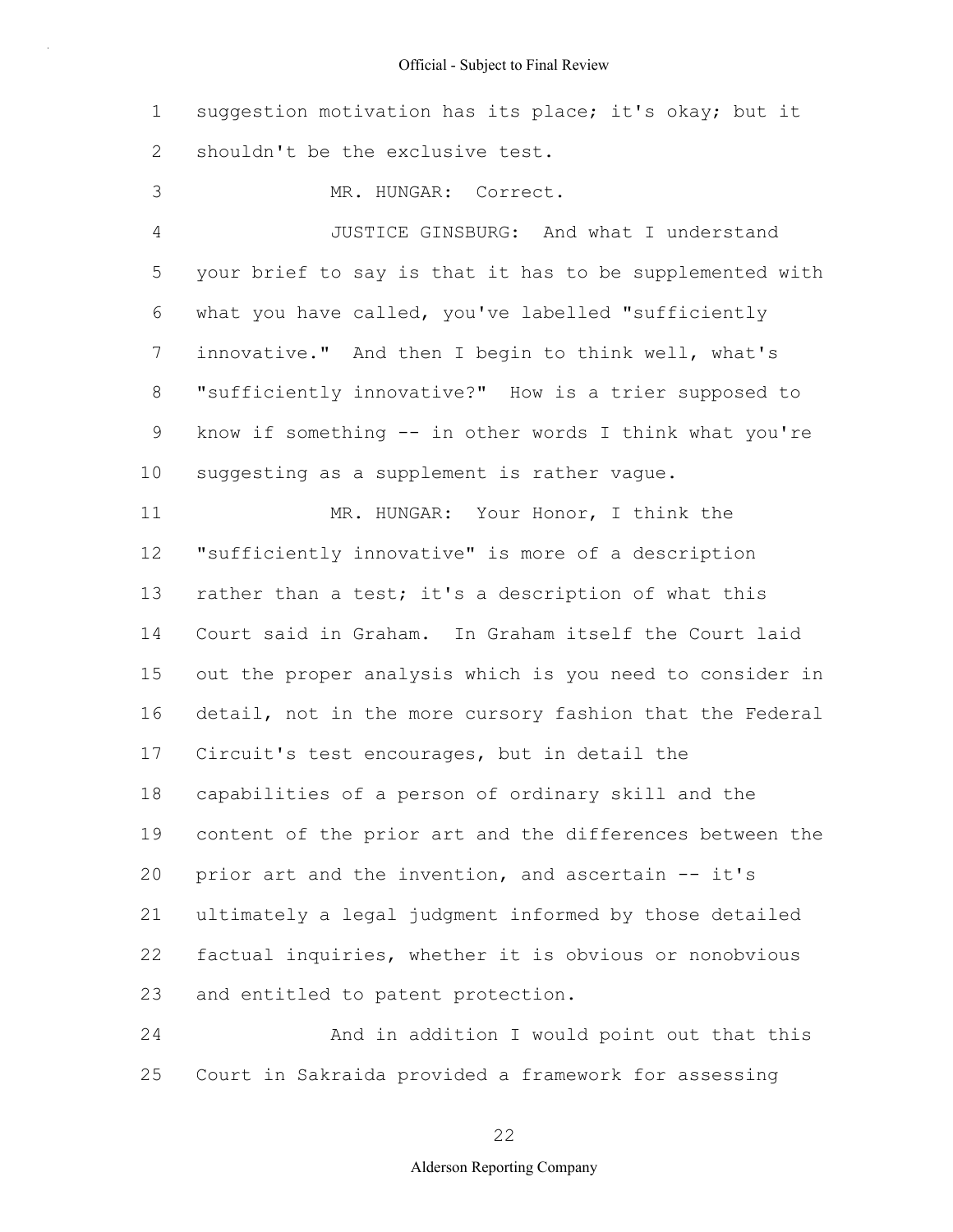suggestion motivation has its place; it's okay; but it shouldn't be the exclusive test.

MR. HUNGAR: Correct.

JUSTICE GINSBURG: And what I understand your brief to say is that it has to be supplemented with what you have called, you've labelled "sufficiently innovative." And then I begin to think well, what's "sufficiently innovative?" How is a trier supposed to know if something -- in other words I think what you're suggesting as a supplement is rather vague.

MR. HUNGAR: Your Honor, I think the "sufficiently innovative" is more of a description rather than a test; it's a description of what this Court said in Graham. In Graham itself the Court laid out the proper analysis which is you need to consider in detail, not in the more cursory fashion that the Federal Circuit's test encourages, but in detail the capabilities of a person of ordinary skill and the content of the prior art and the differences between the prior art and the invention, and ascertain -- it's ultimately a legal judgment informed by those detailed factual inquiries, whether it is obvious or nonobvious and entitled to patent protection.

And in addition I would point out that this Court in Sakraida provided a framework for assessing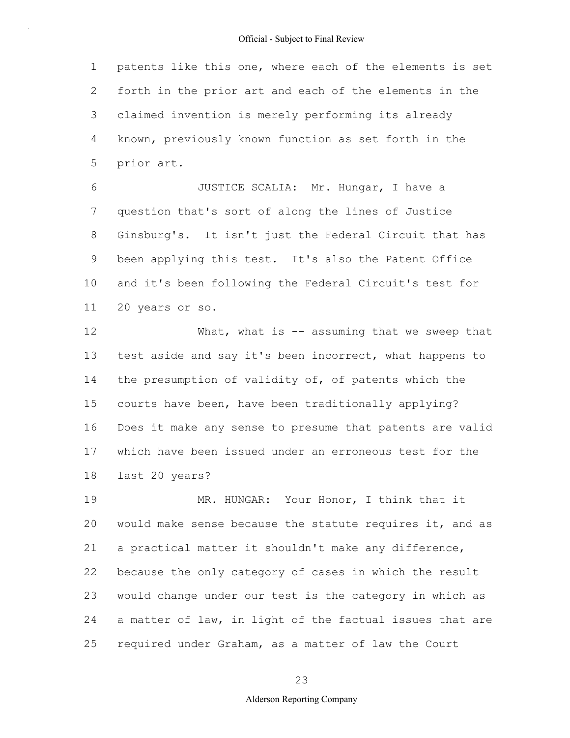patents like this one, where each of the elements is set forth in the prior art and each of the elements in the claimed invention is merely performing its already known, previously known function as set forth in the prior art.

JUSTICE SCALIA: Mr. Hungar, I have a question that's sort of along the lines of Justice Ginsburg's. It isn't just the Federal Circuit that has been applying this test. It's also the Patent Office and it's been following the Federal Circuit's test for 20 years or so.

What, what is -- assuming that we sweep that test aside and say it's been incorrect, what happens to the presumption of validity of, of patents which the courts have been, have been traditionally applying? Does it make any sense to presume that patents are valid which have been issued under an erroneous test for the last 20 years?

MR. HUNGAR: Your Honor, I think that it would make sense because the statute requires it, and as a practical matter it shouldn't make any difference, because the only category of cases in which the result would change under our test is the category in which as a matter of law, in light of the factual issues that are required under Graham, as a matter of law the Court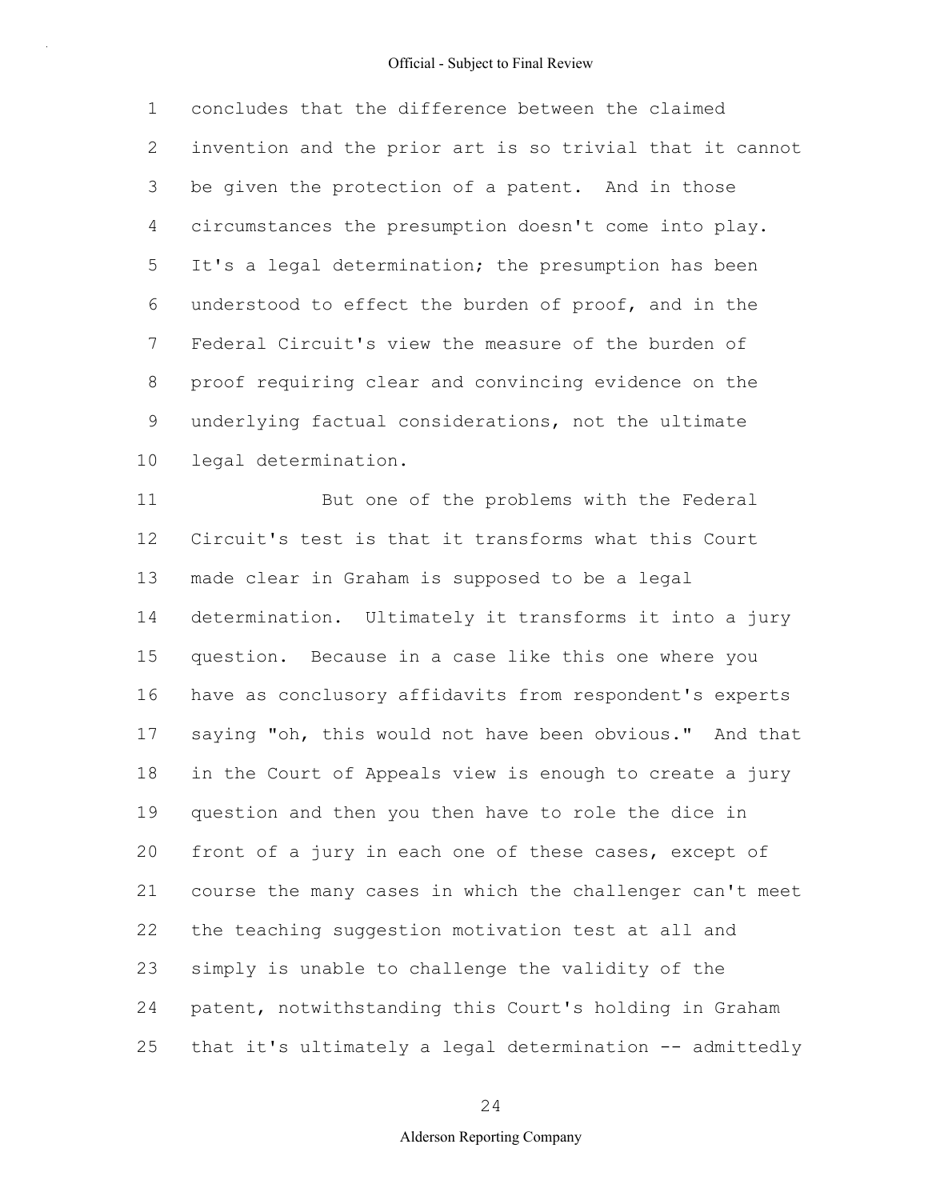concludes that the difference between the claimed invention and the prior art is so trivial that it cannot be given the protection of a patent. And in those circumstances the presumption doesn't come into play. It's a legal determination; the presumption has been understood to effect the burden of proof, and in the Federal Circuit's view the measure of the burden of proof requiring clear and convincing evidence on the underlying factual considerations, not the ultimate legal determination.

But one of the problems with the Federal Circuit's test is that it transforms what this Court made clear in Graham is supposed to be a legal determination. Ultimately it transforms it into a jury question. Because in a case like this one where you have as conclusory affidavits from respondent's experts saying "oh, this would not have been obvious." And that in the Court of Appeals view is enough to create a jury question and then you then have to role the dice in front of a jury in each one of these cases, except of course the many cases in which the challenger can't meet the teaching suggestion motivation test at all and simply is unable to challenge the validity of the patent, notwithstanding this Court's holding in Graham that it's ultimately a legal determination -- admittedly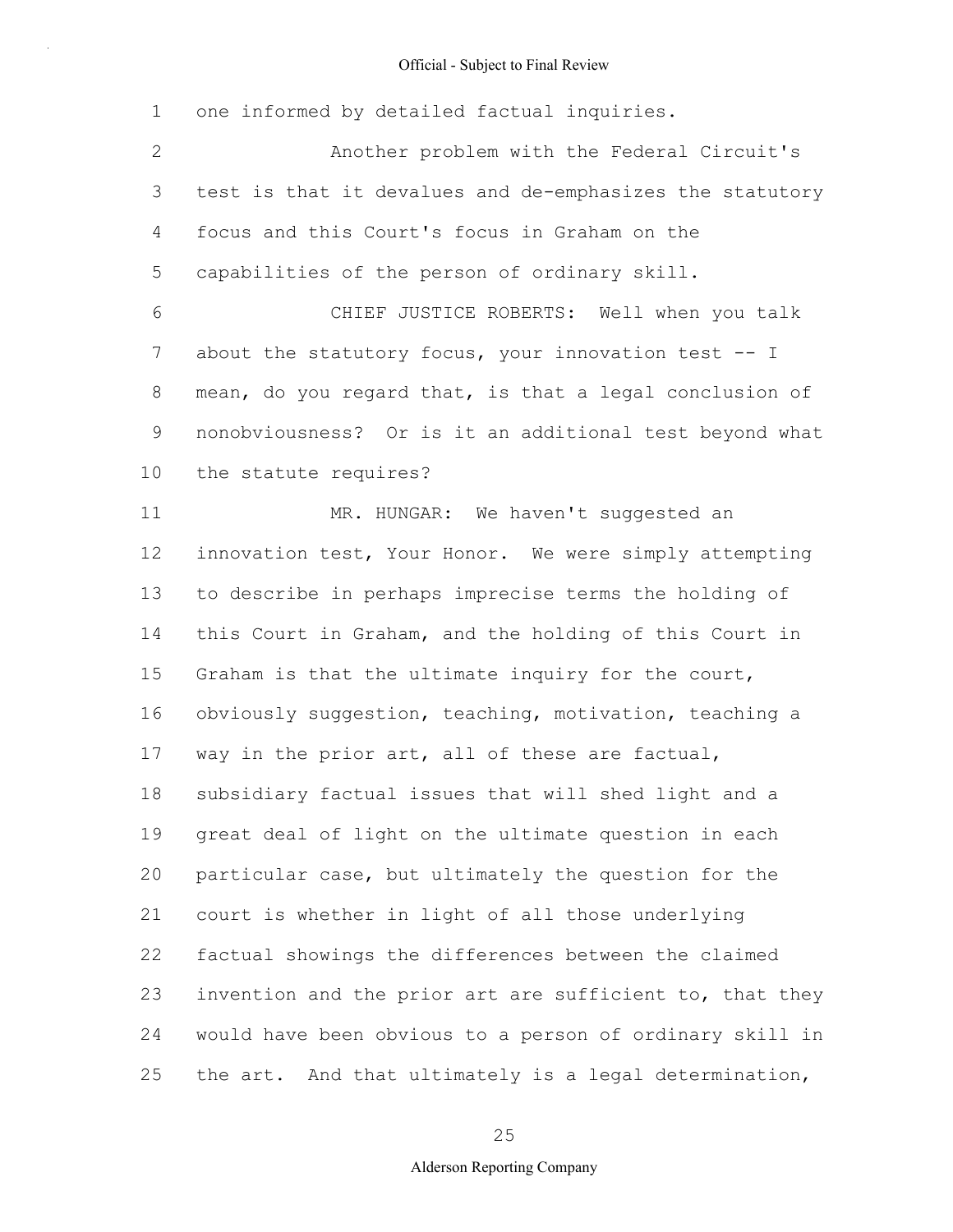one informed by detailed factual inquiries.

Another problem with the Federal Circuit's test is that it devalues and de-emphasizes the statutory focus and this Court's focus in Graham on the capabilities of the person of ordinary skill.

CHIEF JUSTICE ROBERTS: Well when you talk about the statutory focus, your innovation test -- I mean, do you regard that, is that a legal conclusion of nonobviousness? Or is it an additional test beyond what the statute requires?

MR. HUNGAR: We haven't suggested an innovation test, Your Honor. We were simply attempting to describe in perhaps imprecise terms the holding of this Court in Graham, and the holding of this Court in Graham is that the ultimate inquiry for the court, obviously suggestion, teaching, motivation, teaching a way in the prior art, all of these are factual, subsidiary factual issues that will shed light and a great deal of light on the ultimate question in each particular case, but ultimately the question for the court is whether in light of all those underlying factual showings the differences between the claimed invention and the prior art are sufficient to, that they would have been obvious to a person of ordinary skill in the art. And that ultimately is a legal determination,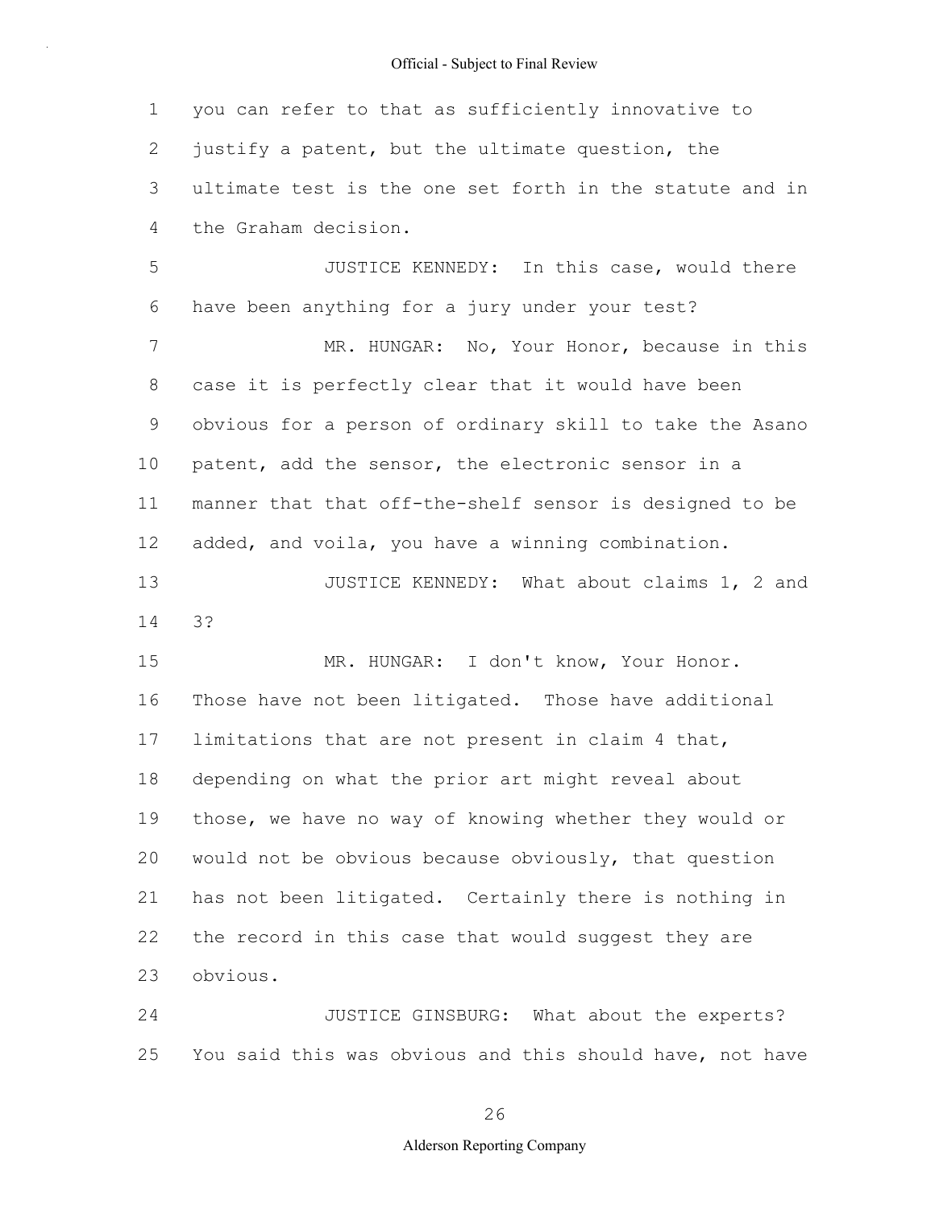you can refer to that as sufficiently innovative to justify a patent, but the ultimate question, the ultimate test is the one set forth in the statute and in the Graham decision.

JUSTICE KENNEDY: In this case, would there have been anything for a jury under your test?

MR. HUNGAR: No, Your Honor, because in this case it is perfectly clear that it would have been obvious for a person of ordinary skill to take the Asano patent, add the sensor, the electronic sensor in a manner that that off-the-shelf sensor is designed to be added, and voila, you have a winning combination.

JUSTICE KENNEDY: What about claims 1, 2 and 3?

MR. HUNGAR: I don't know, Your Honor. Those have not been litigated. Those have additional limitations that are not present in claim 4 that, depending on what the prior art might reveal about those, we have no way of knowing whether they would or would not be obvious because obviously, that question has not been litigated. Certainly there is nothing in the record in this case that would suggest they are obvious.

JUSTICE GINSBURG: What about the experts? You said this was obvious and this should have, not have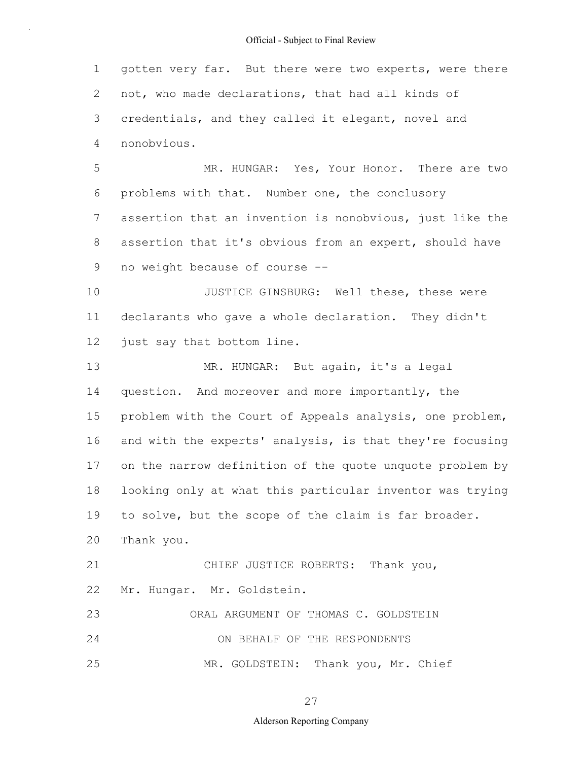gotten very far. But there were two experts, were there not, who made declarations, that had all kinds of credentials, and they called it elegant, novel and nonobvious.

MR. HUNGAR: Yes, Your Honor. There are two problems with that. Number one, the conclusory assertion that an invention is nonobvious, just like the assertion that it's obvious from an expert, should have no weight because of course --

JUSTICE GINSBURG: Well these, these were declarants who gave a whole declaration. They didn't just say that bottom line.

MR. HUNGAR: But again, it's a legal question. And moreover and more importantly, the problem with the Court of Appeals analysis, one problem, and with the experts' analysis, is that they're focusing on the narrow definition of the quote unquote problem by looking only at what this particular inventor was trying to solve, but the scope of the claim is far broader. Thank you.

CHIEF JUSTICE ROBERTS: Thank you, Mr. Hungar. Mr. Goldstein.

ORAL ARGUMENT OF THOMAS C. GOLDSTEIN

ON BEHALF OF THE RESPONDENTS

MR. GOLDSTEIN: Thank you, Mr. Chief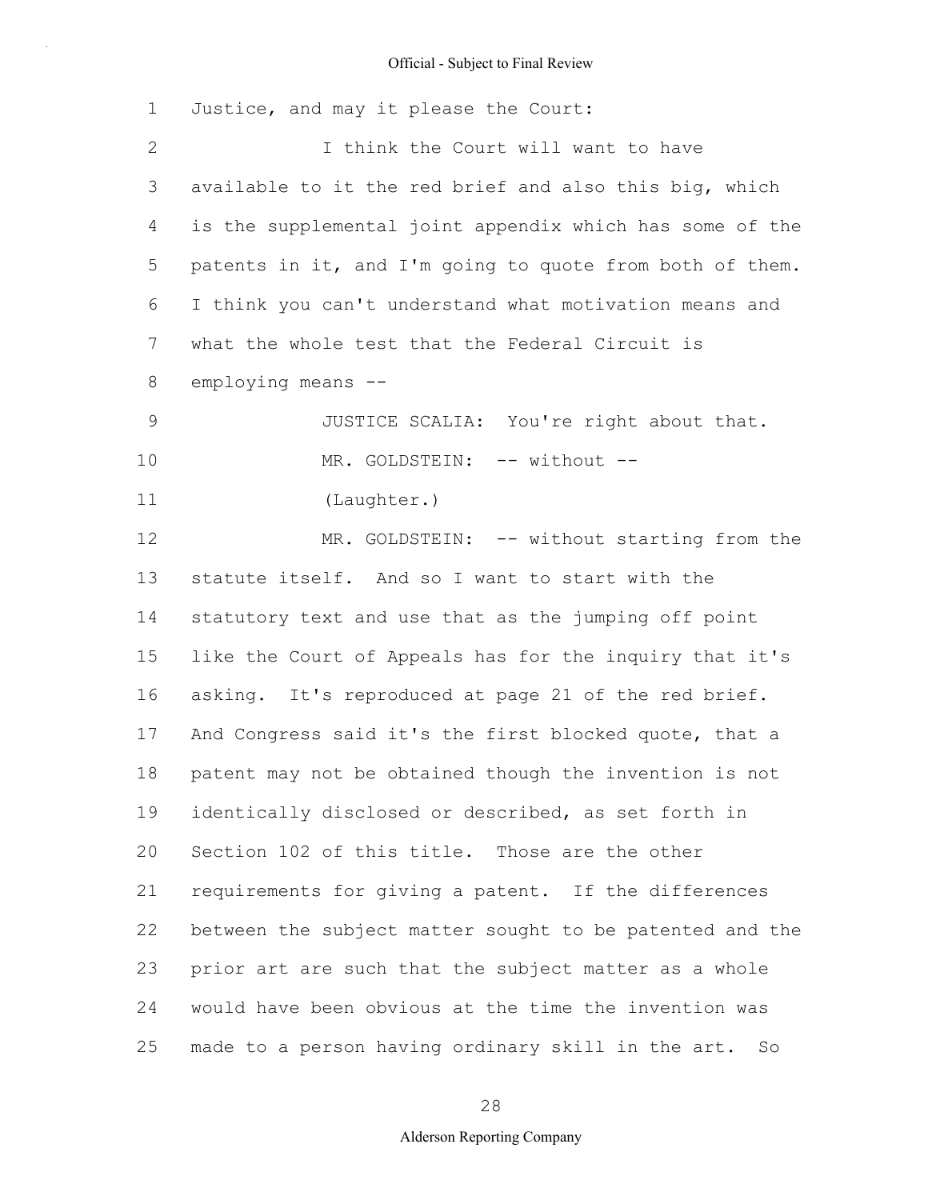Justice, and may it please the Court:

I think the Court will want to have available to it the red brief and also this big, which is the supplemental joint appendix which has some of the patents in it, and I'm going to quote from both of them. I think you can't understand what motivation means and what the whole test that the Federal Circuit is employing means --

JUSTICE SCALIA: You're right about that.

MR. GOLDSTEIN: -- without --

(Laughter.)

MR. GOLDSTEIN: -- without starting from the statute itself. And so I want to start with the statutory text and use that as the jumping off point like the Court of Appeals has for the inquiry that it's asking. It's reproduced at page 21 of the red brief. And Congress said it's the first blocked quote, that a patent may not be obtained though the invention is not identically disclosed or described, as set forth in Section 102 of this title. Those are the other requirements for giving a patent. If the differences between the subject matter sought to be patented and the prior art are such that the subject matter as a whole would have been obvious at the time the invention was made to a person having ordinary skill in the art. So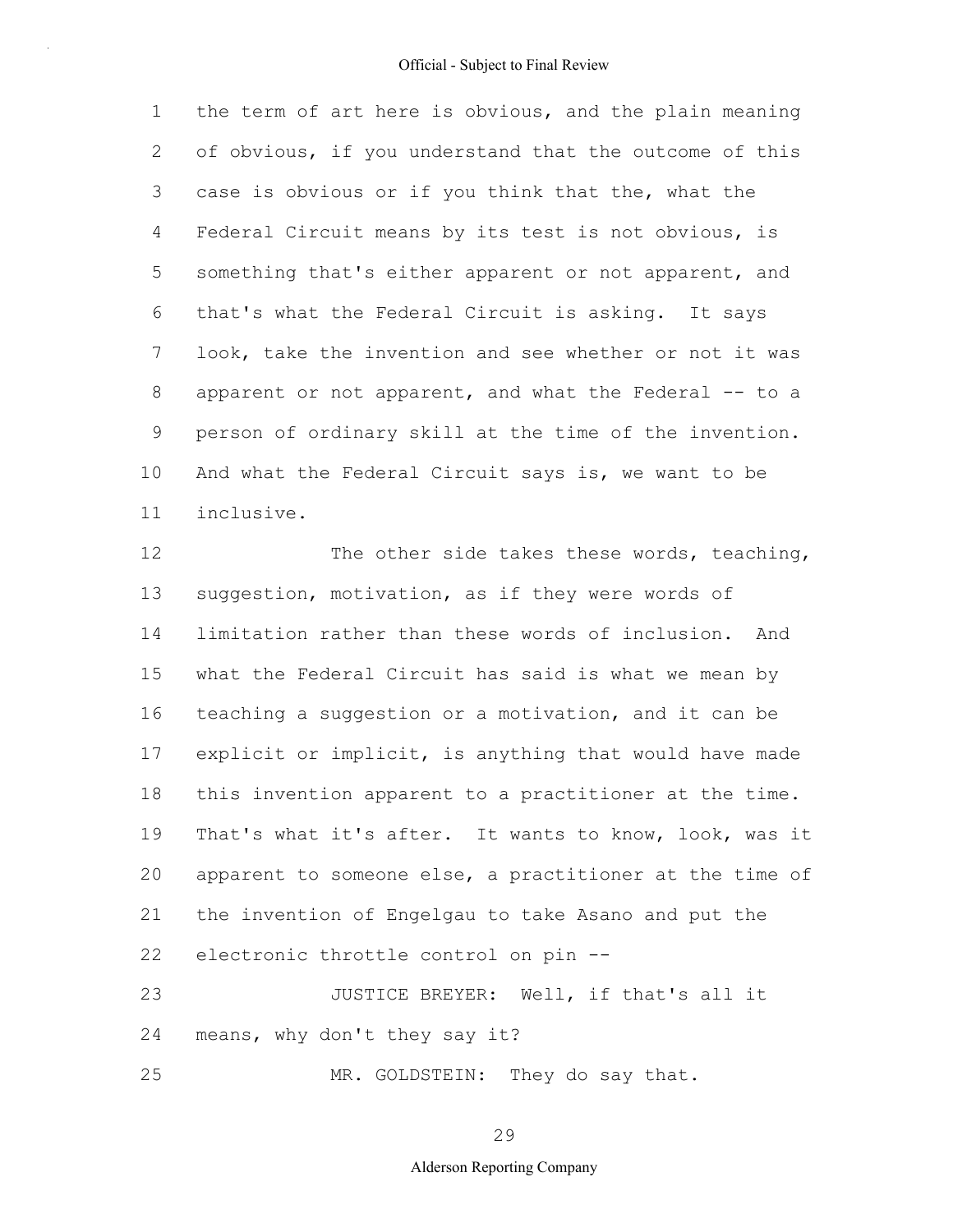the term of art here is obvious, and the plain meaning of obvious, if you understand that the outcome of this case is obvious or if you think that the, what the Federal Circuit means by its test is not obvious, is something that's either apparent or not apparent, and that's what the Federal Circuit is asking. It says look, take the invention and see whether or not it was apparent or not apparent, and what the Federal -- to a person of ordinary skill at the time of the invention. And what the Federal Circuit says is, we want to be inclusive.

The other side takes these words, teaching, suggestion, motivation, as if they were words of limitation rather than these words of inclusion. And what the Federal Circuit has said is what we mean by teaching a suggestion or a motivation, and it can be explicit or implicit, is anything that would have made this invention apparent to a practitioner at the time. That's what it's after. It wants to know, look, was it apparent to someone else, a practitioner at the time of the invention of Engelgau to take Asano and put the electronic throttle control on pin --

JUSTICE BREYER: Well, if that's all it means, why don't they say it?

MR. GOLDSTEIN: They do say that.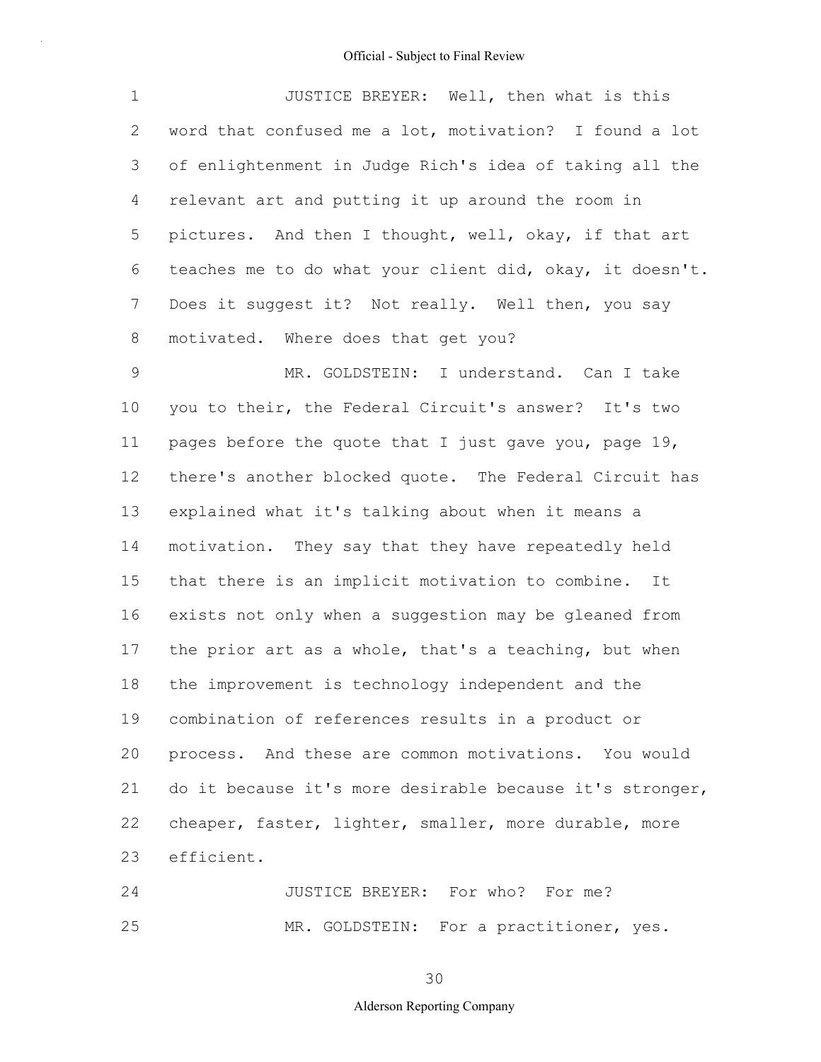JUSTICE BREYER: Well, then what is this word that confused me a lot, motivation? I found a lot of enlightenment in Judge Rich's idea of taking all the relevant art and putting it up around the room in pictures. And then I thought, well, okay, if that art teaches me to do what your client did, okay, it doesn't. Does it suggest it? Not really. Well then, you say motivated. Where does that get you?

MR. GOLDSTEIN: I understand. Can I take you to their, the Federal Circuit's answer? It's two pages before the quote that I just gave you, page 19, there's another blocked quote. The Federal Circuit has explained what it's talking about when it means a motivation. They say that they have repeatedly held that there is an implicit motivation to combine. It exists not only when a suggestion may be gleaned from the prior art as a whole, that's a teaching, but when the improvement is technology independent and the combination of references results in a product or process. And these are common motivations. You would do it because it's more desirable because it's stronger, cheaper, faster, lighter, smaller, more durable, more efficient.

JUSTICE BREYER: For who? For me?

MR. GOLDSTEIN: For a practitioner, yes.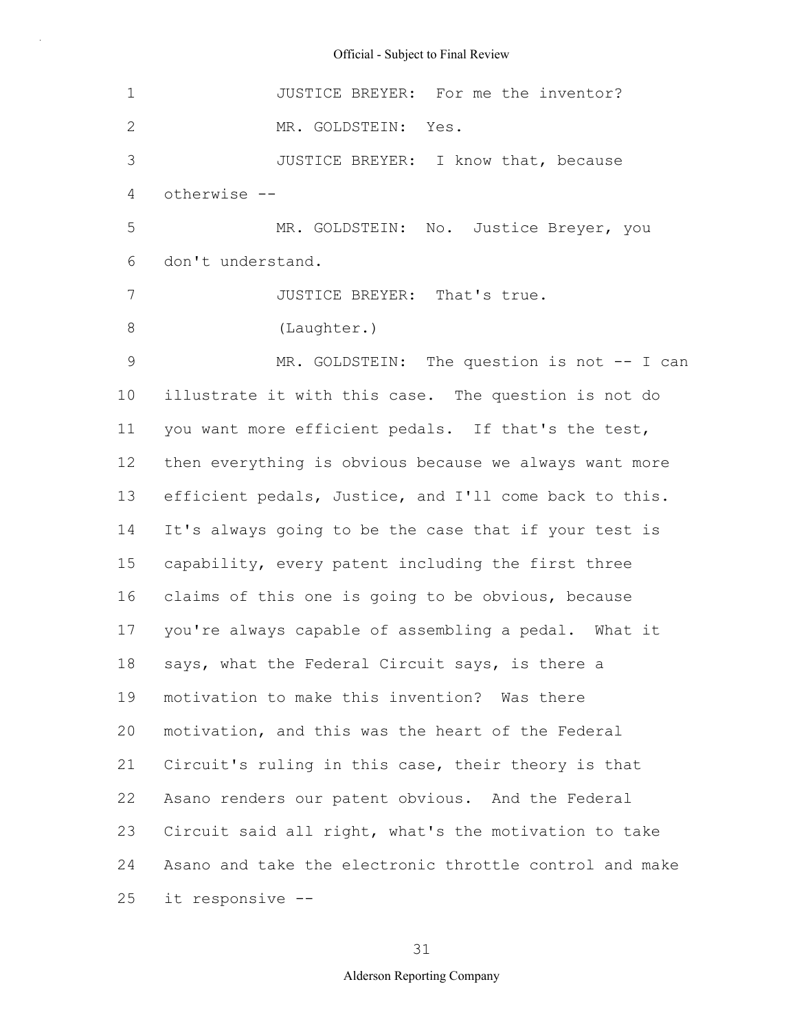JUSTICE BREYER: For me the inventor?

MR. GOLDSTEIN: Yes.

JUSTICE BREYER: I know that, because otherwise --

MR. GOLDSTEIN: No. Justice Breyer, you don't understand.

JUSTICE BREYER: That's true.

(Laughter.)

MR. GOLDSTEIN: The question is not -- I can illustrate it with this case. The question is not do you want more efficient pedals. If that's the test, then everything is obvious because we always want more efficient pedals, Justice, and I'll come back to this. It's always going to be the case that if your test is capability, every patent including the first three claims of this one is going to be obvious, because you're always capable of assembling a pedal. What it says, what the Federal Circuit says, is there a motivation to make this invention? Was there motivation, and this was the heart of the Federal Circuit's ruling in this case, their theory is that Asano renders our patent obvious. And the Federal Circuit said all right, what's the motivation to take Asano and take the electronic throttle control and make it responsive --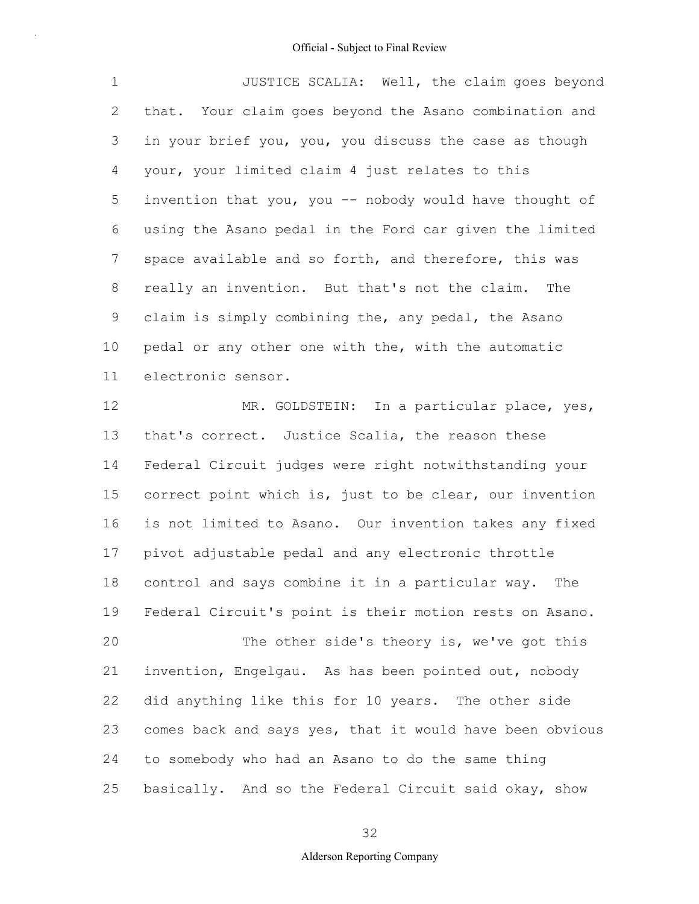JUSTICE SCALIA: Well, the claim goes beyond that. Your claim goes beyond the Asano combination and in your brief you, you, you discuss the case as though your, your limited claim 4 just relates to this invention that you, you -- nobody would have thought of using the Asano pedal in the Ford car given the limited space available and so forth, and therefore, this was really an invention. But that's not the claim. The claim is simply combining the, any pedal, the Asano pedal or any other one with the, with the automatic electronic sensor.

MR. GOLDSTEIN: In a particular place, yes, that's correct. Justice Scalia, the reason these Federal Circuit judges were right notwithstanding your correct point which is, just to be clear, our invention is not limited to Asano. Our invention takes any fixed pivot adjustable pedal and any electronic throttle control and says combine it in a particular way. The Federal Circuit's point is their motion rests on Asano.

The other side's theory is, we've got this invention, Engelgau. As has been pointed out, nobody did anything like this for 10 years. The other side comes back and says yes, that it would have been obvious to somebody who had an Asano to do the same thing basically. And so the Federal Circuit said okay, show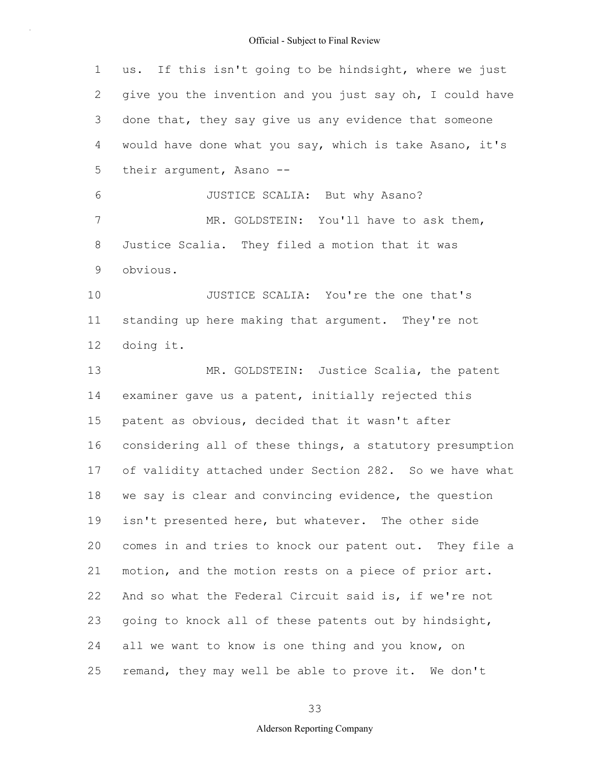us. If this isn't going to be hindsight, where we just give you the invention and you just say oh, I could have done that, they say give us any evidence that someone would have done what you say, which is take Asano, it's their argument, Asano --

JUSTICE SCALIA: But why Asano?

MR. GOLDSTEIN: You'll have to ask them, Justice Scalia. They filed a motion that it was obvious.

JUSTICE SCALIA: You're the one that's standing up here making that argument. They're not doing it.

MR. GOLDSTEIN: Justice Scalia, the patent examiner gave us a patent, initially rejected this patent as obvious, decided that it wasn't after considering all of these things, a statutory presumption of validity attached under Section 282. So we have what we say is clear and convincing evidence, the question isn't presented here, but whatever. The other side comes in and tries to knock our patent out. They file a motion, and the motion rests on a piece of prior art. And so what the Federal Circuit said is, if we're not going to knock all of these patents out by hindsight, all we want to know is one thing and you know, on remand, they may well be able to prove it. We don't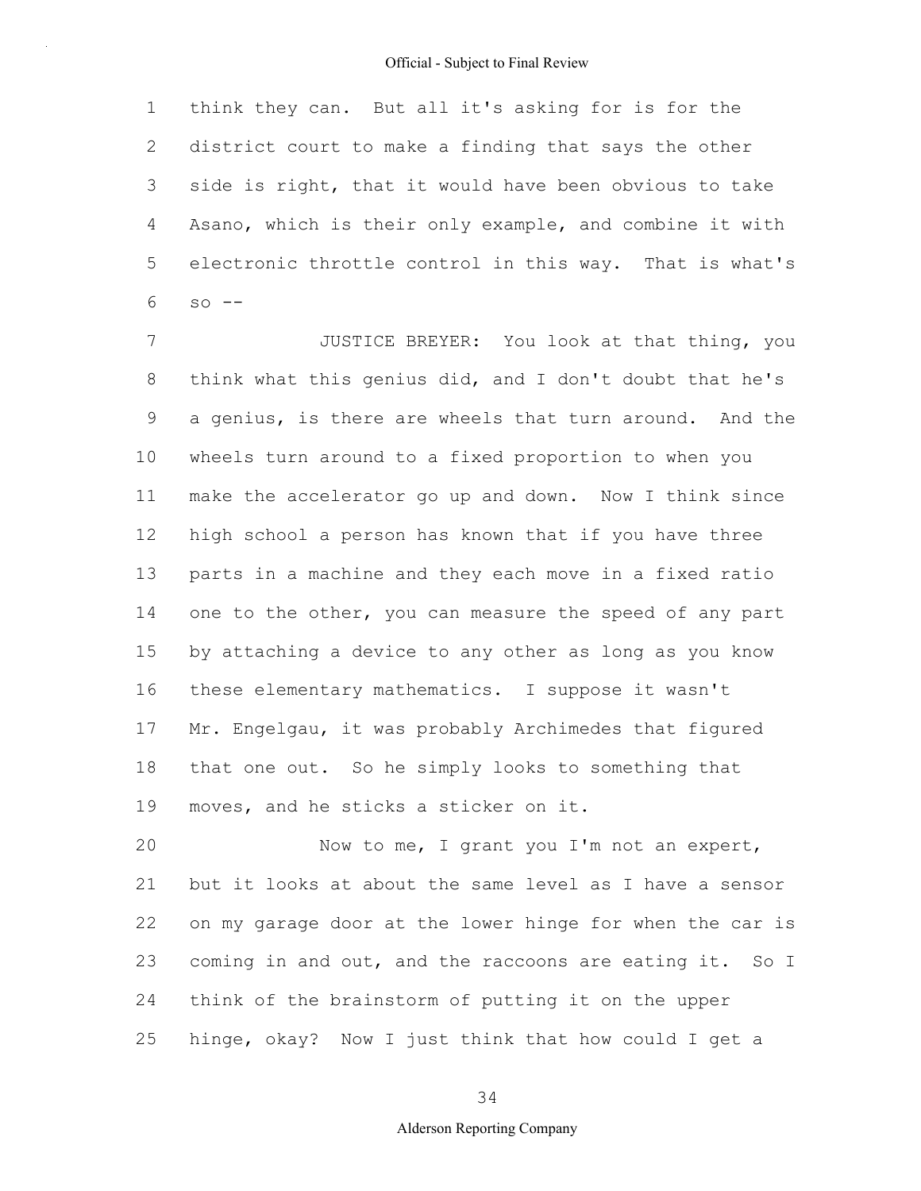think they can. But all it's asking for is for the district court to make a finding that says the other side is right, that it would have been obvious to take Asano, which is their only example, and combine it with electronic throttle control in this way. That is what's so --

JUSTICE BREYER: You look at that thing, you think what this genius did, and I don't doubt that he's a genius, is there are wheels that turn around. And the wheels turn around to a fixed proportion to when you make the accelerator go up and down. Now I think since high school a person has known that if you have three parts in a machine and they each move in a fixed ratio one to the other, you can measure the speed of any part by attaching a device to any other as long as you know these elementary mathematics. I suppose it wasn't Mr. Engelgau, it was probably Archimedes that figured that one out. So he simply looks to something that moves, and he sticks a sticker on it.

Now to me, I grant you I'm not an expert, but it looks at about the same level as I have a sensor on my garage door at the lower hinge for when the car is coming in and out, and the raccoons are eating it. So I think of the brainstorm of putting it on the upper hinge, okay? Now I just think that how could I get a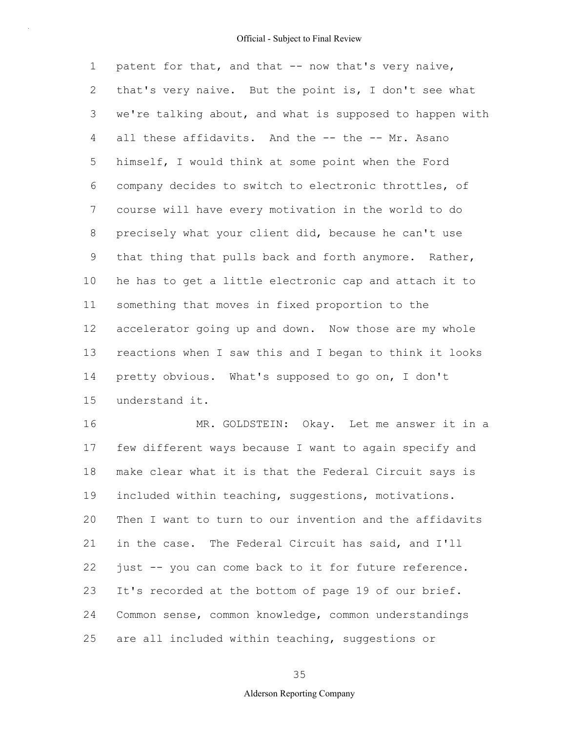patent for that, and that -- now that's very naive, that's very naive. But the point is, I don't see what we're talking about, and what is supposed to happen with all these affidavits. And the -- the -- Mr. Asano himself, I would think at some point when the Ford company decides to switch to electronic throttles, of course will have every motivation in the world to do precisely what your client did, because he can't use that thing that pulls back and forth anymore. Rather, he has to get a little electronic cap and attach it to something that moves in fixed proportion to the accelerator going up and down. Now those are my whole reactions when I saw this and I began to think it looks pretty obvious. What's supposed to go on, I don't understand it.

MR. GOLDSTEIN: Okay. Let me answer it in a few different ways because I want to again specify and make clear what it is that the Federal Circuit says is included within teaching, suggestions, motivations. Then I want to turn to our invention and the affidavits in the case. The Federal Circuit has said, and I'll just -- you can come back to it for future reference. It's recorded at the bottom of page 19 of our brief. Common sense, common knowledge, common understandings are all included within teaching, suggestions or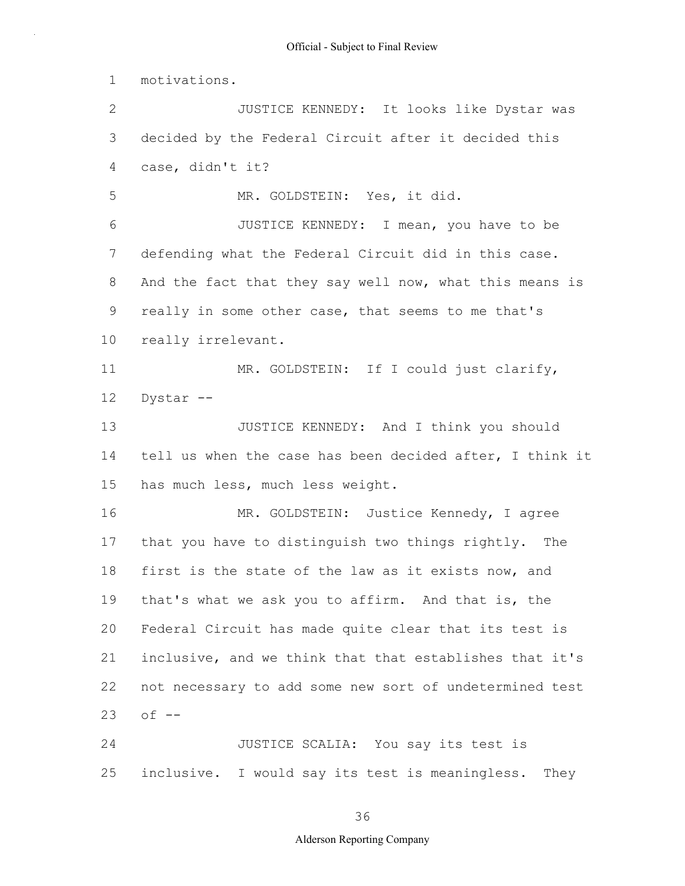motivations.

JUSTICE KENNEDY: It looks like Dystar was decided by the Federal Circuit after it decided this case, didn't it?

MR. GOLDSTEIN: Yes, it did.

JUSTICE KENNEDY: I mean, you have to be defending what the Federal Circuit did in this case. And the fact that they say well now, what this means is really in some other case, that seems to me that's really irrelevant.

MR. GOLDSTEIN: If I could just clarify, Dystar --

JUSTICE KENNEDY: And I think you should tell us when the case has been decided after, I think it has much less, much less weight.

MR. GOLDSTEIN: Justice Kennedy, I agree that you have to distinguish two things rightly. The first is the state of the law as it exists now, and that's what we ask you to affirm. And that is, the Federal Circuit has made quite clear that its test is inclusive, and we think that that establishes that it's not necessary to add some new sort of undetermined test of --

JUSTICE SCALIA: You say its test is inclusive. I would say its test is meaningless. They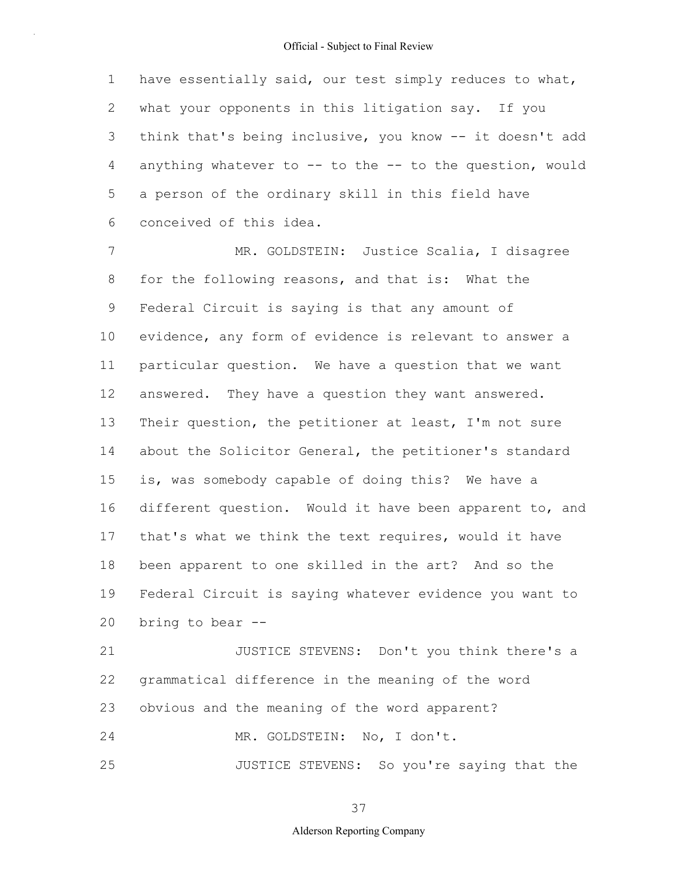have essentially said, our test simply reduces to what, what your opponents in this litigation say. If you think that's being inclusive, you know -- it doesn't add anything whatever to -- to the -- to the question, would a person of the ordinary skill in this field have conceived of this idea.

MR. GOLDSTEIN: Justice Scalia, I disagree for the following reasons, and that is: What the Federal Circuit is saying is that any amount of evidence, any form of evidence is relevant to answer a particular question. We have a question that we want answered. They have a question they want answered. Their question, the petitioner at least, I'm not sure about the Solicitor General, the petitioner's standard is, was somebody capable of doing this? We have a different question. Would it have been apparent to, and that's what we think the text requires, would it have been apparent to one skilled in the art? And so the Federal Circuit is saying whatever evidence you want to bring to bear --

JUSTICE STEVENS: Don't you think there's a grammatical difference in the meaning of the word obvious and the meaning of the word apparent?

MR. GOLDSTEIN: No, I don't.

JUSTICE STEVENS: So you're saying that the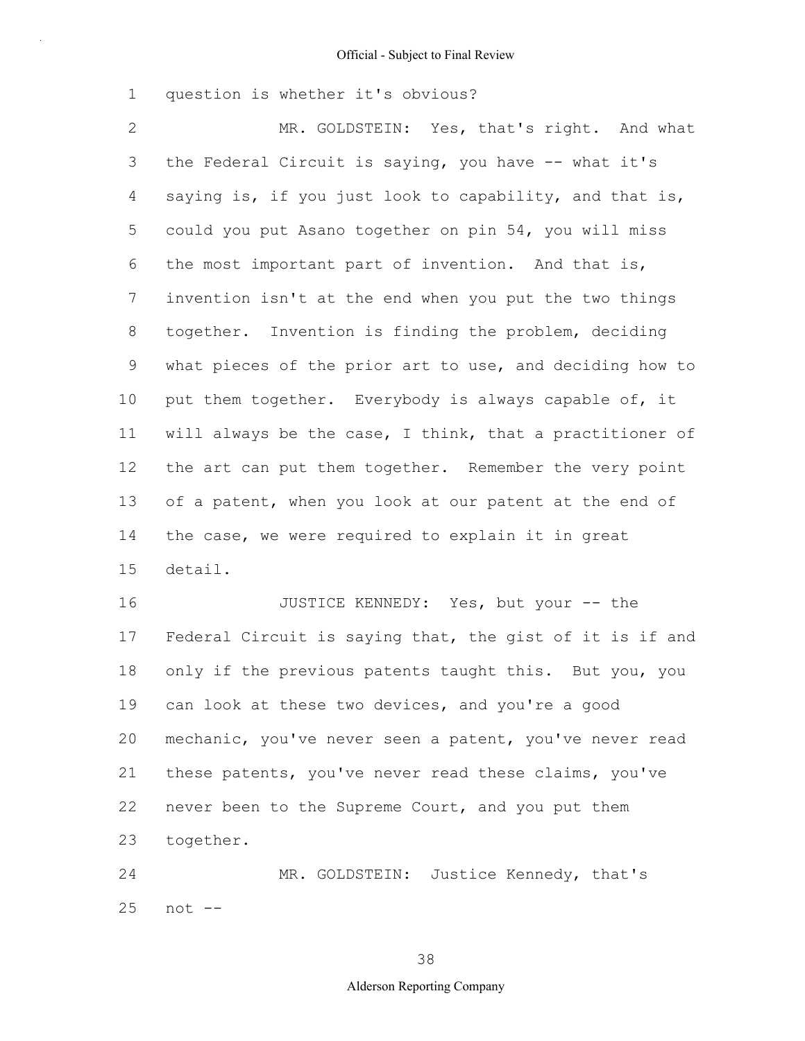question is whether it's obvious?

MR. GOLDSTEIN: Yes, that's right. And what the Federal Circuit is saying, you have -- what it's saying is, if you just look to capability, and that is, could you put Asano together on pin 54, you will miss the most important part of invention. And that is, invention isn't at the end when you put the two things together. Invention is finding the problem, deciding what pieces of the prior art to use, and deciding how to put them together. Everybody is always capable of, it will always be the case, I think, that a practitioner of the art can put them together. Remember the very point of a patent, when you look at our patent at the end of the case, we were required to explain it in great detail.

JUSTICE KENNEDY: Yes, but your -- the Federal Circuit is saying that, the gist of it is if and only if the previous patents taught this. But you, you can look at these two devices, and you're a good mechanic, you've never seen a patent, you've never read these patents, you've never read these claims, you've never been to the Supreme Court, and you put them together.

MR. GOLDSTEIN: Justice Kennedy, that's not --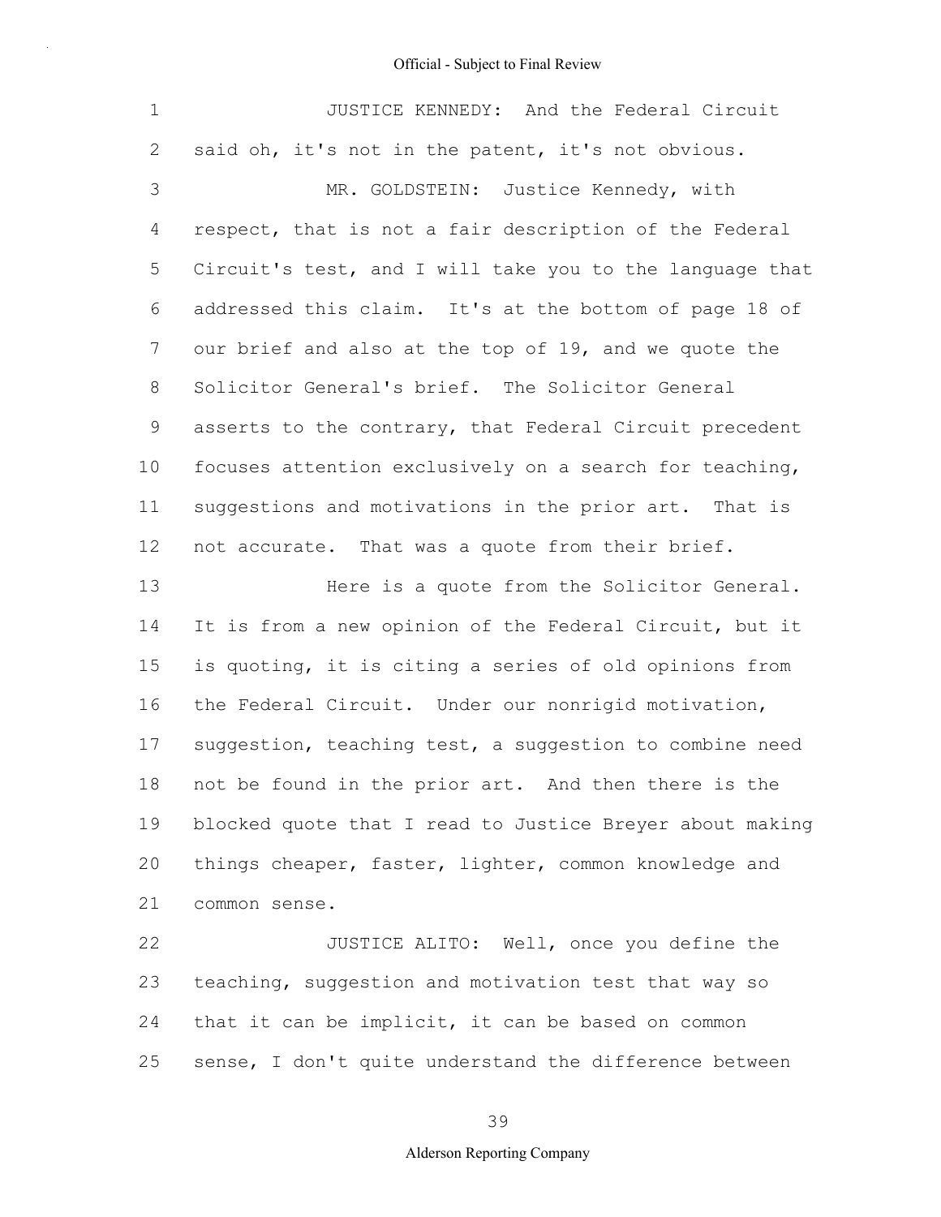JUSTICE KENNEDY: And the Federal Circuit said oh, it's not in the patent, it's not obvious.

MR. GOLDSTEIN: Justice Kennedy, with respect, that is not a fair description of the Federal Circuit's test, and I will take you to the language that addressed this claim. It's at the bottom of page 18 of our brief and also at the top of 19, and we quote the Solicitor General's brief. The Solicitor General asserts to the contrary, that Federal Circuit precedent focuses attention exclusively on a search for teaching, suggestions and motivations in the prior art. That is not accurate. That was a quote from their brief.

Here is a quote from the Solicitor General. It is from a new opinion of the Federal Circuit, but it is quoting, it is citing a series of old opinions from the Federal Circuit. Under our nonrigid motivation, suggestion, teaching test, a suggestion to combine need not be found in the prior art. And then there is the blocked quote that I read to Justice Breyer about making things cheaper, faster, lighter, common knowledge and common sense.

JUSTICE ALITO: Well, once you define the teaching, suggestion and motivation test that way so that it can be implicit, it can be based on common sense, I don't quite understand the difference between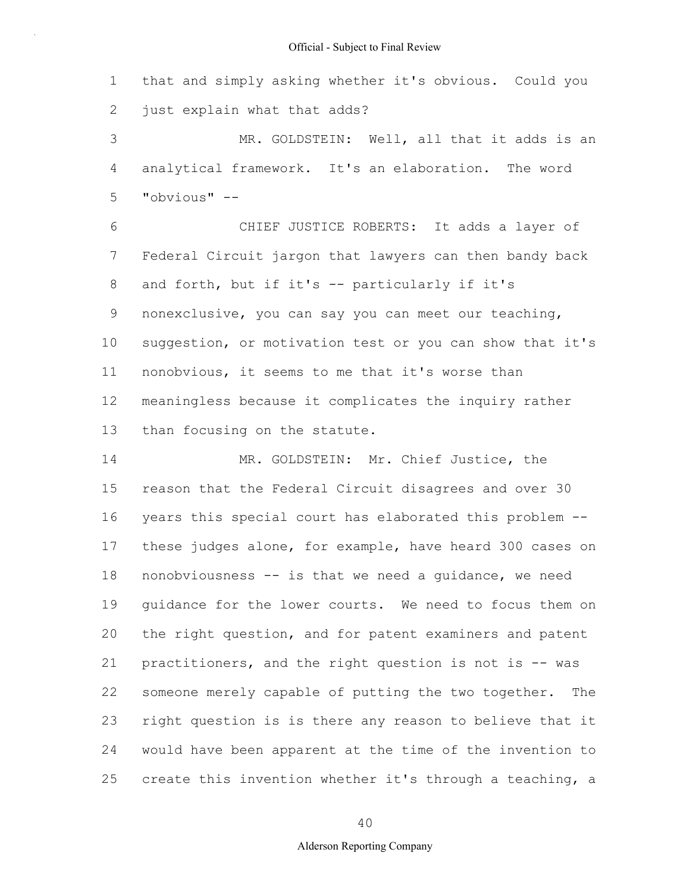that and simply asking whether it's obvious. Could you just explain what that adds?

MR. GOLDSTEIN: Well, all that it adds is an analytical framework. It's an elaboration. The word "obvious" --

CHIEF JUSTICE ROBERTS: It adds a layer of Federal Circuit jargon that lawyers can then bandy back and forth, but if it's -- particularly if it's nonexclusive, you can say you can meet our teaching, suggestion, or motivation test or you can show that it's nonobvious, it seems to me that it's worse than meaningless because it complicates the inquiry rather than focusing on the statute.

MR. GOLDSTEIN: Mr. Chief Justice, the reason that the Federal Circuit disagrees and over 30 years this special court has elaborated this problem -- these judges alone, for example, have heard 300 cases on nonobviousness -- is that we need a guidance, we need guidance for the lower courts. We need to focus them on the right question, and for patent examiners and patent practitioners, and the right question is not is -- was someone merely capable of putting the two together. The right question is is there any reason to believe that it would have been apparent at the time of the invention to create this invention whether it's through a teaching, a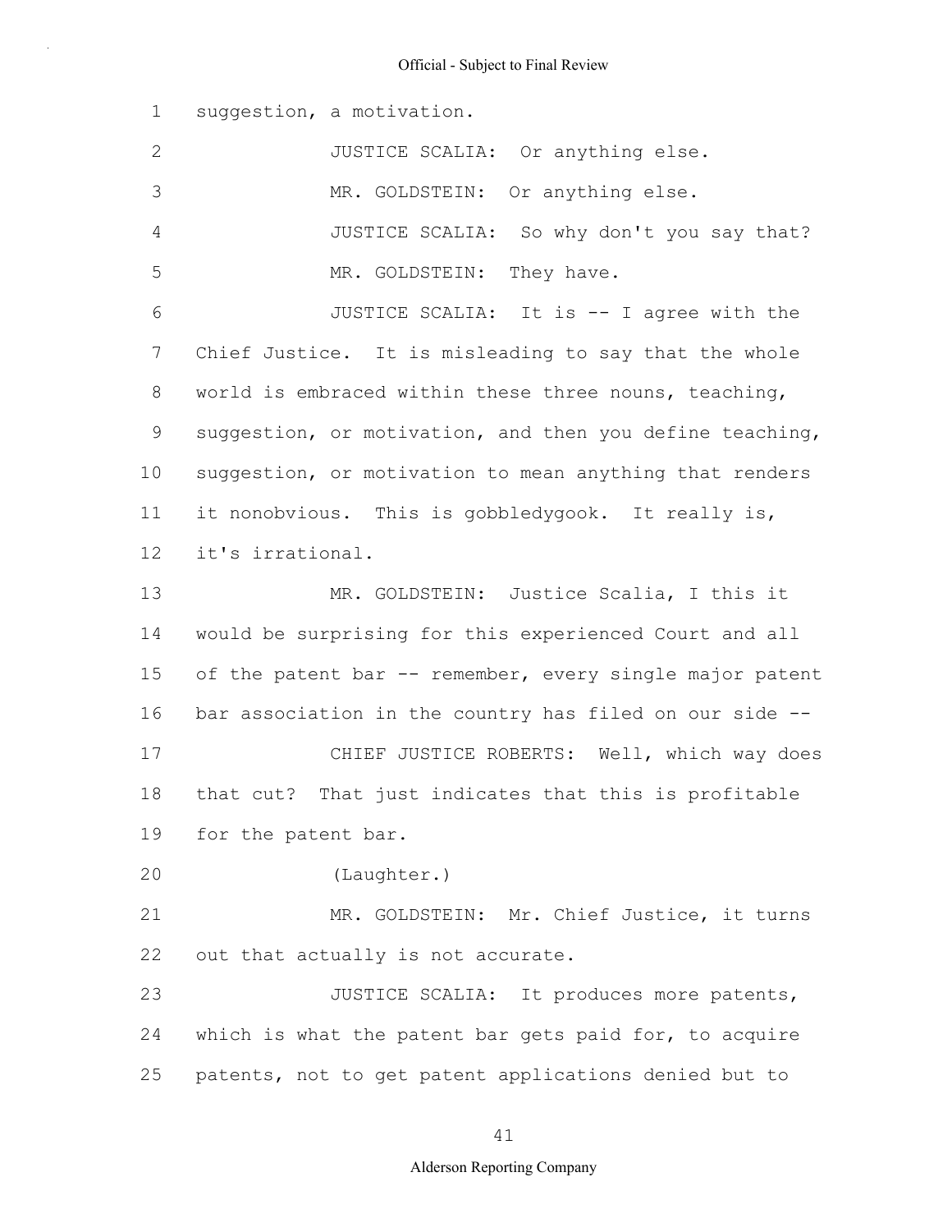suggestion, a motivation.

JUSTICE SCALIA: Or anything else.

MR. GOLDSTEIN: Or anything else.

JUSTICE SCALIA: So why don't you say that?

MR. GOLDSTEIN: They have.

JUSTICE SCALIA: It is -- I agree with the Chief Justice. It is misleading to say that the whole world is embraced within these three nouns, teaching, suggestion, or motivation, and then you define teaching, suggestion, or motivation to mean anything that renders it nonobvious. This is gobbledygook. It really is, it's irrational.

MR. GOLDSTEIN: Justice Scalia, I this it would be surprising for this experienced Court and all of the patent bar -- remember, every single major patent bar association in the country has filed on our side --

CHIEF JUSTICE ROBERTS: Well, which way does that cut? That just indicates that this is profitable for the patent bar.

(Laughter.)

MR. GOLDSTEIN: Mr. Chief Justice, it turns out that actually is not accurate.

JUSTICE SCALIA: It produces more patents, which is what the patent bar gets paid for, to acquire patents, not to get patent applications denied but to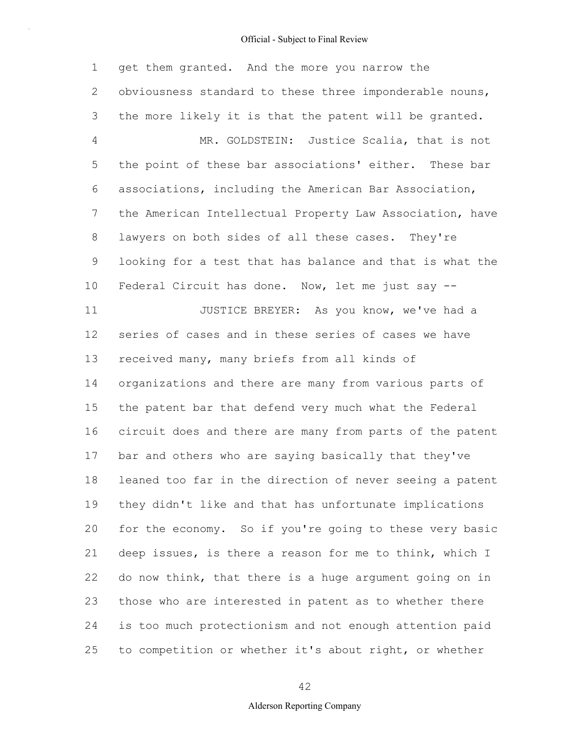get them granted. And the more you narrow the obviousness standard to these three imponderable nouns, the more likely it is that the patent will be granted.

MR. GOLDSTEIN: Justice Scalia, that is not the point of these bar associations' either. These bar associations, including the American Bar Association, the American Intellectual Property Law Association, have lawyers on both sides of all these cases. They're looking for a test that has balance and that is what the Federal Circuit has done. Now, let me just say --

JUSTICE BREYER: As you know, we've had a series of cases and in these series of cases we have received many, many briefs from all kinds of organizations and there are many from various parts of the patent bar that defend very much what the Federal circuit does and there are many from parts of the patent bar and others who are saying basically that they've leaned too far in the direction of never seeing a patent they didn't like and that has unfortunate implications for the economy. So if you're going to these very basic deep issues, is there a reason for me to think, which I do now think, that there is a huge argument going on in those who are interested in patent as to whether there is too much protectionism and not enough attention paid to competition or whether it's about right, or whether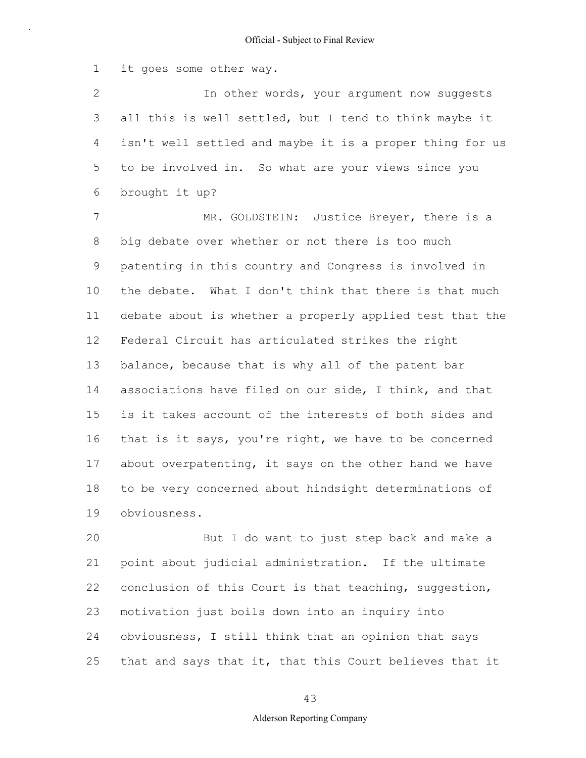it goes some other way.

In other words, your argument now suggests all this is well settled, but I tend to think maybe it isn't well settled and maybe it is a proper thing for us to be involved in. So what are your views since you brought it up?

MR. GOLDSTEIN: Justice Breyer, there is a big debate over whether or not there is too much patenting in this country and Congress is involved in the debate. What I don't think that there is that much debate about is whether a properly applied test that the Federal Circuit has articulated strikes the right balance, because that is why all of the patent bar associations have filed on our side, I think, and that is it takes account of the interests of both sides and that is it says, you're right, we have to be concerned about overpatenting, it says on the other hand we have to be very concerned about hindsight determinations of obviousness.

But I do want to just step back and make a point about judicial administration. If the ultimate conclusion of this Court is that teaching, suggestion, motivation just boils down into an inquiry into obviousness, I still think that an opinion that says that and says that it, that this Court believes that it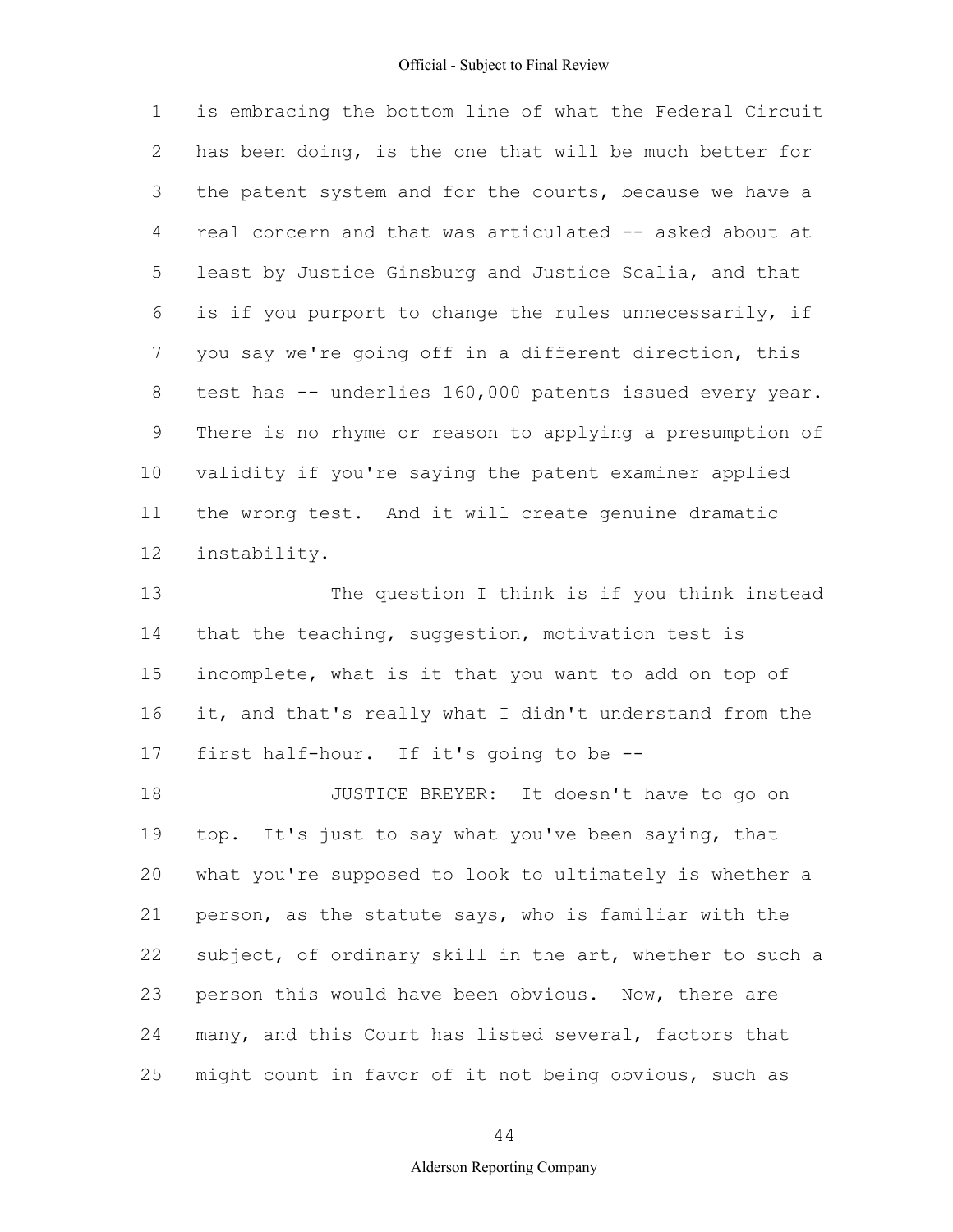is embracing the bottom line of what the Federal Circuit has been doing, is the one that will be much better for the patent system and for the courts, because we have a real concern and that was articulated -- asked about at least by Justice Ginsburg and Justice Scalia, and that is if you purport to change the rules unnecessarily, if you say we're going off in a different direction, this test has -- underlies 160,000 patents issued every year. There is no rhyme or reason to applying a presumption of validity if you're saying the patent examiner applied the wrong test. And it will create genuine dramatic instability.

The question I think is if you think instead that the teaching, suggestion, motivation test is incomplete, what is it that you want to add on top of it, and that's really what I didn't understand from the first half-hour. If it's going to be --

JUSTICE BREYER: It doesn't have to go on top. It's just to say what you've been saying, that what you're supposed to look to ultimately is whether a person, as the statute says, who is familiar with the subject, of ordinary skill in the art, whether to such a person this would have been obvious. Now, there are many, and this Court has listed several, factors that might count in favor of it not being obvious, such as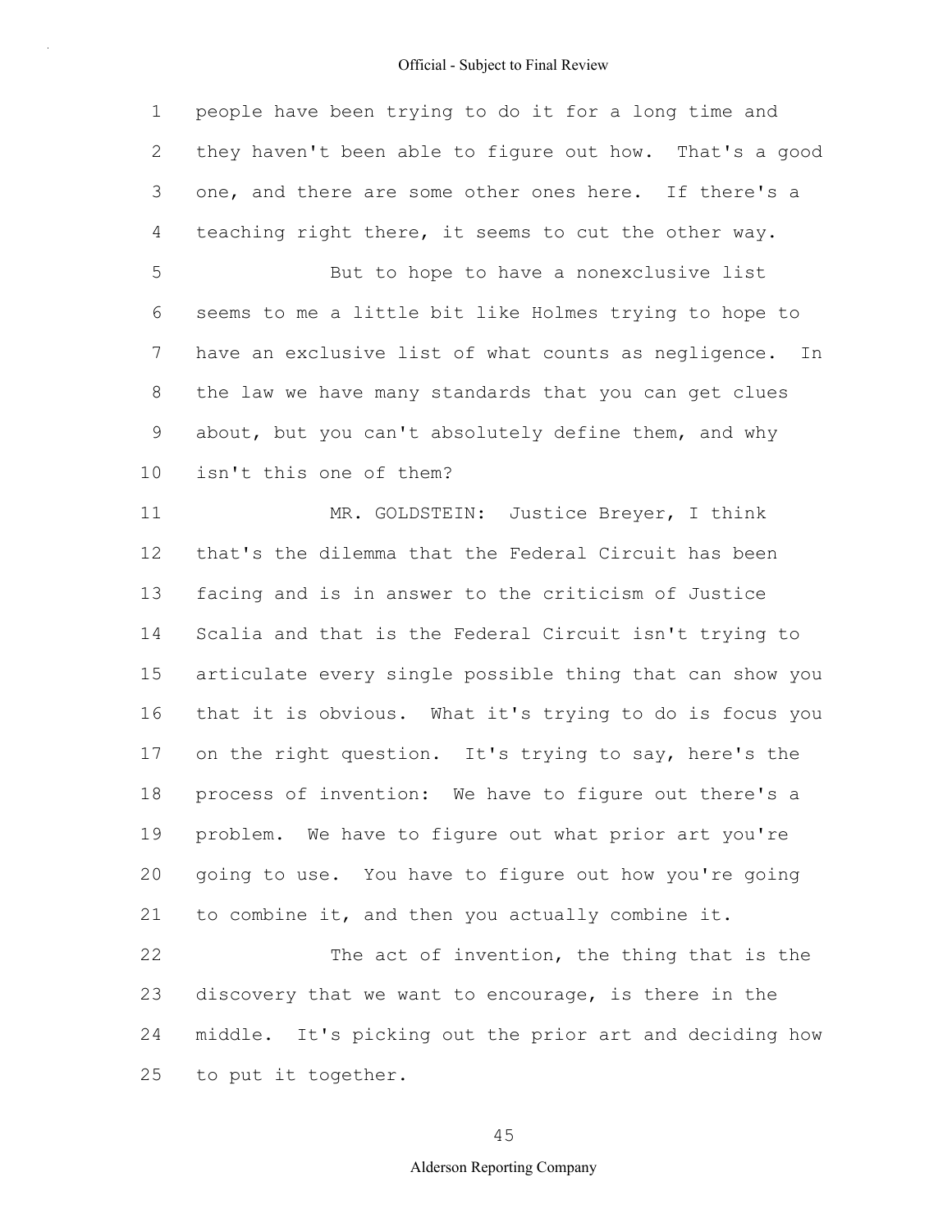people have been trying to do it for a long time and they haven't been able to figure out how. That's a good one, and there are some other ones here. If there's a teaching right there, it seems to cut the other way.

But to hope to have a nonexclusive list seems to me a little bit like Holmes trying to hope to have an exclusive list of what counts as negligence. In the law we have many standards that you can get clues about, but you can't absolutely define them, and why isn't this one of them?

MR. GOLDSTEIN: Justice Breyer, I think that's the dilemma that the Federal Circuit has been facing and is in answer to the criticism of Justice Scalia and that is the Federal Circuit isn't trying to articulate every single possible thing that can show you that it is obvious. What it's trying to do is focus you on the right question. It's trying to say, here's the process of invention: We have to figure out there's a problem. We have to figure out what prior art you're going to use. You have to figure out how you're going to combine it, and then you actually combine it.

The act of invention, the thing that is the discovery that we want to encourage, is there in the middle. It's picking out the prior art and deciding how to put it together.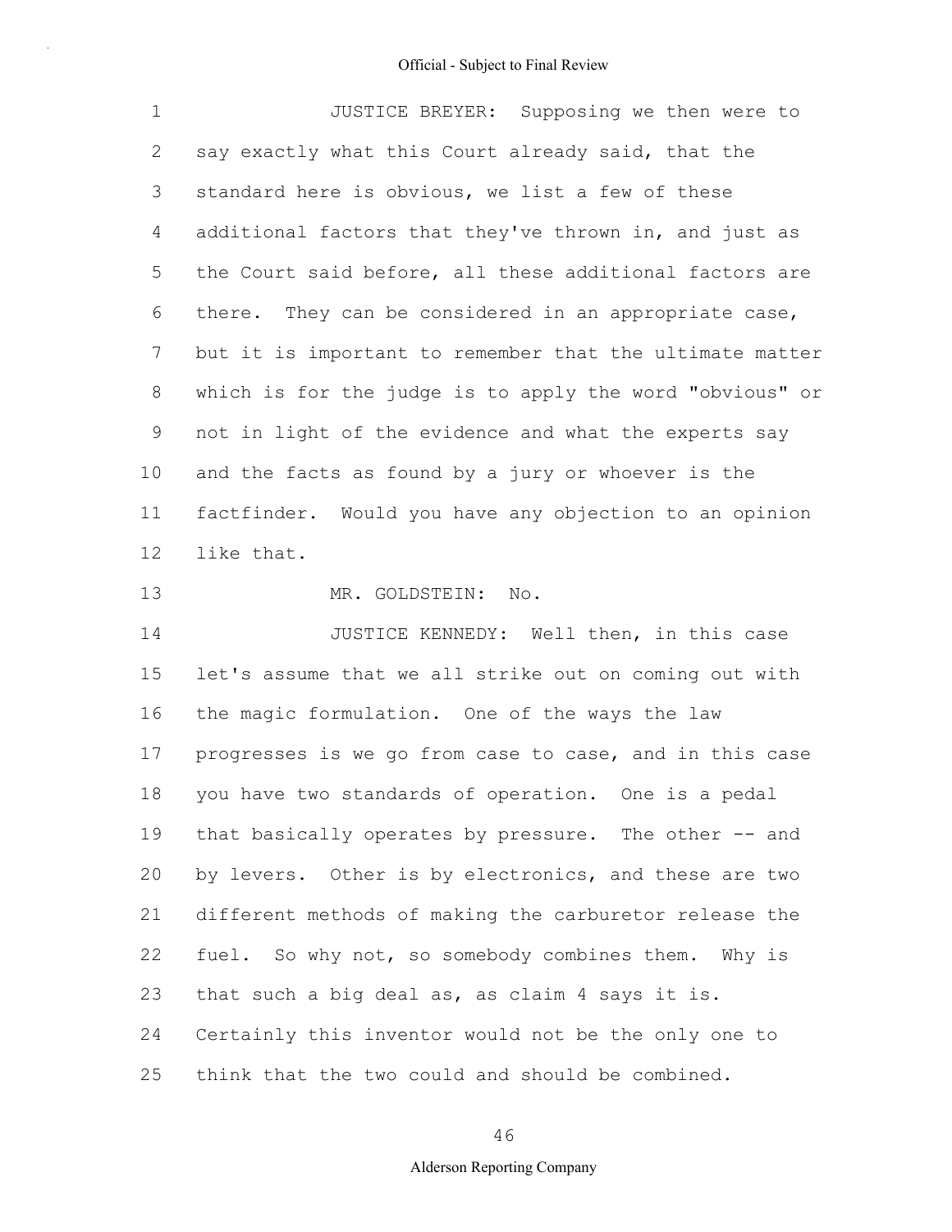JUSTICE BREYER: Supposing we then were to say exactly what this Court already said, that the standard here is obvious, we list a few of these additional factors that they've thrown in, and just as the Court said before, all these additional factors are there. They can be considered in an appropriate case, but it is important to remember that the ultimate matter which is for the judge is to apply the word "obvious" or not in light of the evidence and what the experts say and the facts as found by a jury or whoever is the factfinder. Would you have any objection to an opinion like that.

MR. GOLDSTEIN: No.

JUSTICE KENNEDY: Well then, in this case let's assume that we all strike out on coming out with the magic formulation. One of the ways the law progresses is we go from case to case, and in this case you have two standards of operation. One is a pedal that basically operates by pressure. The other -- and by levers. Other is by electronics, and these are two different methods of making the carburetor release the fuel. So why not, so somebody combines them. Why is that such a big deal as, as claim 4 says it is. Certainly this inventor would not be the only one to think that the two could and should be combined.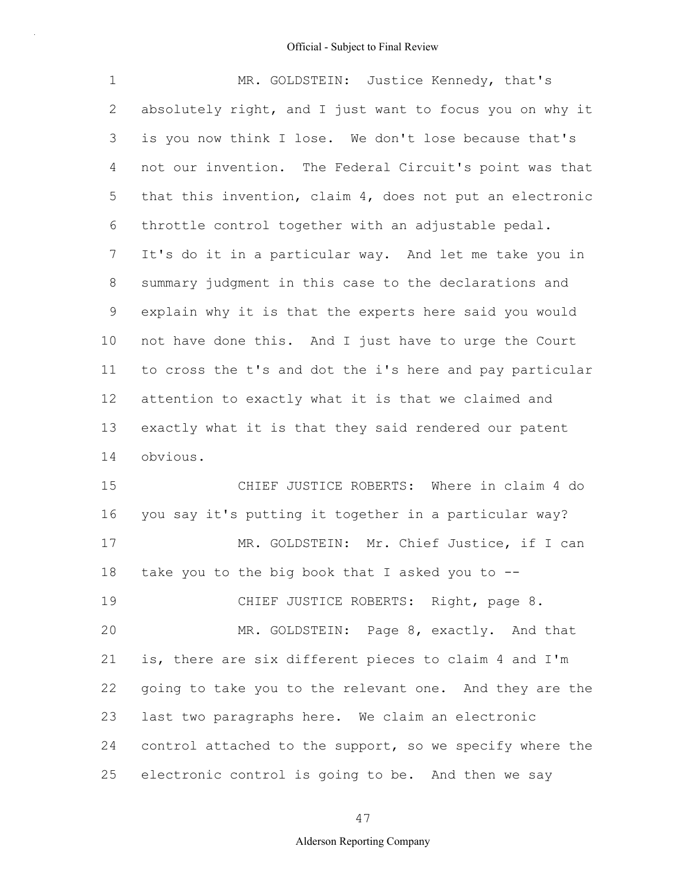MR. GOLDSTEIN: Justice Kennedy, that's absolutely right, and I just want to focus you on why it is you now think I lose. We don't lose because that's not our invention. The Federal Circuit's point was that that this invention, claim 4, does not put an electronic throttle control together with an adjustable pedal. It's do it in a particular way. And let me take you in summary judgment in this case to the declarations and explain why it is that the experts here said you would not have done this. And I just have to urge the Court to cross the t's and dot the i's here and pay particular attention to exactly what it is that we claimed and exactly what it is that they said rendered our patent obvious.

CHIEF JUSTICE ROBERTS: Where in claim 4 do you say it's putting it together in a particular way?

MR. GOLDSTEIN: Mr. Chief Justice, if I can take you to the big book that I asked you to --

CHIEF JUSTICE ROBERTS: Right, page 8.

MR. GOLDSTEIN: Page 8, exactly. And that is, there are six different pieces to claim 4 and I'm going to take you to the relevant one. And they are the last two paragraphs here. We claim an electronic control attached to the support, so we specify where the electronic control is going to be. And then we say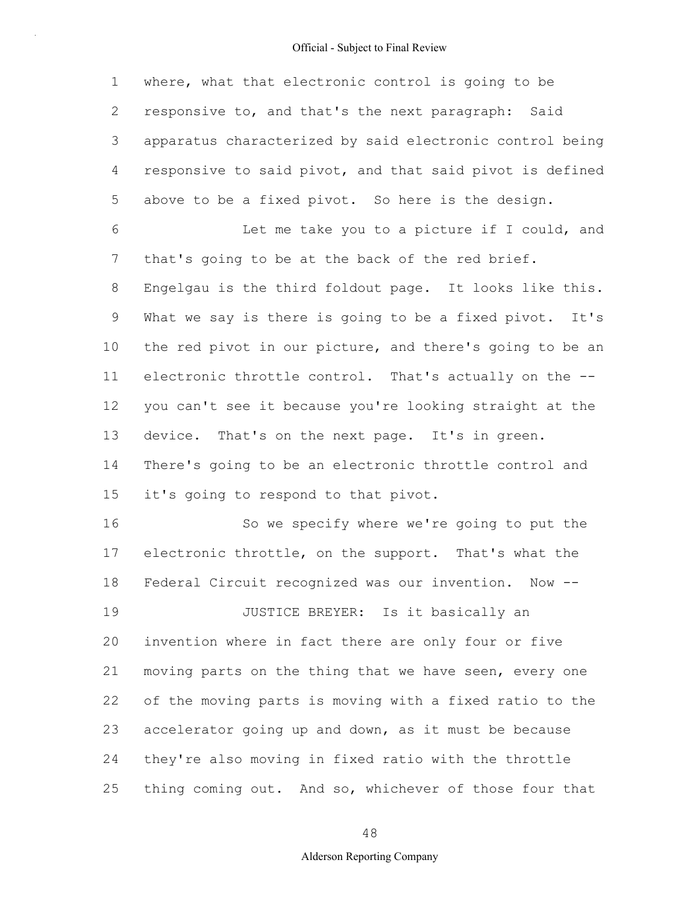where, what that electronic control is going to be responsive to, and that's the next paragraph: Said apparatus characterized by said electronic control being responsive to said pivot, and that said pivot is defined above to be a fixed pivot. So here is the design.

Let me take you to a picture if I could, and that's going to be at the back of the red brief. Engelgau is the third foldout page. It looks like this. What we say is there is going to be a fixed pivot. It's the red pivot in our picture, and there's going to be an electronic throttle control. That's actually on the -- you can't see it because you're looking straight at the device. That's on the next page. It's in green. There's going to be an electronic throttle control and it's going to respond to that pivot.

So we specify where we're going to put the electronic throttle, on the support. That's what the Federal Circuit recognized was our invention. Now --

JUSTICE BREYER: Is it basically an invention where in fact there are only four or five moving parts on the thing that we have seen, every one of the moving parts is moving with a fixed ratio to the accelerator going up and down, as it must be because they're also moving in fixed ratio with the throttle thing coming out. And so, whichever of those four that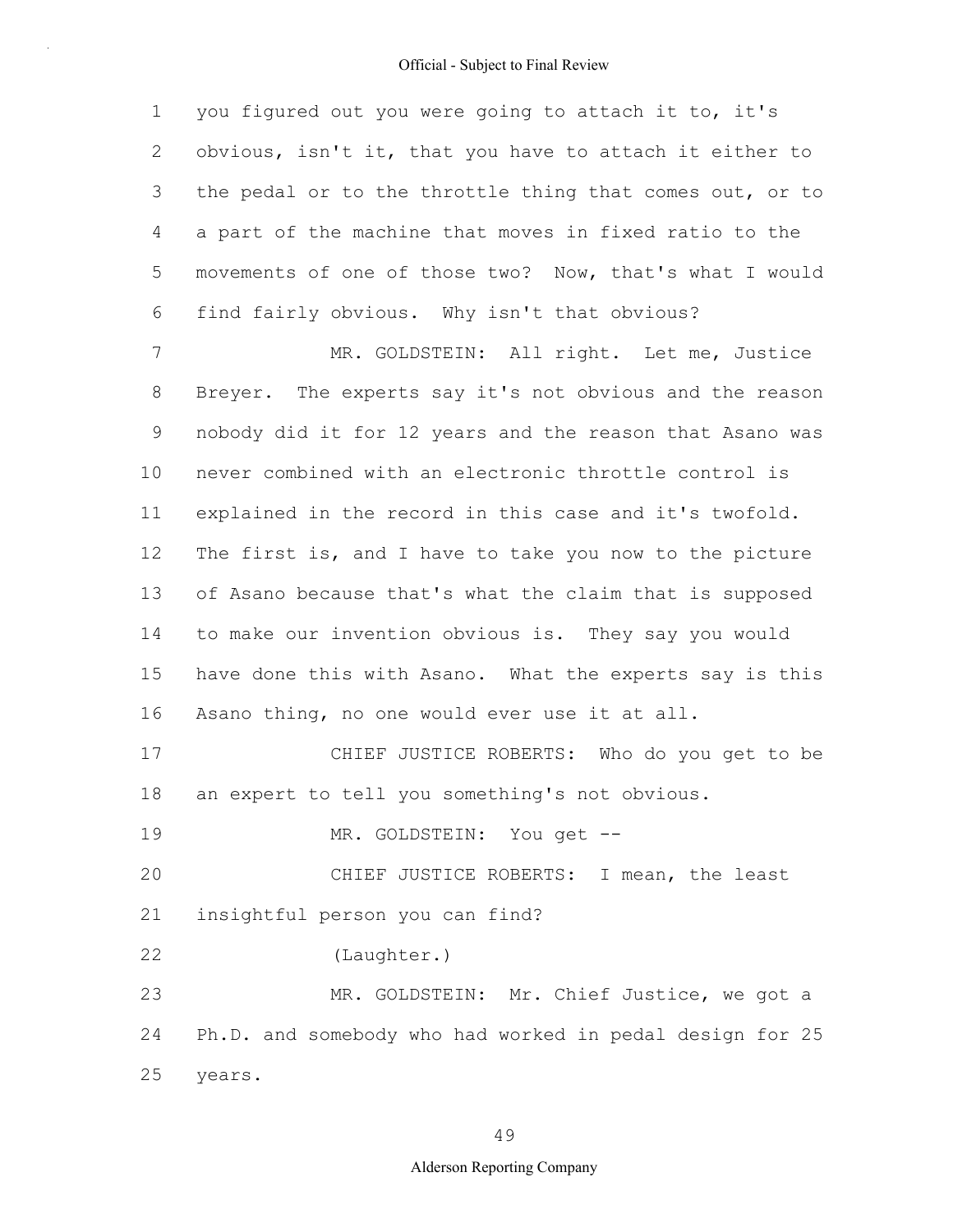you figured out you were going to attach it to, it's obvious, isn't it, that you have to attach it either to the pedal or to the throttle thing that comes out, or to a part of the machine that moves in fixed ratio to the movements of one of those two? Now, that's what I would find fairly obvious. Why isn't that obvious?

MR. GOLDSTEIN: All right. Let me, Justice Breyer. The experts say it's not obvious and the reason nobody did it for 12 years and the reason that Asano was never combined with an electronic throttle control is explained in the record in this case and it's twofold. The first is, and I have to take you now to the picture of Asano because that's what the claim that is supposed to make our invention obvious is. They say you would have done this with Asano. What the experts say is this Asano thing, no one would ever use it at all.

CHIEF JUSTICE ROBERTS: Who do you get to be an expert to tell you something's not obvious.

MR. GOLDSTEIN: You get --

CHIEF JUSTICE ROBERTS: I mean, the least insightful person you can find?

(Laughter.)

MR. GOLDSTEIN: Mr. Chief Justice, we got a Ph.D. and somebody who had worked in pedal design for 25 years.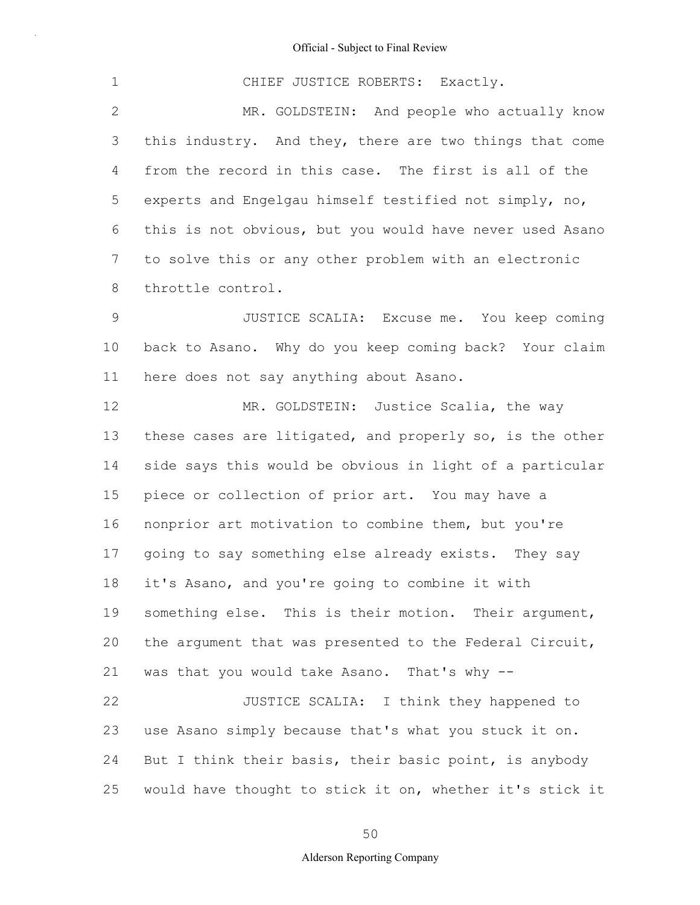CHIEF JUSTICE ROBERTS: Exactly.

MR. GOLDSTEIN: And people who actually know this industry. And they, there are two things that come from the record in this case. The first is all of the experts and Engelgau himself testified not simply, no, this is not obvious, but you would have never used Asano to solve this or any other problem with an electronic throttle control.

JUSTICE SCALIA: Excuse me. You keep coming back to Asano. Why do you keep coming back? Your claim here does not say anything about Asano.

MR. GOLDSTEIN: Justice Scalia, the way these cases are litigated, and properly so, is the other side says this would be obvious in light of a particular piece or collection of prior art. You may have a nonprior art motivation to combine them, but you're going to say something else already exists. They say it's Asano, and you're going to combine it with something else. This is their motion. Their argument, the argument that was presented to the Federal Circuit, was that you would take Asano. That's why --

JUSTICE SCALIA: I think they happened to use Asano simply because that's what you stuck it on. But I think their basis, their basic point, is anybody would have thought to stick it on, whether it's stick it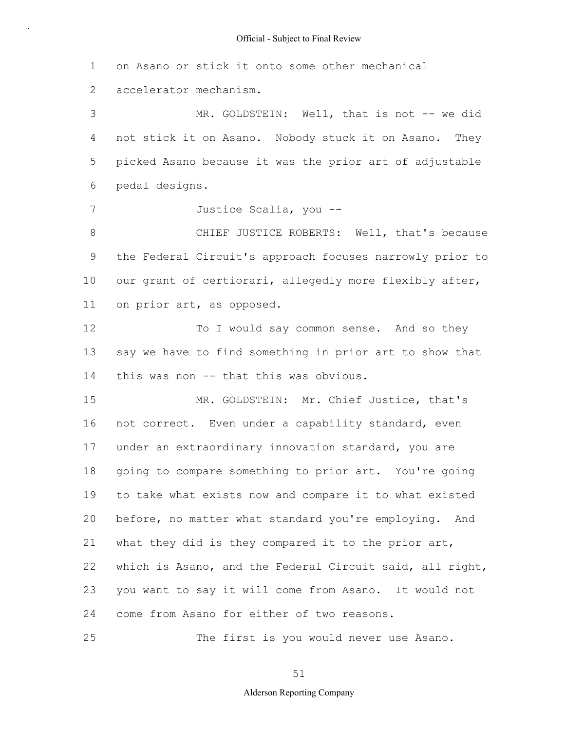on Asano or stick it onto some other mechanical accelerator mechanism.

MR. GOLDSTEIN: Well, that is not -- we did not stick it on Asano. Nobody stuck it on Asano. They picked Asano because it was the prior art of adjustable pedal designs.

Justice Scalia, you --

CHIEF JUSTICE ROBERTS: Well, that's because the Federal Circuit's approach focuses narrowly prior to our grant of certiorari, allegedly more flexibly after, on prior art, as opposed.

To I would say common sense. And so they say we have to find something in prior art to show that this was non -- that this was obvious.

MR. GOLDSTEIN: Mr. Chief Justice, that's not correct. Even under a capability standard, even under an extraordinary innovation standard, you are going to compare something to prior art. You're going to take what exists now and compare it to what existed before, no matter what standard you're employing. And what they did is they compared it to the prior art, which is Asano, and the Federal Circuit said, all right, you want to say it will come from Asano. It would not come from Asano for either of two reasons.

The first is you would never use Asano.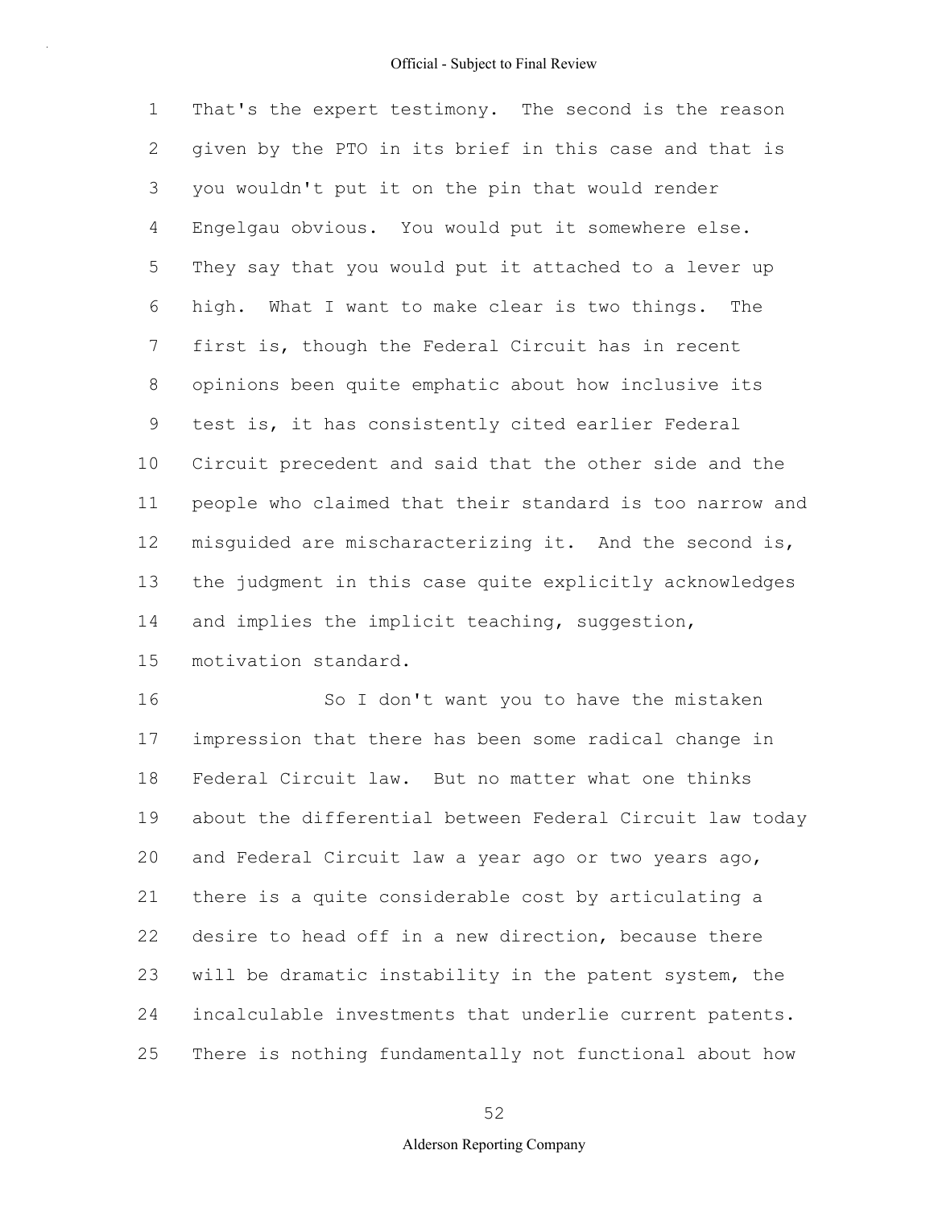That's the expert testimony. The second is the reason given by the PTO in its brief in this case and that is you wouldn't put it on the pin that would render Engelgau obvious. You would put it somewhere else. They say that you would put it attached to a lever up high. What I want to make clear is two things. The first is, though the Federal Circuit has in recent opinions been quite emphatic about how inclusive its test is, it has consistently cited earlier Federal Circuit precedent and said that the other side and the people who claimed that their standard is too narrow and misguided are mischaracterizing it. And the second is, the judgment in this case quite explicitly acknowledges and implies the implicit teaching, suggestion, motivation standard.

So I don't want you to have the mistaken impression that there has been some radical change in Federal Circuit law. But no matter what one thinks about the differential between Federal Circuit law today and Federal Circuit law a year ago or two years ago, there is a quite considerable cost by articulating a desire to head off in a new direction, because there will be dramatic instability in the patent system, the incalculable investments that underlie current patents. There is nothing fundamentally not functional about how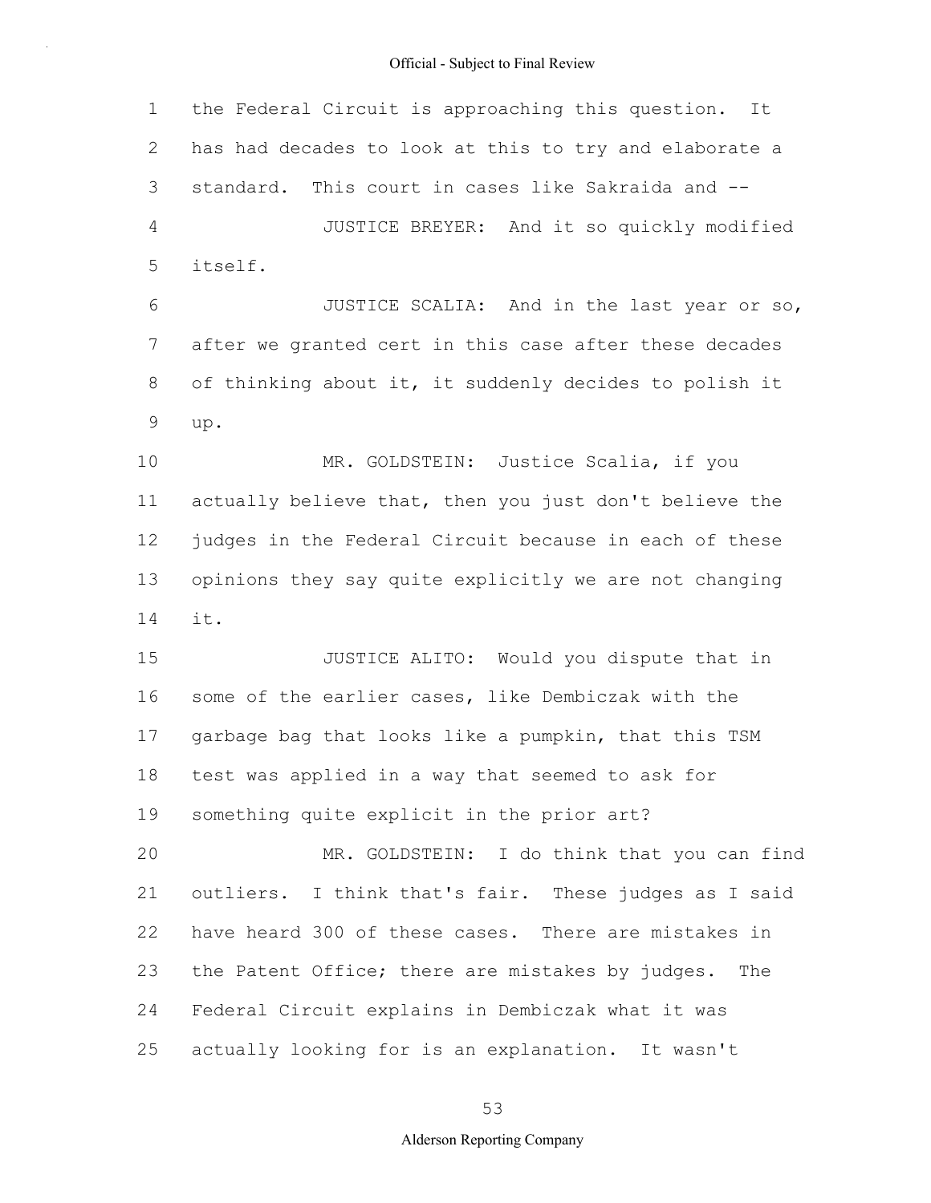the Federal Circuit is approaching this question. It has had decades to look at this to try and elaborate a standard. This court in cases like Sakraida and --

JUSTICE BREYER: And it so quickly modified itself.

JUSTICE SCALIA: And in the last year or so, after we granted cert in this case after these decades of thinking about it, it suddenly decides to polish it up.

MR. GOLDSTEIN: Justice Scalia, if you actually believe that, then you just don't believe the judges in the Federal Circuit because in each of these opinions they say quite explicitly we are not changing it.

JUSTICE ALITO: Would you dispute that in some of the earlier cases, like Dembiczak with the garbage bag that looks like a pumpkin, that this TSM test was applied in a way that seemed to ask for something quite explicit in the prior art?

MR. GOLDSTEIN: I do think that you can find outliers. I think that's fair. These judges as I said have heard 300 of these cases. There are mistakes in the Patent Office; there are mistakes by judges. The Federal Circuit explains in Dembiczak what it was actually looking for is an explanation. It wasn't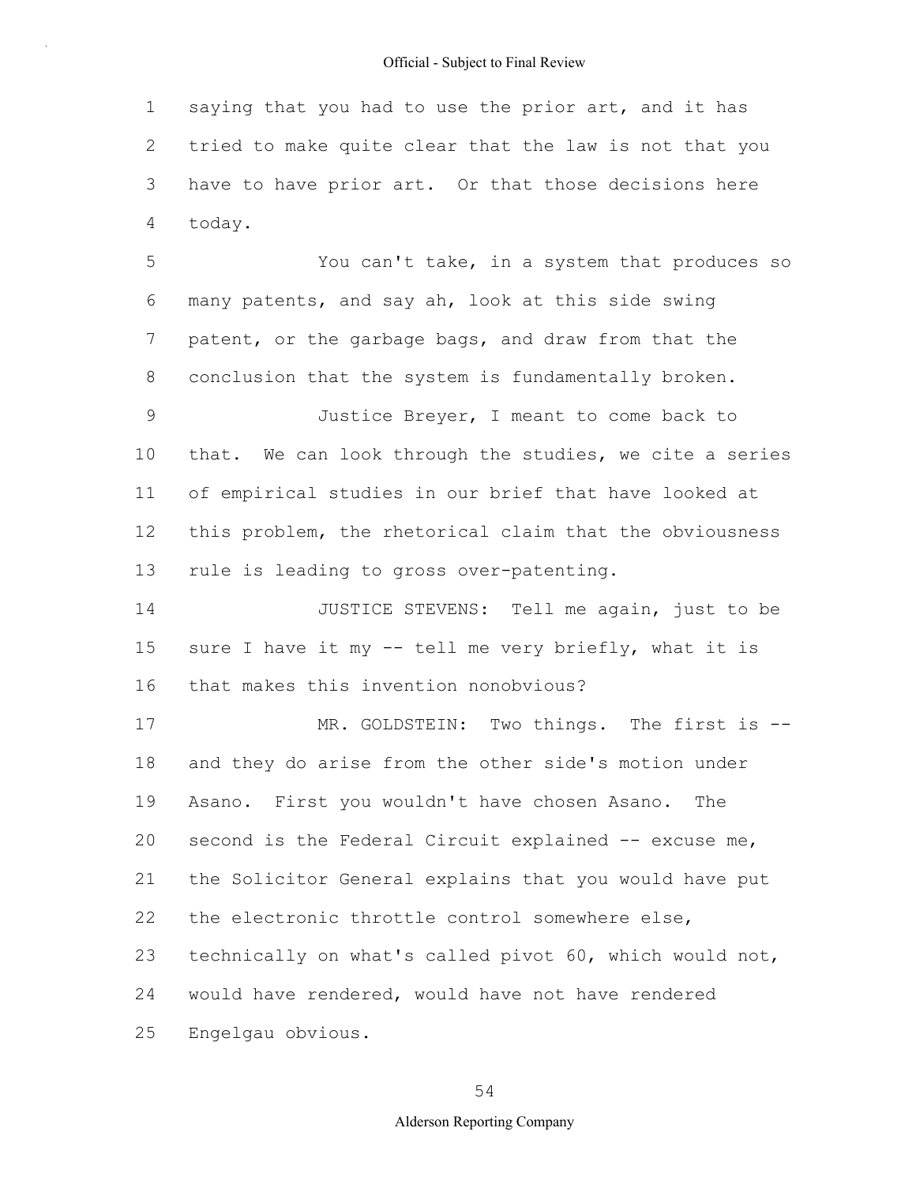saying that you had to use the prior art, and it has tried to make quite clear that the law is not that you have to have prior art. Or that those decisions here today.

You can't take, in a system that produces so many patents, and say ah, look at this side swing patent, or the garbage bags, and draw from that the conclusion that the system is fundamentally broken.

Justice Breyer, I meant to come back to that. We can look through the studies, we cite a series of empirical studies in our brief that have looked at this problem, the rhetorical claim that the obviousness rule is leading to gross over-patenting.

JUSTICE STEVENS: Tell me again, just to be sure I have it my -- tell me very briefly, what it is that makes this invention nonobvious?

MR. GOLDSTEIN: Two things. The first is -- and they do arise from the other side's motion under Asano. First you wouldn't have chosen Asano. The second is the Federal Circuit explained -- excuse me, the Solicitor General explains that you would have put the electronic throttle control somewhere else, technically on what's called pivot 60, which would not, would have rendered, would have not have rendered Engelgau obvious.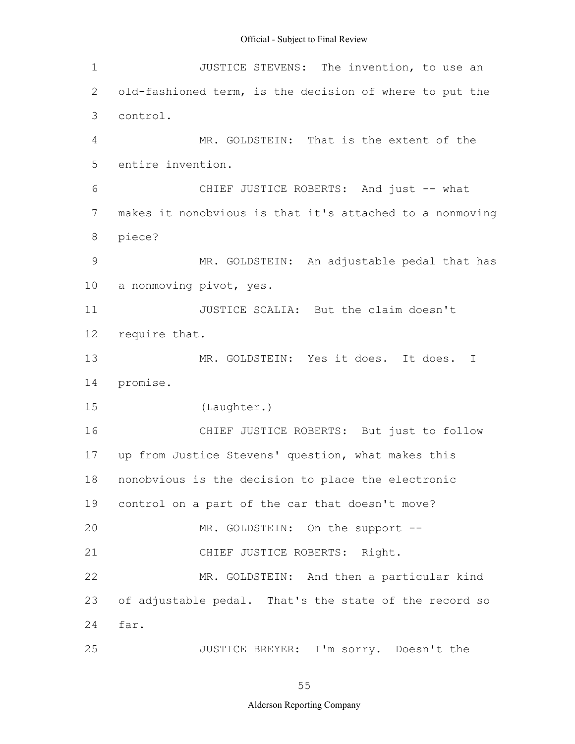1 JUSTICE STEVENS: The invention, to use an
2 old-fashioned term, is the decision of where to put the
3 control.

4 MR. GOLDSTEIN: That is the extent of the
5 entire invention.

6 CHIEF JUSTICE ROBERTS: And just -- what
7 makes it nonobvious is that it's attached to a nonmoving
8 piece?

9 MR. GOLDSTEIN: An adjustable pedal that has
10 a nonmoving pivot, yes.

11 JUSTICE SCALIA: But the claim doesn't
12 require that.

13 MR. GOLDSTEIN: Yes it does. It does. I
14 promise.

15 (Laughter.)

16 CHIEF JUSTICE ROBERTS: But just to follow
17 up from Justice Stevens' question, what makes this
18 nonobvious is the decision to place the electronic
19 control on a part of the car that doesn't move?

20 MR. GOLDSTEIN: On the support --

21 CHIEF JUSTICE ROBERTS: Right.

22 MR. GOLDSTEIN: And then a particular kind
23 of adjustable pedal. That's the state of the record so
24 far.

25 JUSTICE BREYER: I'm sorry. Doesn't the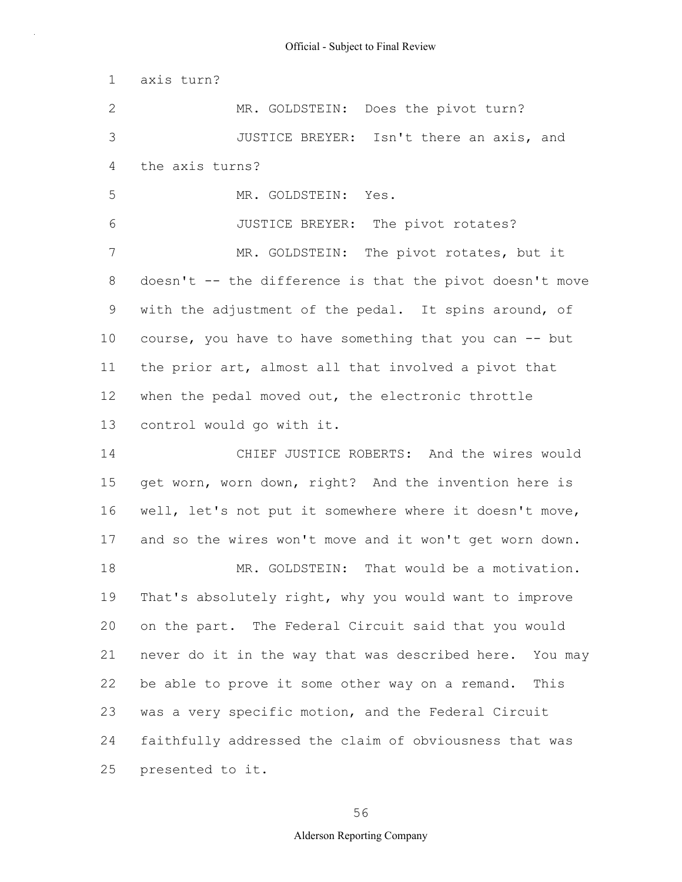axis turn?

MR. GOLDSTEIN: Does the pivot turn?

JUSTICE BREYER: Isn't there an axis, and the axis turns?

MR. GOLDSTEIN: Yes.

JUSTICE BREYER: The pivot rotates?

MR. GOLDSTEIN: The pivot rotates, but it doesn't -- the difference is that the pivot doesn't move with the adjustment of the pedal. It spins around, of course, you have to have something that you can -- but the prior art, almost all that involved a pivot that when the pedal moved out, the electronic throttle control would go with it.

CHIEF JUSTICE ROBERTS: And the wires would get worn, worn down, right? And the invention here is well, let's not put it somewhere where it doesn't move, and so the wires won't move and it won't get worn down.

MR. GOLDSTEIN: That would be a motivation. That's absolutely right, why you would want to improve on the part. The Federal Circuit said that you would never do it in the way that was described here. You may be able to prove it some other way on a remand. This was a very specific motion, and the Federal Circuit faithfully addressed the claim of obviousness that was presented to it.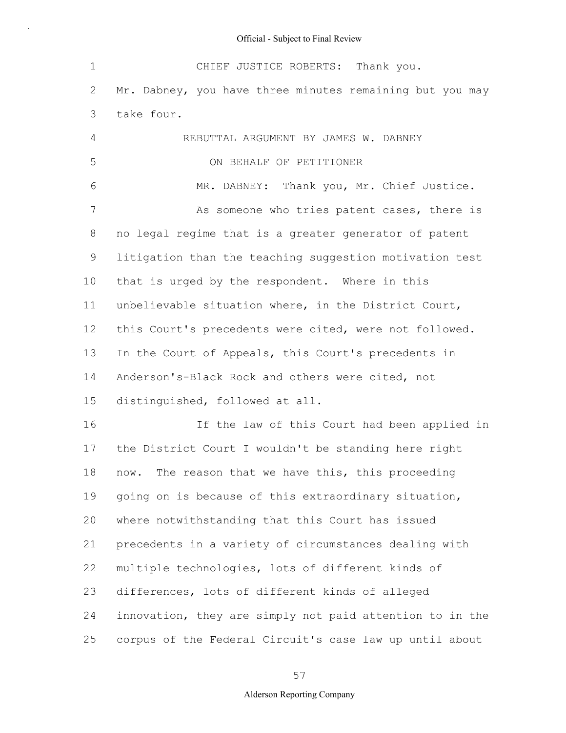CHIEF JUSTICE ROBERTS: Thank you. Mr. Dabney, you have three minutes remaining but you may take four.

REBUTTAL ARGUMENT BY JAMES W. DABNEY

ON BEHALF OF PETITIONER

MR. DABNEY: Thank you, Mr. Chief Justice.

As someone who tries patent cases, there is no legal regime that is a greater generator of patent litigation than the teaching suggestion motivation test that is urged by the respondent. Where in this unbelievable situation where, in the District Court, this Court's precedents were cited, were not followed. In the Court of Appeals, this Court's precedents in Anderson's-Black Rock and others were cited, not distinguished, followed at all.

If the law of this Court had been applied in the District Court I wouldn't be standing here right now. The reason that we have this, this proceeding going on is because of this extraordinary situation, where notwithstanding that this Court has issued precedents in a variety of circumstances dealing with multiple technologies, lots of different kinds of differences, lots of different kinds of alleged innovation, they are simply not paid attention to in the corpus of the Federal Circuit's case law up until about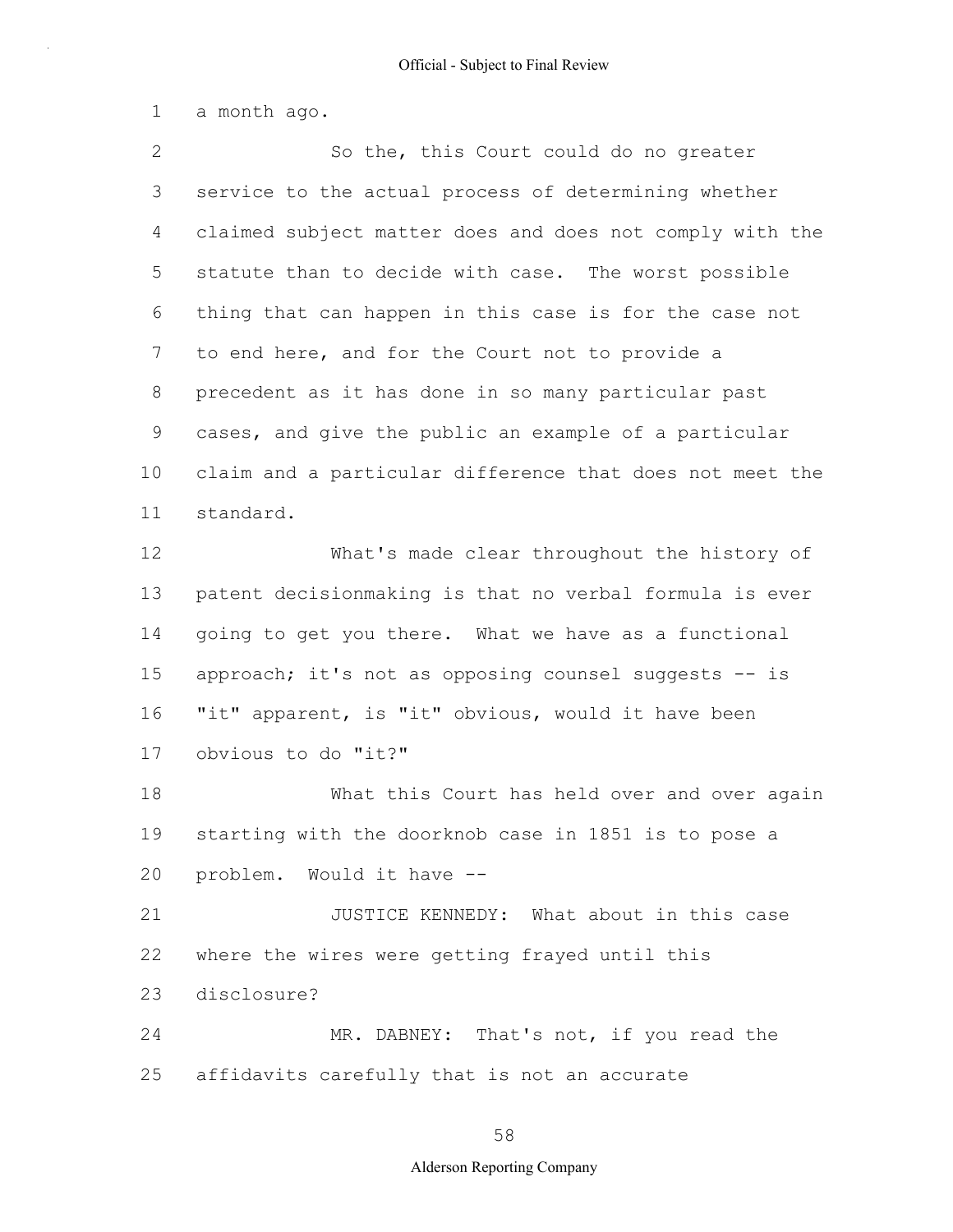a month ago.

So the, this Court could do no greater service to the actual process of determining whether claimed subject matter does and does not comply with the statute than to decide with case. The worst possible thing that can happen in this case is for the case not to end here, and for the Court not to provide a precedent as it has done in so many particular past cases, and give the public an example of a particular claim and a particular difference that does not meet the standard.

What's made clear throughout the history of patent decisionmaking is that no verbal formula is ever going to get you there. What we have as a functional approach; it's not as opposing counsel suggests -- is "it" apparent, is "it" obvious, would it have been obvious to do "it?"

What this Court has held over and over again starting with the doorknob case in 1851 is to pose a problem. Would it have --

JUSTICE KENNEDY: What about in this case where the wires were getting frayed until this disclosure?

MR. DABNEY: That's not, if you read the affidavits carefully that is not an accurate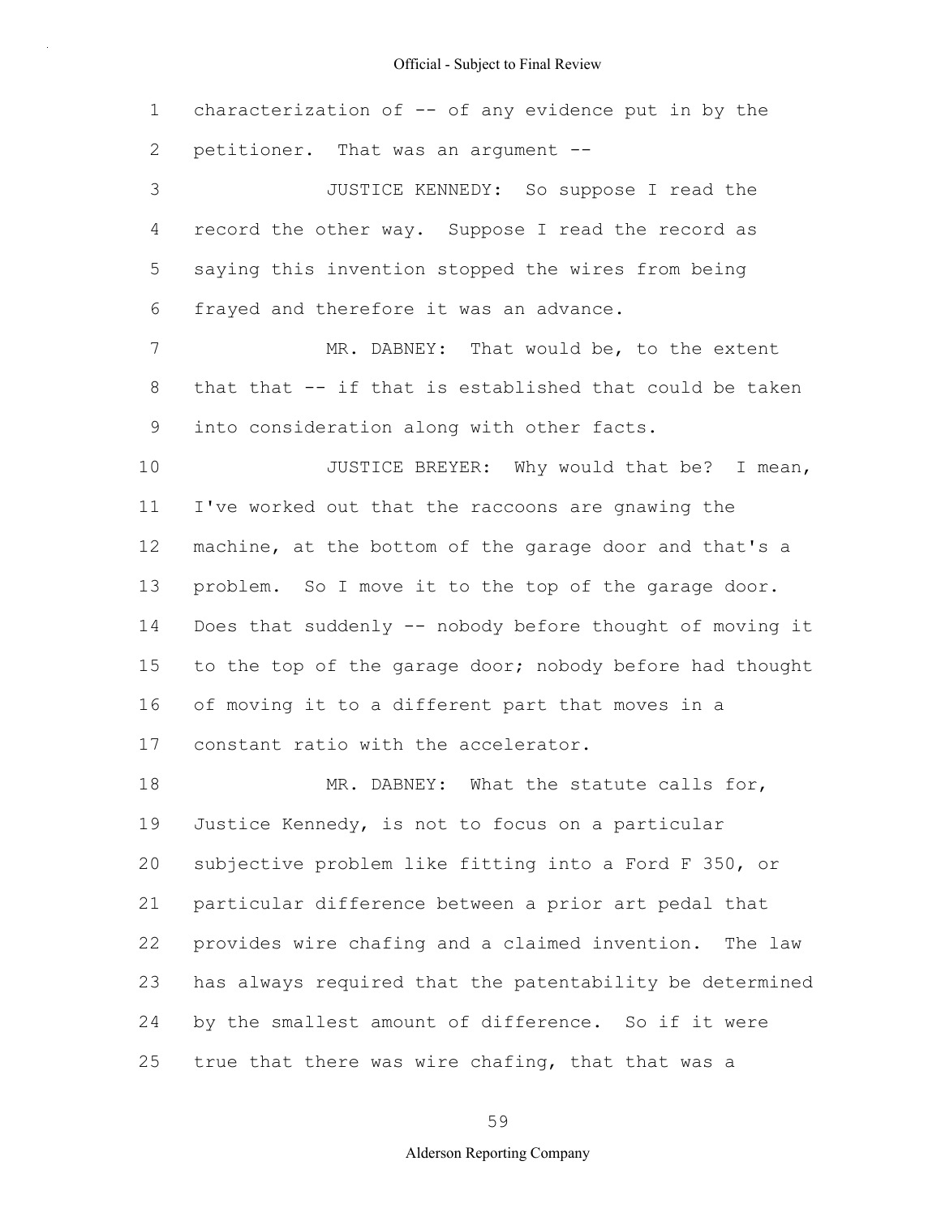1 characterization of -- of any evidence put in by the
2 petitioner. That was an argument --

3 JUSTICE KENNEDY: So suppose I read the
4 record the other way. Suppose I read the record as
5 saying this invention stopped the wires from being
6 frayed and therefore it was an advance.

7 MR. DABNEY: That would be, to the extent
8 that that -- if that is established that could be taken
9 into consideration along with other facts.

10 JUSTICE BREYER: Why would that be? I mean,
11 I've worked out that the raccoons are gnawing the
12 machine, at the bottom of the garage door and that's a
13 problem. So I move it to the top of the garage door.
14 Does that suddenly -- nobody before thought of moving it
15 to the top of the garage door; nobody before had thought
16 of moving it to a different part that moves in a
17 constant ratio with the accelerator.

18 MR. DABNEY: What the statute calls for,
19 Justice Kennedy, is not to focus on a particular
20 subjective problem like fitting into a Ford F 350, or
21 particular difference between a prior art pedal that
22 provides wire chafing and a claimed invention. The law
23 has always required that the patentability be determined
24 by the smallest amount of difference. So if it were
25 true that there was wire chafing, that that was a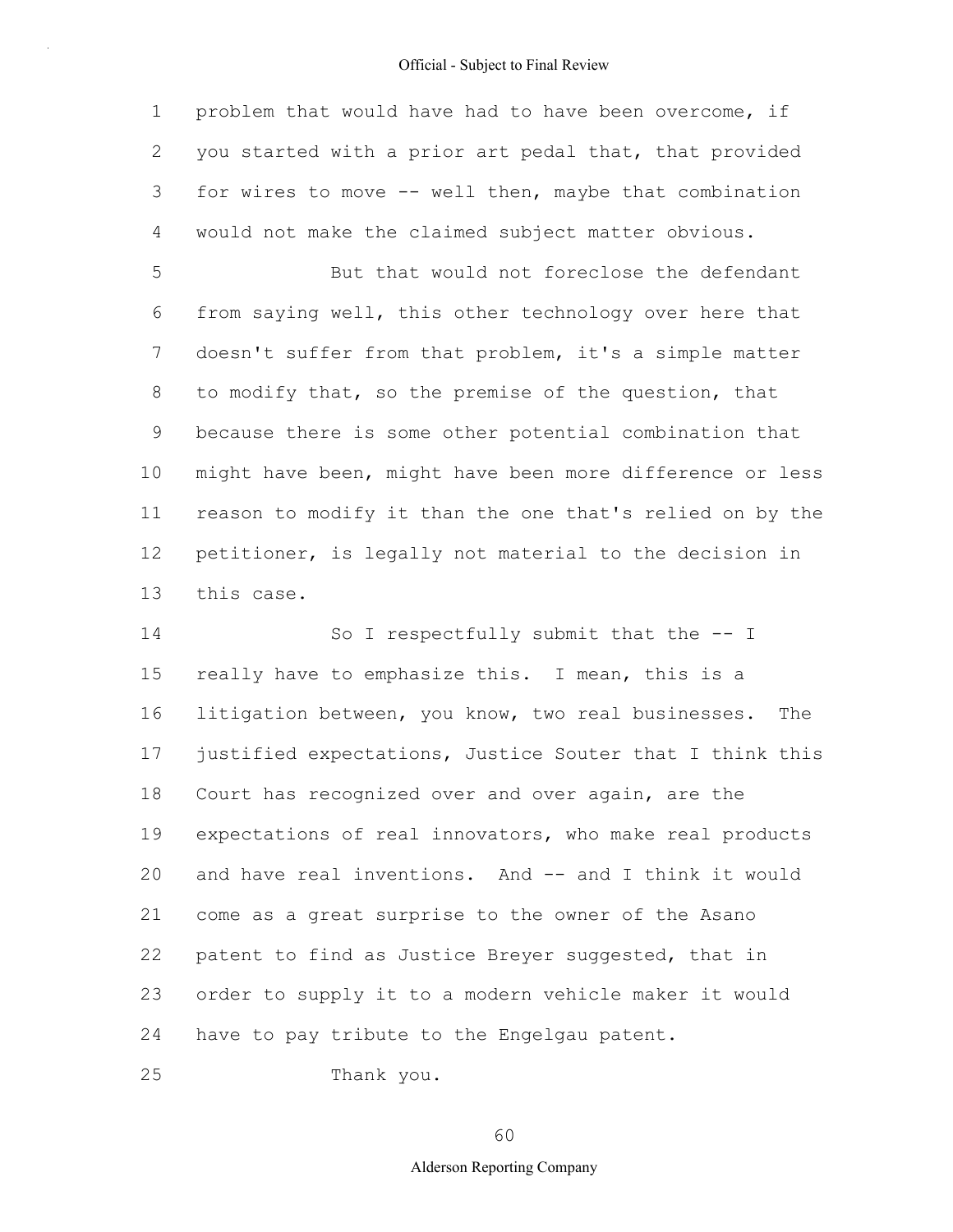problem that would have had to have been overcome, if you started with a prior art pedal that, that provided for wires to move -- well then, maybe that combination would not make the claimed subject matter obvious.

But that would not foreclose the defendant from saying well, this other technology over here that doesn't suffer from that problem, it's a simple matter to modify that, so the premise of the question, that because there is some other potential combination that might have been, might have been more difference or less reason to modify it than the one that's relied on by the petitioner, is legally not material to the decision in this case.

So I respectfully submit that the -- I really have to emphasize this. I mean, this is a litigation between, you know, two real businesses. The justified expectations, Justice Souter that I think this Court has recognized over and over again, are the expectations of real innovators, who make real products and have real inventions. And -- and I think it would come as a great surprise to the owner of the Asano patent to find as Justice Breyer suggested, that in order to supply it to a modern vehicle maker it would have to pay tribute to the Engelgau patent.

Thank you.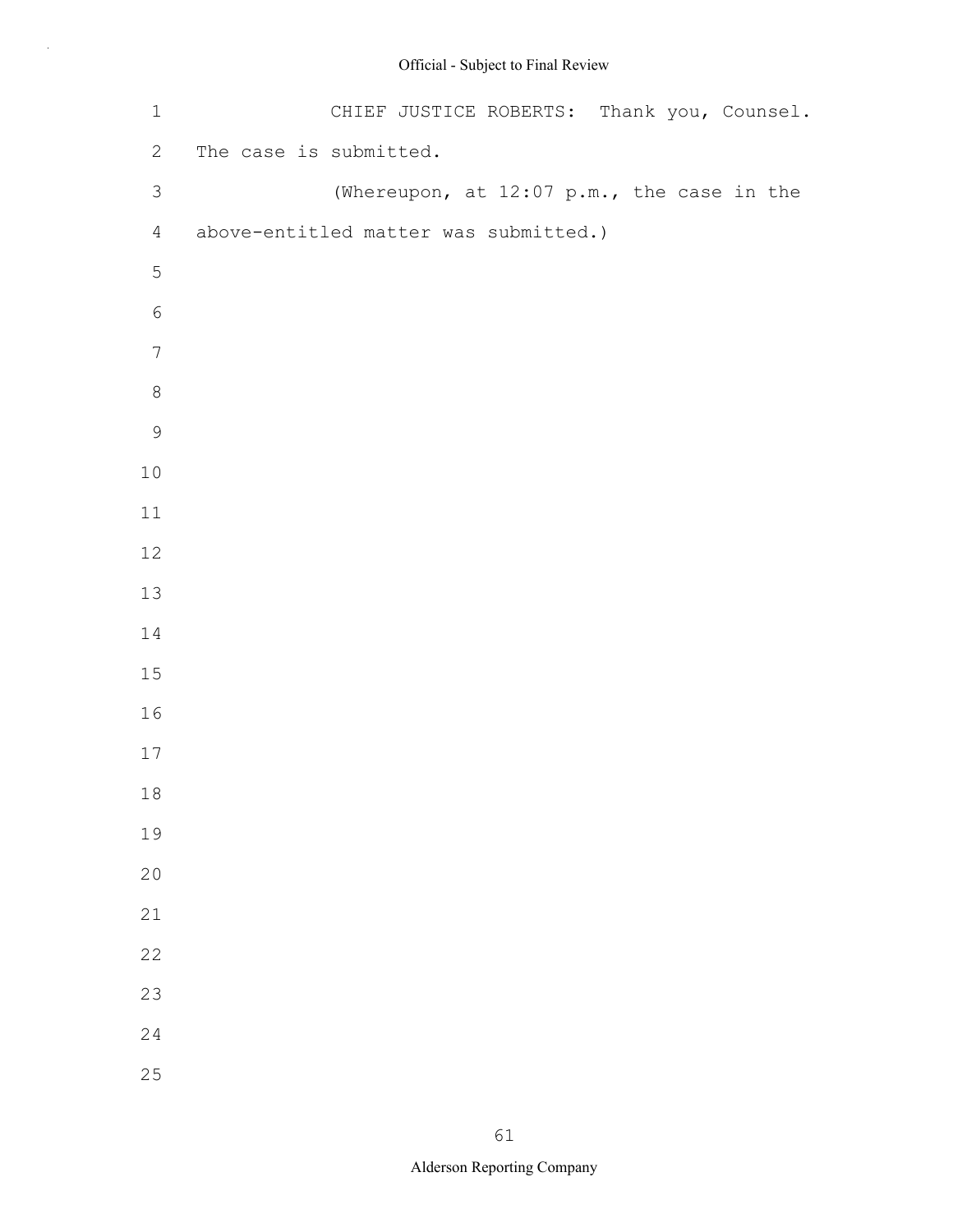CHIEF JUSTICE ROBERTS: Thank you, Counsel. The case is submitted.

(Whereupon, at 12:07 p.m., the case in the above-entitled matter was submitted.)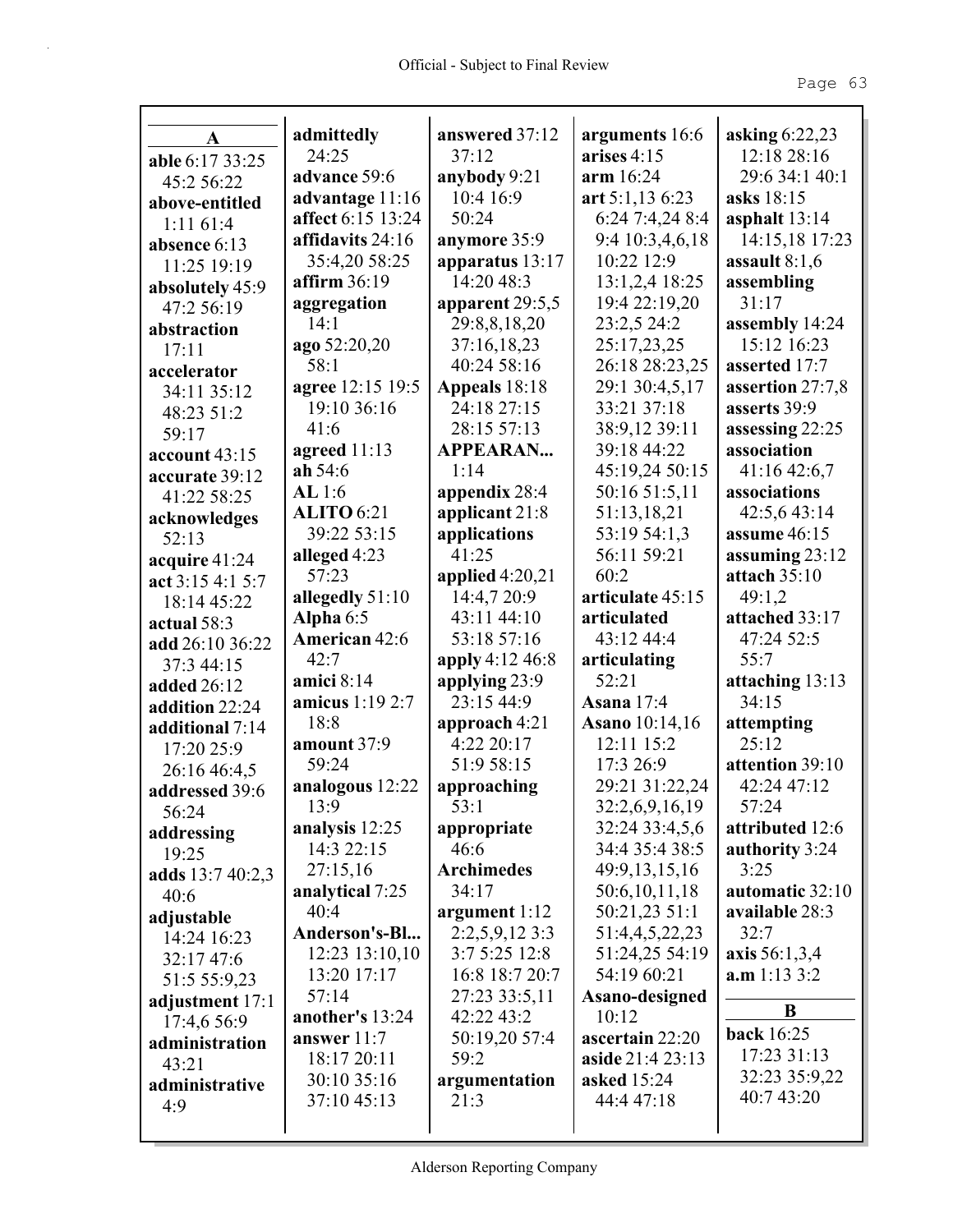**A**

**able** 6:17 33:25 45:2 56:22
**above-entitled** 1:11 61:4
**absence** 6:13 11:25 19:19
**absolutely** 45:9 47:2 56:19
**abstraction** 17:11
**accelerator** 34:11 35:12 48:23 51:2 59:17
**account** 43:15
**accurate** 39:12 41:22 58:25
**acknowledges** 52:13
**acquire** 41:24
**act** 3:15 4:1 5:7 18:14 45:22
**actual** 58:3
**add** 26:10 36:22 37:3 44:15
**added** 26:12
**addition** 22:24
**additional** 7:14 17:20 25:9 26:16 46:4,5
**addressed** 39:6 56:24
**addressing** 19:25
**adds** 13:7 40:2,3 40:6
**adjustable** 14:24 16:23 32:17 47:6 51:5 55:9,23
**adjustment** 17:1 17:4,6 56:9
**administration** 43:21
**administrative** 4:9
**admittedly** 24:25
**advance** 59:6
**advantage** 11:16
**affect** 6:15 13:24
**affidavits** 24:16 35:4,20 58:25
**affirm** 36:19
**aggregation** 14:1
**ago** 52:20,20 58:1
**agree** 12:15 19:5 19:10 36:16 41:6
**agreed** 11:13
**ah** 54:6
**AL** 1:6
**ALITO** 6:21 39:22 53:15
**alleged** 4:23 57:23
**allegedly** 51:10
**Alpha** 6:5
**American** 42:6 42:7
**amici** 8:14
**amicus** 1:19 2:7 18:8
**amount** 37:9 59:24
**analogous** 12:22 13:9
**analysis** 12:25 14:3 22:15 27:15,16
**analytical** 7:25 40:4
**Anderson's-Bl...** 12:23 13:10,10 13:20 17:17 57:14
**another's** 13:24
**answer** 11:7 18:17 20:11 30:10 35:16 37:10 45:13
**answered** 37:12 37:12
**anybody** 9:21 10:4 16:9 50:24
**anymore** 35:9
**apparatus** 13:17 14:20 48:3
**apparent** 29:5,5 29:8,8,18,20 37:16,18,23 40:24 58:16
**Appeals** 18:18 24:18 27:15 28:15 57:13
**APPEARAN...** 1:14
**appendix** 28:4
**applicant** 21:8
**applications** 41:25
**applied** 4:20,21 14:4,7 20:9 43:11 44:10 53:18 57:16
**apply** 4:12 46:8
**applying** 23:9 23:15 44:9
**approach** 4:21 4:22 20:17 51:9 58:15
**approaching** 53:1
**appropriate** 46:6
**Archimedes** 34:17
**argument** 1:12 2:2,5,9,12 3:3 3:7 5:25 12:8 16:8 18:7 20:7 27:23 33:5,11 42:22 43:2 50:19,20 57:4 59:2
**argumentation** 21:3
**arguments** 16:6
**arises** 4:15
**arm** 16:24
**art** 5:1,13 6:23 6:24 7:4,24 8:4 9:4 10:3,4,6,18 10:22 12:9 13:1,2,4 18:25 19:4 22:19,20 23:2,5 24:2 25:17,23,25 26:18 28:23,25 29:1 30:4,5,17 33:21 37:18 38:9,12 39:11 39:18 44:22 45:19,24 50:15 50:16 51:5,11 51:13,18,21 53:19 54:1,3 56:11 59:21 60:2
**articulate** 45:15
**articulated** 43:12 44:4
**articulating** 52:21
**Asana** 17:4
**Asano** 10:14,16 12:11 15:2 17:3 26:9 29:21 31:22,24 32:2,6,9,16,19 32:24 33:4,5,6 34:4 35:4 38:5 49:9,13,15,16 50:6,10,11,18 50:21,23 51:1 51:4,4,5,22,23 51:24,25 54:19 54:19 60:21
**Asano-designed** 10:12
**ascertain** 22:20
**aside** 21:4 23:13
**asked** 15:24 44:4 47:18
**asking** 6:22,23 12:18 28:16 29:6 34:1 40:1
**asks** 18:15
**asphalt** 13:14 14:15,18 17:23
**assault** 8:1,6
**assembling** 31:17
**assembly** 14:24 15:12 16:23
**asserted** 17:7
**assertion** 27:7,8
**asserts** 39:9
**assessing** 22:25
**association** 41:16 42:6,7
**associations** 42:5,6 43:14
**assume** 46:15
**assuming** 23:12
**attach** 35:10 49:1,2
**attached** 33:17 47:24 52:5 55:7
**attaching** 13:13 34:15
**attempting** 25:12
**attention** 39:10 42:24 47:12 57:24
**attributed** 12:6
**authority** 3:24 3:25
**automatic** 32:10
**available** 28:3 32:7
**axis** 56:1,3,4
**a.m** 1:13 3:2

**B**

**back** 16:25 17:23 31:13 32:23 35:9,22 40:7 43:20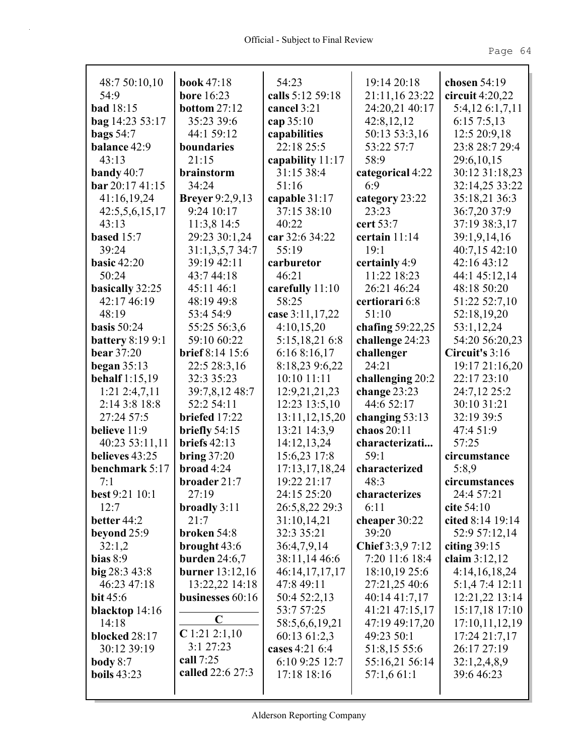48:7 50:10,10 54:9
**bad** 18:15
**bag** 14:23 53:17
**bags** 54:7
**balance** 42:9 43:13
**bandy** 40:7
**bar** 20:17 41:15 41:16,19,24 42:5,5,6,15,17 43:13
**based** 15:7 39:24
**basic** 42:20 50:24
**basically** 32:25 42:17 46:19 48:19
**basis** 50:24
**battery** 8:19 9:1
**bear** 37:20
**began** 35:13
**behalf** 1:15,19 1:21 2:4,7,11 2:14 3:8 18:8 27:24 57:5
**believe** 11:9 40:23 53:11,11
**believes** 43:25
**benchmark** 5:17 7:1
**best** 9:21 10:1 12:7
**better** 44:2
**beyond** 25:9 32:1,2
**bias** 8:9
**big** 28:3 43:8 46:23 47:18
**bit** 45:6
**blacktop** 14:16 14:18
**blocked** 28:17 30:12 39:19
**body** 8:7
**boils** 43:23
**book** 47:18
**bore** 16:23
**bottom** 27:12 35:23 39:6 44:1 59:12
**boundaries** 21:15
**brainstorm** 34:24
**Breyer** 9:2,9,13 9:24 10:17 11:3,8 14:5 29:23 30:1,24 31:1,3,5,7 34:7 39:19 42:11 43:7 44:18 45:11 46:1 48:19 49:8 53:4 54:9 55:25 56:3,6 59:10 60:22
**brief** 8:14 15:6 22:5 28:3,16 32:3 35:23 39:7,8,12 48:7 52:2 54:11
**briefed** 17:22
**briefly** 54:15
**briefs** 42:13
**bring** 37:20
**broad** 4:24
**broader** 21:7 27:19
**broadly** 3:11 21:7
**broken** 54:8
**brought** 43:6
**burden** 24:6,7
**burner** 13:12,16 13:22,22 14:18
**businesses** 60:16

## C

**C** 1:21 2:1,10 3:1 27:23
**call** 7:25
**called** 22:6 27:3 54:23
**calls** 5:12 59:18
**cancel** 3:21
**cap** 35:10
**capabilities** 22:18 25:5
**capability** 11:17 31:15 38:4 51:16
**capable** 31:17 37:15 38:10 40:22
**car** 32:6 34:22 55:19
**carburetor** 46:21
**carefully** 11:10 58:25
**case** 3:11,17,22 4:10,15,20 5:15,18,21 6:8 6:16 8:16,17 8:18,23 9:6,22 10:10 11:11 12:9,21,21,23 12:23 13:5,10 13:11,12,15,20 13:21 14:3,9 14:12,13,24 15:6,23 17:8 17:13,17,18,24 19:22 21:17 24:15 25:20 26:5,8,22 29:3 31:10,14,21 32:3 35:21 36:4,7,9,14 38:11,14 46:6 46:14,17,17,17 47:8 49:11 50:4 52:2,13 53:7 57:25 58:5,6,6,19,21 60:13 61:2,3
**cases** 4:21 6:4 6:10 9:25 12:7 17:18 18:16 19:14 20:18 21:11,16 23:22 24:20,21 40:17 42:8,12,12 50:13 53:3,16 53:22 57:7 58:9
**categorical** 4:22 6:9
**category** 23:22 23:23
**cert** 53:7
**certain** 11:14 19:1
**certainly** 4:9 11:22 18:23 26:21 46:24
**certiorari** 6:8 51:10
**chafing** 59:22,25
**challenge** 24:23
**challenger** 24:21
**challenging** 20:2
**change** 23:23 44:6 52:17
**changing** 53:13
**chaos** 20:11
**characterizati...** 59:1
**characterized** 48:3
**characterizes** 6:11
**cheaper** 30:22 39:20
**Chief** 3:3,9 7:12 7:20 11:6 18:4 18:10,19 25:6 27:21,25 40:6 40:14 41:7,17 41:21 47:15,17 47:19 49:17,20 49:23 50:1 51:8,15 55:6 55:16,21 56:14 57:1,6 61:1
**chosen** 54:19
**circuit** 4:20,22 5:4,12 6:1,7,11 6:15 7:5,13 12:5 20:9,18 23:8 28:7 29:4 29:6,10,15 30:12 31:18,23 32:14,25 33:22 35:18,21 36:3 36:7,20 37:9 37:19 38:3,17 39:1,9,14,16 40:7,15 42:10 42:16 43:12 44:1 45:12,14 48:18 50:20 51:22 52:7,10 52:18,19,20 53:1,12,24 54:20 56:20,23
**Circuit's** 3:16 19:17 21:16,20 22:17 23:10 24:7,12 25:2 30:10 31:21 32:19 39:5 47:4 51:9 57:25
**circumstance** 5:8,9
**circumstances** 24:4 57:21
**cite** 54:10
**cited** 8:14 19:14 52:9 57:12,14
**citing** 39:15
**claim** 3:12,12 4:14,16,18,24 5:1,4 7:4 12:11 12:21,22 13:14 15:17,18 17:10 17:10,11,12,19 17:24 21:7,17 26:17 27:19 32:1,2,4,8,9 39:6 46:23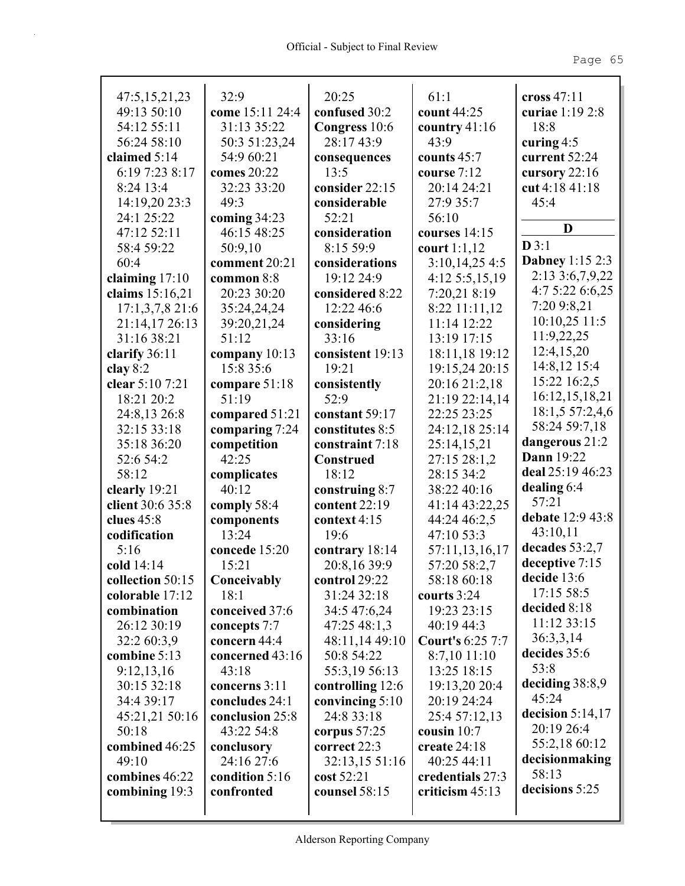47:5,15,21,23 49:13 50:10 54:12 55:11 56:24 58:10
**claimed** 5:14 6:19 7:23 8:17 8:24 13:4 14:19,20 23:3 24:1 25:22 47:12 52:11 58:4 59:22 60:4
**claiming** 17:10
**claims** 15:16,21 17:1,3,7,8 21:6 21:14,17 26:13 31:16 38:21
**clarify** 36:11
**clay** 8:2
**clear** 5:10 7:21 18:21 20:2 24:8,13 26:8 32:15 33:18 35:18 36:20 52:6 54:2 58:12
**clearly** 19:21
**client** 30:6 35:8
**clues** 45:8
**codification** 5:16
**cold** 14:14
**collection** 50:15
**colorable** 17:12
**combination** 26:12 30:19 32:2 60:3,9
**combine** 5:13 9:12,13,16 30:15 32:18 34:4 39:17 45:21,21 50:16 50:18
**combined** 46:25 49:10
**combines** 46:22
**combining** 19:3

32:9
**come** 15:11 24:4 31:13 35:22 50:3 51:23,24 54:9 60:21
**comes** 20:22 32:23 33:20 49:3
**coming** 34:23 46:15 48:25 50:9,10
**comment** 20:21
**common** 8:8 20:23 30:20 35:24,24,24 39:20,21,24 51:12
**company** 10:13 15:8 35:6
**compare** 51:18 51:19
**compared** 51:21
**comparing** 7:24
**competition** 42:25
**complicates** 40:12
**comply** 58:4
**components** 13:24
**concede** 15:20 15:21
**Conceivably** 18:1
**conceived** 37:6
**concepts** 7:7
**concern** 44:4
**concerned** 43:16 43:18
**concerns** 3:11
**concludes** 24:1
**conclusion** 25:8 43:22 54:8
**conclusory** 24:16 27:6
**condition** 5:16
**confronted**

20:25
**confused** 30:2
**Congress** 10:6 28:17 43:9
**consequences** 13:5
**consider** 22:15
**considerable** 52:21
**consideration** 8:15 59:9
**considerations** 19:12 24:9
**considered** 8:22 12:22 46:6
**considering** 33:16
**consistent** 19:13 19:21
**consistently** 52:9
**constant** 59:17
**constitutes** 8:5
**constraint** 7:18
**Construed** 18:12
**construing** 8:7
**content** 22:19
**context** 4:15 19:6
**contrary** 18:14 20:8,16 39:9
**control** 29:22 31:24 32:18 34:5 47:6,24 47:25 48:1,3 48:11,14 49:10 50:8 54:22 55:3,19 56:13
**controlling** 12:6
**convincing** 5:10 24:8 33:18
**corpus** 57:25
**correct** 22:3 32:13,15 51:16
**cost** 52:21
**counsel** 58:15

61:1
**count** 44:25
**country** 41:16 43:9
**counts** 45:7
**course** 7:12 20:14 24:21 27:9 35:7 56:10
**courses** 14:15
**court** 1:1,12 3:10,14,25 4:5 4:12 5:5,15,19 7:20,21 8:19 8:22 11:11,12 11:14 12:22 13:19 17:15 18:11,18 19:12 19:15,24 20:15 20:16 21:2,18 21:19 22:14,14 22:25 23:25 24:12,18 25:14 25:14,15,21 27:15 28:1,2 28:15 34:2 38:22 40:16 41:14 43:22,25 44:24 46:2,5 47:10 53:3 57:11,13,16,17 57:20 58:2,7 58:18 60:18
**courts** 3:24 19:23 23:15 40:19 44:3
**Court's** 6:25 7:7 8:7,10 11:10 13:25 18:15 19:13,20 20:4 20:19 24:24 25:4 57:12,13
**cousin** 10:7
**create** 24:18 40:25 44:11
**credentials** 27:3
**criticism** 45:13

**cross** 47:11
**curiae** 1:19 2:8 18:8
**curing** 4:5
**current** 52:24
**cursory** 22:16
**cut** 4:18 41:18 45:4

## D

**D** 3:1
**Dabney** 1:15 2:3 2:13 3:6,7,9,22 4:7 5:22 6:6,25 7:20 9:8,21 10:10,25 11:5 11:9,22,25 12:4,15,20 14:8,12 15:4 15:22 16:2,5 16:12,15,18,21 18:1,5 57:2,4,6 58:24 59:7,18
**dangerous** 21:2
**Dann** 19:22
**deal** 25:19 46:23
**dealing** 6:4 57:21
**debate** 12:9 43:8 43:10,11
**decades** 53:2,7
**deceptive** 7:15
**decide** 13:6 17:15 58:5
**decided** 8:18 11:12 33:15 36:3,3,14
**decides** 35:6 53:8
**deciding** 38:8,9 45:24
**decision** 5:14,17 20:19 26:4 55:2,18 60:12
**decisionmaking** 58:13
**decisions** 5:25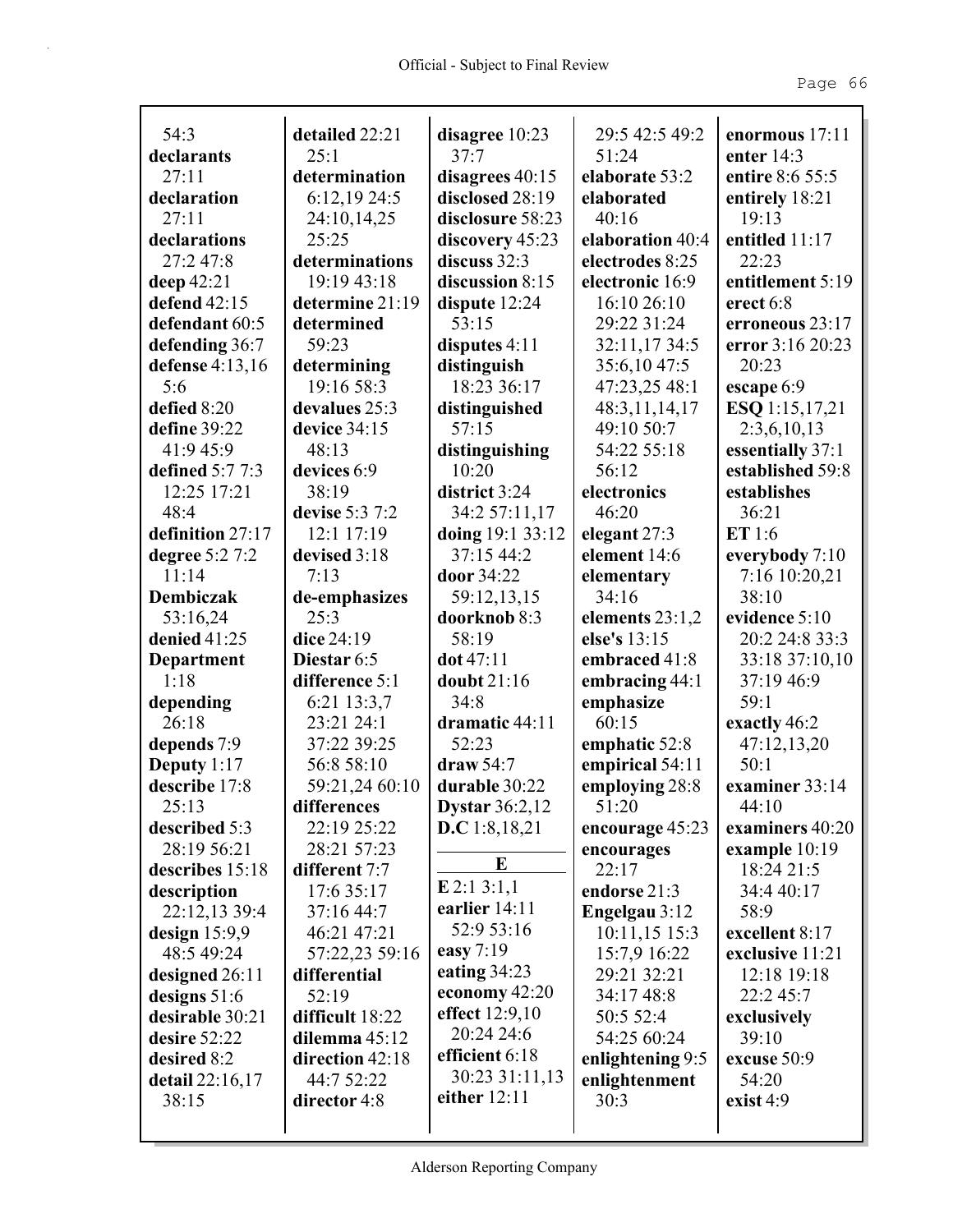54:3
**declarants**
27:11
**declaration**
27:11
**declarations**
27:2 47:8
**deep** 42:21
**defend** 42:15
**defendant** 60:5
**defending** 36:7
**defense** 4:13,16
5:6
**defied** 8:20
**define** 39:22
41:9 45:9
**defined** 5:7 7:3
12:25 17:21
48:4
**definition** 27:17
**degree** 5:2 7:2
11:14
**Dembiczak**
53:16,24
**denied** 41:25
**Department**
1:18
**depending**
26:18
**depends** 7:9
**Deputy** 1:17
**describe** 17:8
25:13
**described** 5:3
28:19 56:21
**describes** 15:18
**description**
22:12,13 39:4
**design** 15:9,9
48:5 49:24
**designed** 26:11
**designs** 51:6
**desirable** 30:21
**desire** 52:22
**desired** 8:2
**detail** 22:16,17
38:15

**detailed** 22:21
25:1
**determination**
6:12,19 24:5
24:10,14,25
25:25
**determinations**
19:19 43:18
**determine** 21:19
**determined**
59:23
**determining**
19:16 58:3
**devalues** 25:3
**device** 34:15
48:13
**devices** 6:9
38:19
**devise** 5:3 7:2
12:1 17:19
**devised** 3:18
7:13
**de-emphasizes**
25:3
**dice** 24:19
**Diestar** 6:5
**difference** 5:1
6:21 13:3,7
23:21 24:1
37:22 39:25
56:8 58:10
59:21,24 60:10
**differences**
22:19 25:22
28:21 57:23
**different** 7:7
17:6 35:17
37:16 44:7
46:21 47:21
57:22,23 59:16
**differential**
52:19
**difficult** 18:22
**dilemma** 45:12
**direction** 42:18
44:7 52:22
**director** 4:8

**disagree** 10:23
37:7
**disagrees** 40:15
**disclosed** 28:19
**disclosure** 58:23
**discovery** 45:23
**discuss** 32:3
**discussion** 8:15
**dispute** 12:24
53:15
**disputes** 4:11
**distinguish**
18:23 36:17
**distinguished**
57:15
**distinguishing**
10:20
**district** 3:24
34:2 57:11,17
**doing** 19:1 33:12
37:15 44:2
**door** 34:22
59:12,13,15
**doorknob** 8:3
58:19
**dot** 47:11
**doubt** 21:16
34:8
**dramatic** 44:11
52:23
**draw** 54:7
**durable** 30:22
**Dystar** 36:2,12
**D.C** 1:8,18,21

**E**

**E** 2:1 3:1,1
**earlier** 14:11
52:9 53:16
**easy** 7:19
**eating** 34:23
**economy** 42:20
**effect** 12:9,10
20:24 24:6
**efficient** 6:18
30:23 31:11,13
**either** 12:11

29:5 42:5 49:2
51:24
**elaborate** 53:2
**elaborated**
40:16
**elaboration** 40:4
**electrodes** 8:25
**electronic** 16:9
16:10 26:10
29:22 31:24
32:11,17 34:5
35:6,10 47:5
47:23,25 48:1
48:3,11,14,17
49:10 50:7
54:22 55:18
56:12
**electronics**
46:20
**elegant** 27:3
**element** 14:6
**elementary**
34:16
**elements** 23:1,2
**else's** 13:15
**embraced** 41:8
**embracing** 44:1
**emphasize**
60:15
**emphatic** 52:8
**empirical** 54:11
**employing** 28:8
51:20
**encourage** 45:23
**encourages**
22:17
**endorse** 21:3
**Engelgau** 3:12
10:11,15 15:3
15:7,9 16:22
29:21 32:21
34:17 48:8
50:5 52:4
54:25 60:24
**enlightening** 9:5
**enlightenment**
30:3

**enormous** 17:11
**enter** 14:3
**entire** 8:6 55:5
**entirely** 18:21
19:13
**entitled** 11:17
22:23
**entitlement** 5:19
**erect** 6:8
**erroneous** 23:17
**error** 3:16 20:23
20:23
**escape** 6:9
**ESQ** 1:15,17,21
2:3,6,10,13
**essentially** 37:1
**established** 59:8
**establishes**
36:21
**ET** 1:6
**everybody** 7:10
7:16 10:20,21
38:10
**evidence** 5:10
20:2 24:8 33:3
33:18 37:10,10
37:19 46:9
59:1
**exactly** 46:2
47:12,13,20
50:1
**examiner** 33:14
44:10
**examiners** 40:20
**example** 10:19
18:24 21:5
34:4 40:17
58:9
**excellent** 8:17
**exclusive** 11:21
12:18 19:18
22:2 45:7
**exclusively**
39:10
**excuse** 50:9
54:20
**exist** 4:9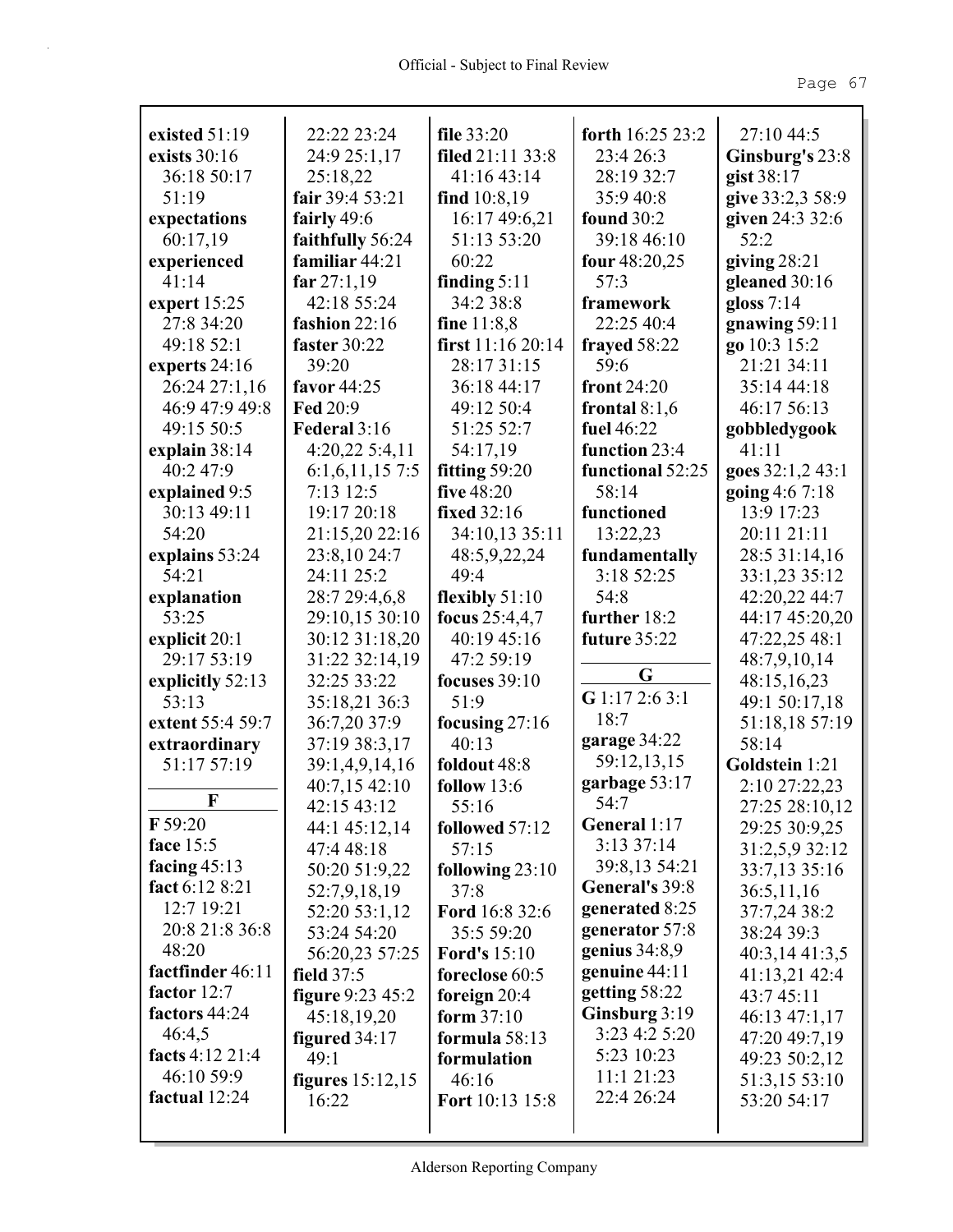**existed** 51:19
**exists** 30:16 36:18 50:17 51:19
**expectations** 60:17,19
**experienced** 41:14
**expert** 15:25 27:8 34:20 49:18 52:1
**experts** 24:16 26:24 27:1,16 46:9 47:9 49:8 49:15 50:5
**explain** 38:14 40:2 47:9
**explained** 9:5 30:13 49:11 54:20
**explains** 53:24 54:21
**explanation** 53:25
**explicit** 20:1 29:17 53:19
**explicitly** 52:13 53:13
**extent** 55:4 59:7
**extraordinary** 51:17 57:19

**F**

**F** 59:20
**face** 15:5
**facing** 45:13
**fact** 6:12 8:21 12:7 19:21 20:8 21:8 36:8 48:20
**factfinder** 46:11
**factor** 12:7
**factors** 44:24 46:4,5
**facts** 4:12 21:4 46:10 59:9
**factual** 12:24
22:22 23:24 24:9 25:1,17 25:18,22
**fair** 39:4 53:21
**fairly** 49:6
**faithfully** 56:24
**familiar** 44:21
**far** 27:1,19 42:18 55:24
**fashion** 22:16
**faster** 30:22 39:20
**favor** 44:25
**Fed** 20:9
**Federal** 3:16 4:20,22 5:4,11 6:1,6,11,15 7:5 7:13 12:5 19:17 20:18 21:15,20 22:16 23:8,10 24:7 24:11 25:2 28:7 29:4,6,8 29:10,15 30:10 30:12 31:18,20 31:22 32:14,19 32:25 33:22 35:18,21 36:3 36:7,20 37:9 37:19 38:3,17 39:1,4,9,14,16 40:7,15 42:10 42:15 43:12 44:1 45:12,14 47:4 48:18 50:20 51:9,22 52:7,9,18,19 52:20 53:1,12 53:24 54:20 56:20,23 57:25
**field** 37:5
**figure** 9:23 45:2 45:18,19,20
**figured** 34:17 49:1
**figures** 15:12,15 16:22
**file** 33:20
**filed** 21:11 33:8 41:16 43:14
**find** 10:8,19 16:17 49:6,21 51:13 53:20 60:22
**finding** 5:11 34:2 38:8
**fine** 11:8,8
**first** 11:16 20:14 28:17 31:15 36:18 44:17 49:12 50:4 51:25 52:7 54:17,19
**fitting** 59:20
**five** 48:20
**fixed** 32:16 34:10,13 35:11 48:5,9,22,24 49:4
**flexibly** 51:10
**focus** 25:4,4,7 40:19 45:16 47:2 59:19
**focuses** 39:10 51:9
**focusing** 27:16 40:13
**foldout** 48:8
**follow** 13:6 55:16
**followed** 57:12 57:15
**following** 23:10 37:8
**Ford** 16:8 32:6 35:5 59:20
**Ford's** 15:10
**foreclose** 60:5
**foreign** 20:4
**form** 37:10
**formula** 58:13
**formulation** 46:16
**Fort** 10:13 15:8
**forth** 16:25 23:2 23:4 26:3 28:19 32:7 35:9 40:8
**found** 30:2 39:18 46:10
**four** 48:20,25 57:3
**framework** 22:25 40:4
**frayed** 58:22 59:6
**front** 24:20
**frontal** 8:1,6
**fuel** 46:22
**function** 23:4
**functional** 52:25 58:14
**functioned** 13:22,23
**fundamentally** 3:18 52:25 54:8
**further** 18:2
**future** 35:22

**G**

**G** 1:17 2:6 3:1 18:7
**garage** 34:22 59:12,13,15
**garbage** 53:17 54:7
**General** 1:17 3:13 37:14 39:8,13 54:21
**General's** 39:8
**generated** 8:25
**generator** 57:8
**genius** 34:8,9
**genuine** 44:11
**getting** 58:22
**Ginsburg** 3:19 3:23 4:2 5:20 5:23 10:23 11:1 21:23 22:4 26:24
27:10 44:5
**Ginsburg's** 23:8
**gist** 38:17
**give** 33:2,3 58:9
**given** 24:3 32:6 52:2
**giving** 28:21
**gleaned** 30:16
**gloss** 7:14
**gnawing** 59:11
**go** 10:3 15:2 21:21 34:11 35:14 44:18 46:17 56:13
**gobbledygook** 41:11
**goes** 32:1,2 43:1
**going** 4:6 7:18 13:9 17:23 20:11 21:11 28:5 31:14,16 33:1,23 35:12 42:20,22 44:7 44:17 45:20,20 47:22,25 48:1 48:7,9,10,14 48:15,16,23 49:1 50:17,18 51:18,18 57:19 58:14
**Goldstein** 1:21 2:10 27:22,23 27:25 28:10,12 29:25 30:9,25 31:2,5,9 32:12 33:7,13 35:16 36:5,11,16 37:7,24 38:2 38:24 39:3 40:3,14 41:3,5 41:13,21 42:4 43:7 45:11 46:13 47:1,17 47:20 49:7,19 49:23 50:2,12 51:3,15 53:10 53:20 54:17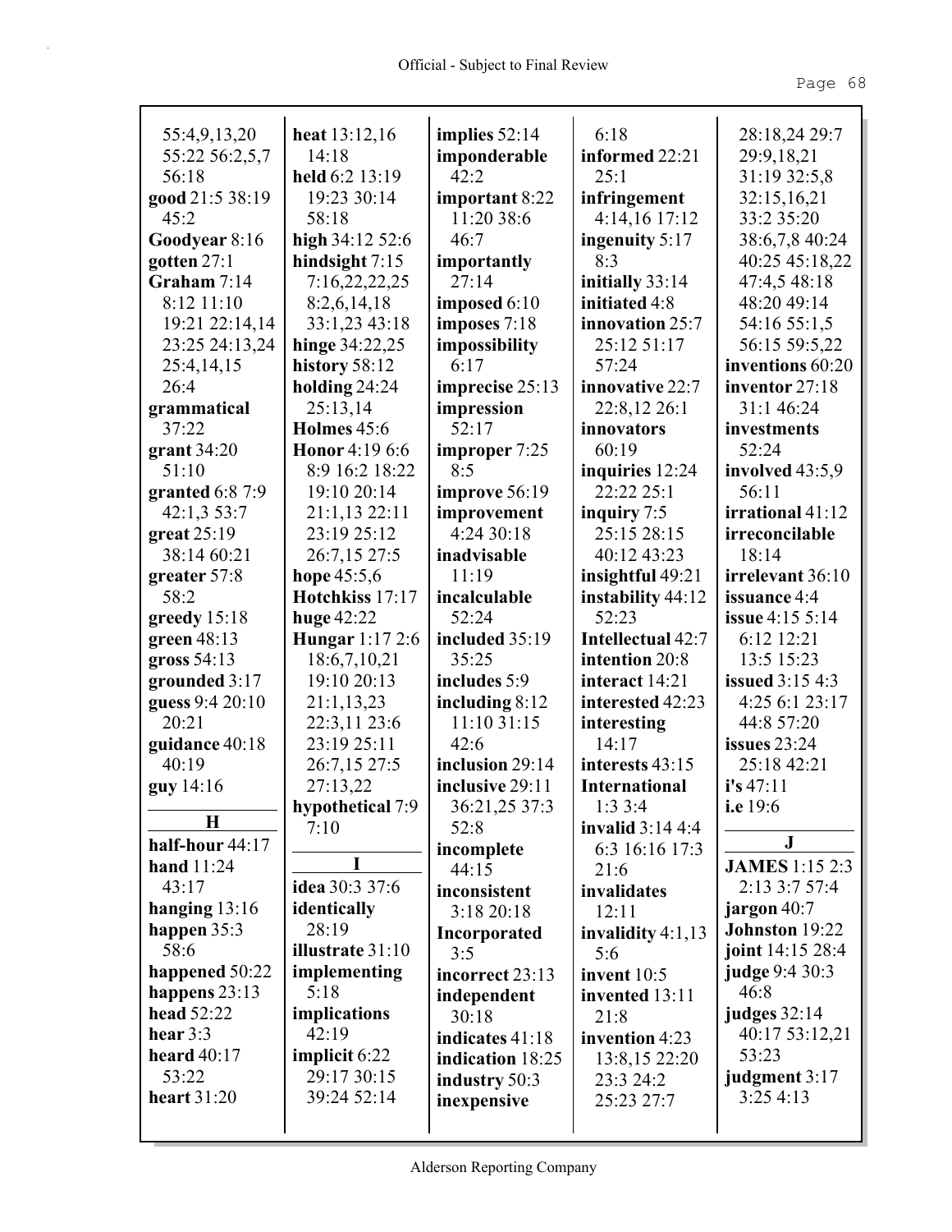55:4,9,13,20
55:22 56:2,5,7
56:18
**good** 21:5 38:19
45:2
**Goodyear** 8:16
**gotten** 27:1
**Graham** 7:14
8:12 11:10
19:21 22:14,14
23:25 24:13,24
25:4,14,15
26:4
**grammatical**
37:22
**grant** 34:20
51:10
**granted** 6:8 7:9
42:1,3 53:7
**great** 25:19
38:14 60:21
**greater** 57:8
58:2
**greedy** 15:18
**green** 48:13
**gross** 54:13
**grounded** 3:17
**guess** 9:4 20:10
20:21
**guidance** 40:18
40:19
**guy** 14:16

**H**

**half-hour** 44:17
**hand** 11:24
43:17
**hanging** 13:16
**happen** 35:3
58:6
**happened** 50:22
**happens** 23:13
**head** 52:22
**hear** 3:3
**heard** 40:17
53:22
**heart** 31:20
**heat** 13:12,16
14:18
**held** 6:2 13:19
19:23 30:14
58:18
**high** 34:12 52:6
**hindsight** 7:15
7:16,22,22,25
8:2,6,14,18
33:1,23 43:18
**hinge** 34:22,25
**history** 58:12
**holding** 24:24
25:13,14
**Holmes** 45:6
**Honor** 4:19 6:6
8:9 16:2 18:22
19:10 20:14
21:1,13 22:11
23:19 25:12
26:7,15 27:5
**hope** 45:5,6
**Hotchkiss** 17:17
**huge** 42:22
**Hungar** 1:17 2:6
18:6,7,10,21
19:10 20:13
21:1,13,23
22:3,11 23:6
23:19 25:11
26:7,15 27:5
27:13,22
**hypothetical** 7:9
7:10

**I**

**idea** 30:3 37:6
**identically**
28:19
**illustrate** 31:10
**implementing**
5:18
**implications**
42:19
**implicit** 6:22
29:17 30:15
39:24 52:14
**implies** 52:14
**imponderable**
42:2
**important** 8:22
11:20 38:6
46:7
**importantly**
27:14
**imposed** 6:10
**imposes** 7:18
**impossibility**
6:17
**imprecise** 25:13
**impression**
52:17
**improper** 7:25
8:5
**improve** 56:19
**improvement**
4:24 30:18
**inadvisable**
11:19
**incalculable**
52:24
**included** 35:19
35:25
**includes** 5:9
**including** 8:12
11:10 31:15
42:6
**inclusion** 29:14
**inclusive** 29:11
36:21,25 37:3
52:8
**incomplete**
44:15
**inconsistent**
3:18 20:18
**Incorporated**
3:5
**incorrect** 23:13
**independent**
30:18
**indicates** 41:18
**indication** 18:25
**industry** 50:3
**inexpensive**
6:18
**informed** 22:21
25:1
**infringement**
4:14,16 17:12
**ingenuity** 5:17
8:3
**initially** 33:14
**initiated** 4:8
**innovation** 25:7
25:12 51:17
57:24
**innovative** 22:7
22:8,12 26:1
**innovators**
60:19
**inquiries** 12:24
22:22 25:1
**inquiry** 7:5
25:15 28:15
40:12 43:23
**insightful** 49:21
**instability** 44:12
52:23
**Intellectual** 42:7
**intention** 20:8
**interact** 14:21
**interested** 42:23
**interesting**
14:17
**interests** 43:15
**International**
1:3 3:4
**invalid** 3:14 4:4
6:3 16:16 17:3
21:6
**invalidates**
12:11
**invalidity** 4:1,13
5:6
**invent** 10:5
**invented** 13:11
21:8
**invention** 4:23
13:8,15 22:20
23:3 24:2
25:23 27:7
28:18,24 29:7
29:9,18,21
31:19 32:5,8
32:15,16,21
33:2 35:20
38:6,7,8 40:24
40:25 45:18,22
47:4,5 48:18
48:20 49:14
54:16 55:1,5
56:15 59:5,22
**inventions** 60:20
**inventor** 27:18
31:1 46:24
**investments**
52:24
**involved** 43:5,9
56:11
**irrational** 41:12
**irreconcilable**
18:14
**irrelevant** 36:10
**issuance** 4:4
**issue** 4:15 5:14
6:12 12:21
13:5 15:23
**issued** 3:15 4:3
4:25 6:1 23:17
44:8 57:20
**issues** 23:24
25:18 42:21
**i's** 47:11
**i.e** 19:6

**J**

**JAMES** 1:15 2:3
2:13 3:7 57:4
**jargon** 40:7
**Johnston** 19:22
**joint** 14:15 28:4
**judge** 9:4 30:3
46:8
**judges** 32:14
40:17 53:12,21
53:23
**judgment** 3:17
3:25 4:13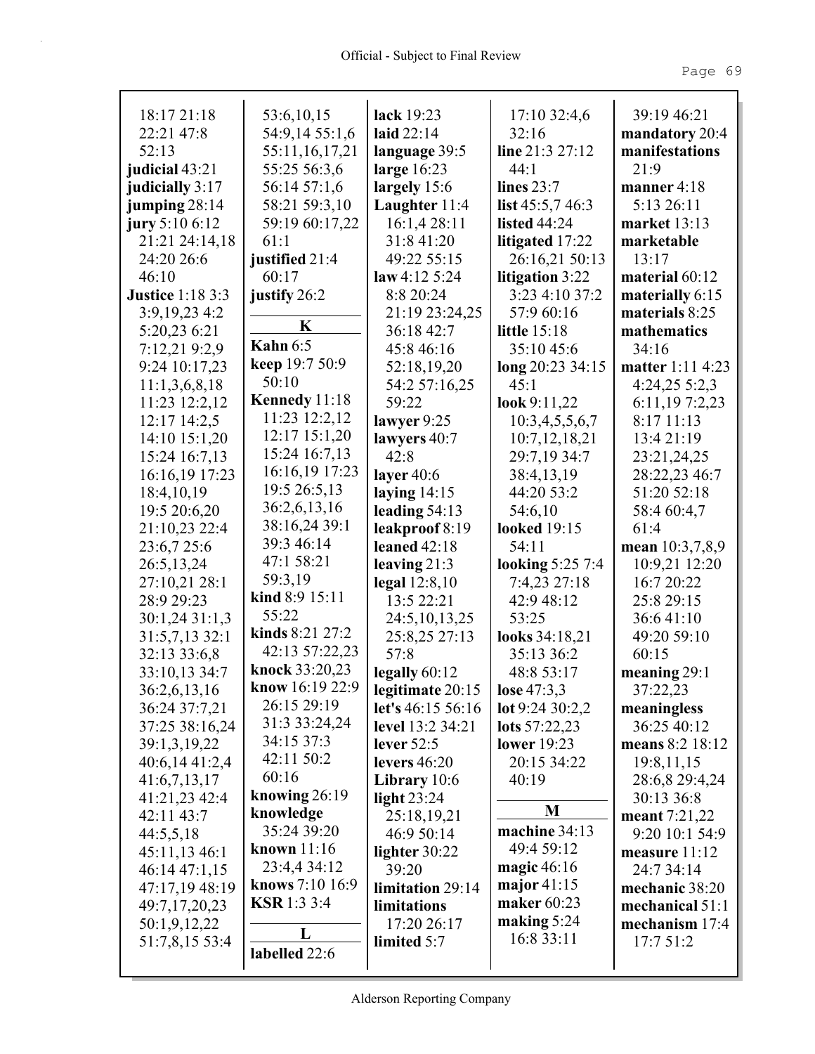18:17 21:18
22:21 47:8
52:13
**judicial** 43:21
**judicially** 3:17
**jumping** 28:14
**jury** 5:10 6:12
21:21 24:14,18
24:20 26:6
46:10
**Justice** 1:18 3:3
3:9,19,23 4:2
5:20,23 6:21
7:12,21 9:2,9
9:24 10:17,23
11:1,3,6,8,18
11:23 12:2,12
12:17 14:2,5
14:10 15:1,20
15:24 16:7,13
16:16,19 17:23
18:4,10,19
19:5 20:6,20
21:10,23 22:4
23:6,7 25:6
26:5,13,24
27:10,21 28:1
28:9 29:23
30:1,24 31:1,3
31:5,7,13 32:1
32:13 33:6,8
33:10,13 34:7
36:2,6,13,16
36:24 37:7,21
37:25 38:16,24
39:1,3,19,22
40:6,14 41:2,4
41:6,7,13,17
41:21,23 42:4
42:11 43:7
44:5,5,18
45:11,13 46:1
46:14 47:1,15
47:17,19 48:19
49:7,17,20,23
50:1,9,12,22
51:7,8,15 53:4
53:6,10,15
54:9,14 55:1,6
55:11,16,17,21
55:25 56:3,6
56:14 57:1,6
58:21 59:3,10
59:19 60:17,22
61:1
**justified** 21:4
60:17
**justify** 26:2

## K

**Kahn** 6:5
**keep** 19:7 50:9
50:10
**Kennedy** 11:18
11:23 12:2,12
12:17 15:1,20
15:24 16:7,13
16:16,19 17:23
19:5 26:5,13
36:2,6,13,16
38:16,24 39:1
39:3 46:14
47:1 58:21
59:3,19
**kind** 8:9 15:11
55:22
**kinds** 8:21 27:2
42:13 57:22,23
**knock** 33:20,23
**know** 16:19 22:9
26:15 29:19
31:3 33:24,24
34:15 37:3
42:11 50:2
60:16
**knowing** 26:19
**knowledge**
35:24 39:20
**known** 11:16
23:4,4 34:12
**knows** 7:10 16:9
**KSR** 1:3 3:4

## L

**labelled** 22:6
**lack** 19:23
**laid** 22:14
**language** 39:5
**large** 16:23
**largely** 15:6
**Laughter** 11:4
16:1,4 28:11
31:8 41:20
49:22 55:15
**law** 4:12 5:24
8:8 20:24
21:19 23:24,25
36:18 42:7
45:8 46:16
52:18,19,20
54:2 57:16,25
59:22
**lawyer** 9:25
**lawyers** 40:7
42:8
**layer** 40:6
**laying** 14:15
**leading** 54:13
**leakproof** 8:19
**leaned** 42:18
**leaving** 21:3
**legal** 12:8,10
13:5 22:21
24:5,10,13,25
25:8,25 27:13
57:8
**legally** 60:12
**legitimate** 20:15
**let's** 46:15 56:16
**level** 13:2 34:21
**lever** 52:5
**levers** 46:20
**Library** 10:6
**light** 23:24
25:18,19,21
46:9 50:14
**lighter** 30:22
39:20
**limitation** 29:14
**limitations**
17:20 26:17
**limited** 5:7
17:10 32:4,6
32:16
**line** 21:3 27:12
44:1
**lines** 23:7
**list** 45:5,7 46:3
**listed** 44:24
**litigated** 17:22
26:16,21 50:13
**litigation** 3:22
3:23 4:10 37:2
57:9 60:16
**little** 15:18
35:10 45:6
**long** 20:23 34:15
45:1
**look** 9:11,22
10:3,4,5,5,6,7
10:7,12,18,21
29:7,19 34:7
38:4,13,19
44:20 53:2
54:6,10
**looked** 19:15
54:11
**looking** 5:25 7:4
7:4,23 27:18
42:9 48:12
53:25
**looks** 34:18,21
35:13 36:2
48:8 53:17
**lose** 47:3,3
**lot** 9:24 30:2,2
**lots** 57:22,23
**lower** 19:23
20:15 34:22
40:19

## M

**machine** 34:13
49:4 59:12
**magic** 46:16
**major** 41:15
**maker** 60:23
**making** 5:24
16:8 33:11
39:19 46:21
**mandatory** 20:4
**manifestations**
21:9
**manner** 4:18
5:13 26:11
**market** 13:13
**marketable**
13:17
**material** 60:12
**materially** 6:15
**materials** 8:25
**mathematics**
34:16
**matter** 1:11 4:23
4:24,25 5:2,3
6:11,19 7:2,23
8:17 11:13
13:4 21:19
23:21,24,25
28:22,23 46:7
51:20 52:18
58:4 60:4,7
61:4
**mean** 10:3,7,8,9
10:9,21 12:20
16:7 20:22
25:8 29:15
36:6 41:10
49:20 59:10
60:15
**meaning** 29:1
37:22,23
**meaningless**
36:25 40:12
**means** 8:2 18:12
19:8,11,15
28:6,8 29:4,24
30:13 36:8
**meant** 7:21,22
9:20 10:1 54:9
**measure** 11:12
24:7 34:14
**mechanic** 38:20
**mechanical** 51:1
**mechanism** 17:4
17:7 51:2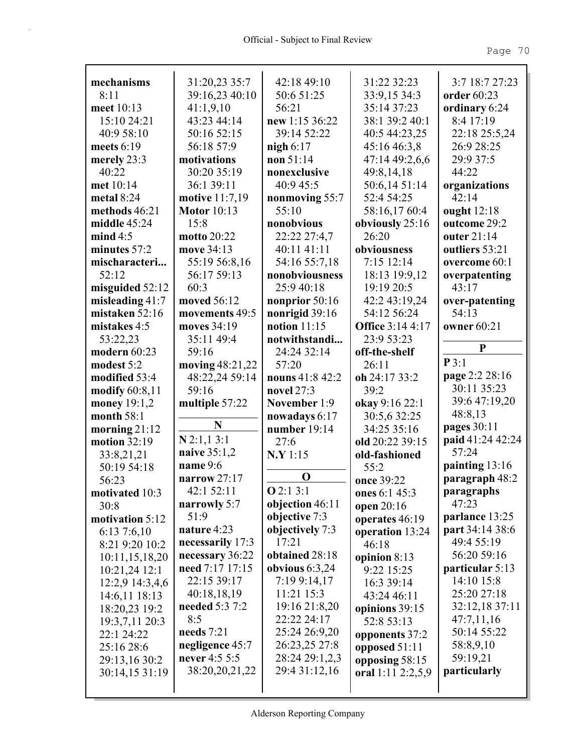**mechanisms** 8:11
**meet** 10:13 15:10 24:21 40:9 58:10
**meets** 6:19
**merely** 23:3 40:22
**met** 10:14
**metal** 8:24
**methods** 46:21
**middle** 45:24
**mind** 4:5
**minutes** 57:2
**mischaracteri...** 52:12
**misguided** 52:12
**misleading** 41:7
**mistaken** 52:16
**mistakes** 4:5 53:22,23
**modern** 60:23
**modest** 5:2
**modified** 53:4
**modify** 60:8,11
**money** 19:1,2
**month** 58:1
**morning** 21:12
**motion** 32:19 33:8,21,21 50:19 54:18 56:23
**motivated** 10:3 30:8
**motivation** 5:12 6:13 7:6,10 8:21 9:20 10:2 10:11,15,18,20 10:21,24 12:1 12:2,9 14:3,4,6 14:6,11 18:13 18:20,23 19:2 19:3,7,11 20:3 22:1 24:22 25:16 28:6 29:13,16 30:2 30:14,15 31:19 31:20,23 35:7 39:16,23 40:10 41:1,9,10 43:23 44:14 50:16 52:15 56:18 57:9
**motivations** 30:20 35:19 36:1 39:11
**motive** 11:7,19
**Motor** 10:13 15:8
**motto** 20:22
**move** 34:13 55:19 56:8,16 56:17 59:13 60:3
**moved** 56:12
**movements** 49:5
**moves** 34:19 35:11 49:4 59:16
**moving** 48:21,22 48:22,24 59:14 59:16
**multiple** 57:22

**N**

**N** 2:1,1 3:1
**naive** 35:1,2
**name** 9:6
**narrow** 27:17 42:1 52:11
**narrowly** 5:7 51:9
**nature** 4:23
**necessarily** 17:3
**necessary** 36:22
**need** 7:17 17:15 22:15 39:17 40:18,18,19
**needed** 5:3 7:2 8:5
**needs** 7:21
**negligence** 45:7
**never** 4:5 5:5 38:20,20,21,22 42:18 49:10 50:6 51:25 56:21
**new** 1:15 36:22 39:14 52:22
**nigh** 6:17
**non** 51:14
**nonexclusive** 40:9 45:5
**nonmoving** 55:7 55:10
**nonobvious** 22:22 27:4,7 40:11 41:11 54:16 55:7,18
**nonobviousness** 25:9 40:18
**nonprior** 50:16
**nonrigid** 39:16
**notion** 11:15
**notwithstandi...** 24:24 32:14 57:20
**nouns** 41:8 42:2
**novel** 27:3
**November** 1:9
**nowadays** 6:17
**number** 19:14 27:6
**N.Y** 1:15

**O**

**O** 2:1 3:1
**objection** 46:11
**objective** 7:3
**objectively** 7:3 17:21
**obtained** 28:18
**obvious** 6:3,24 7:19 9:14,17 11:21 15:3 19:16 21:8,20 22:22 24:17 25:24 26:9,20 26:23,25 27:8 28:24 29:1,2,3 29:4 31:12,16 31:22 32:23 33:9,15 34:3 35:14 37:23 38:1 39:2 40:1 40:5 44:23,25 45:16 46:3,8 47:14 49:2,6,6 49:8,14,18 50:6,14 51:14 52:4 54:25 58:16,17 60:4
**obviously** 25:16 26:20
**obviousness** 7:15 12:14 18:13 19:9,12 19:19 20:5 42:2 43:19,24 54:12 56:24
**Office** 3:14 4:17 23:9 53:23
**off-the-shelf** 26:11
**oh** 24:17 33:2 39:2
**okay** 9:16 22:1 30:5,6 32:25 34:25 35:16
**old** 20:22 39:15
**old-fashioned** 55:2
**once** 39:22
**ones** 6:1 45:3
**open** 20:16
**operates** 46:19
**operation** 13:24 46:18
**opinion** 8:13 9:22 15:25 16:3 39:14 43:24 46:11
**opinions** 39:15 52:8 53:13
**opponents** 37:2
**opposed** 51:11
**opposing** 58:15
**oral** 1:11 2:2,5,9 3:7 18:7 27:23
**order** 60:23
**ordinary** 6:24 8:4 17:19 22:18 25:5,24 26:9 28:25 29:9 37:5 44:22
**organizations** 42:14
**ought** 12:18
**outcome** 29:2
**outer** 21:14
**outliers** 53:21
**overcome** 60:1
**overpatenting** 43:17
**over-patenting** 54:13
**owner** 60:21

**P**

**P** 3:1
**page** 2:2 28:16 30:11 35:23 39:6 47:19,20 48:8,13
**pages** 30:11
**paid** 41:24 42:24 57:24
**painting** 13:16
**paragraph** 48:2
**paragraphs** 47:23
**parlance** 13:25
**part** 34:14 38:6 49:4 55:19 56:20 59:16
**particular** 5:13 14:10 15:8 25:20 27:18 32:12,18 37:11 47:7,11,16 50:14 55:22 58:8,9,10 59:19,21
**particularly**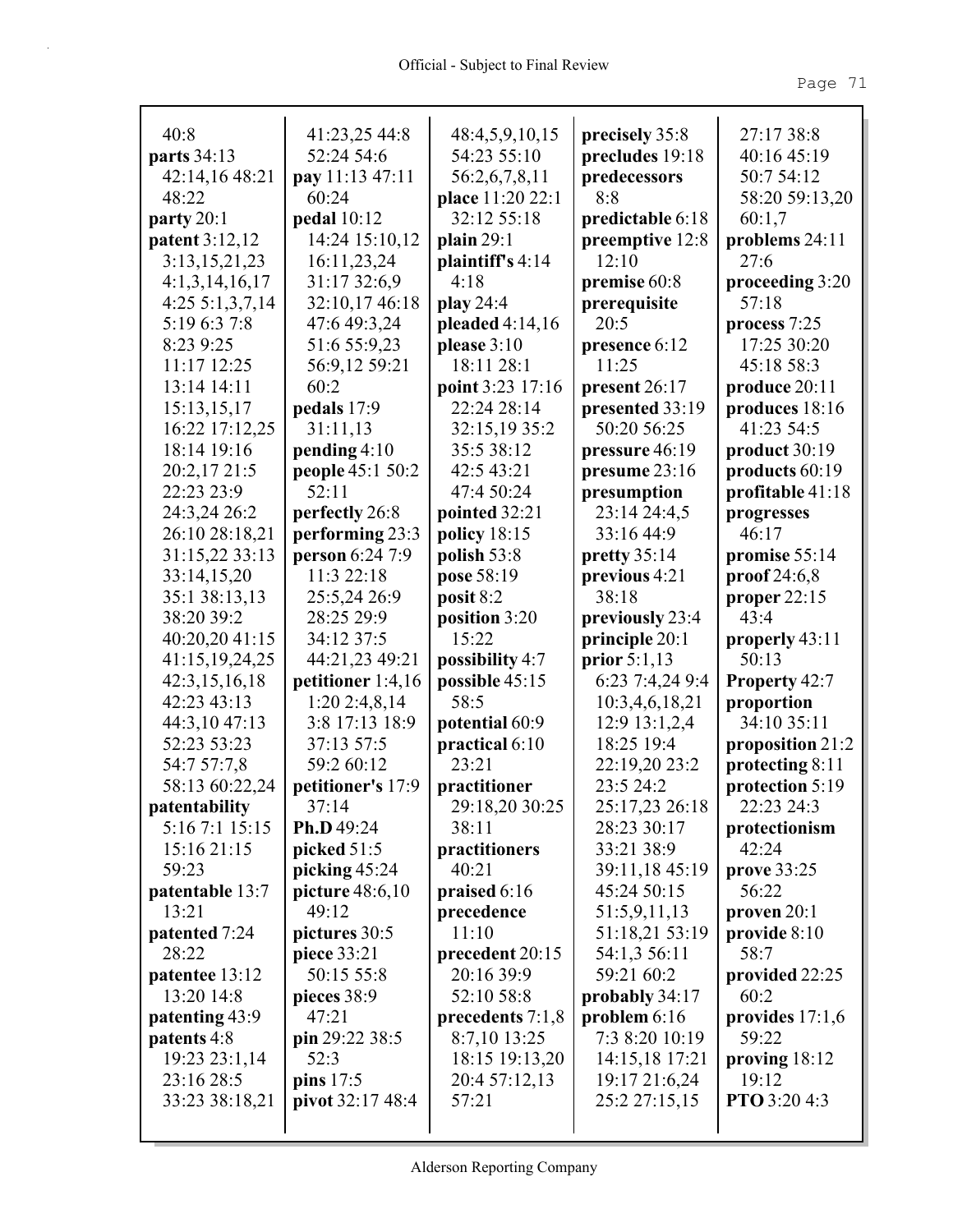40:8
**parts** 34:13 42:14,16 48:21 48:22
**party** 20:1
**patent** 3:12,12 3:13,15,21,23 4:1,3,14,16,17 4:25 5:1,3,7,14 5:19 6:3 7:8 8:23 9:25 11:17 12:25 13:14 14:11 15:13,15,17 16:22 17:12,25 18:14 19:16 20:2,17 21:5 22:23 23:9 24:3,24 26:2 26:10 28:18,21 31:15,22 33:13 33:14,15,20 35:1 38:13,13 38:20 39:2 40:20,20 41:15 41:15,19,24,25 42:3,15,16,18 42:23 43:13 44:3,10 47:13 52:23 53:23 54:7 57:7,8 58:13 60:22,24
**patentability** 5:16 7:1 15:15 15:16 21:15 59:23
**patentable** 13:7 13:21
**patented** 7:24 28:22
**patentee** 13:12 13:20 14:8
**patenting** 43:9
**patents** 4:8 19:23 23:1,14 23:16 28:5 33:23 38:18,21 41:23,25 44:8 52:24 54:6
**pay** 11:13 47:11 60:24
**pedal** 10:12 14:24 15:10,12 16:11,23,24 31:17 32:6,9 32:10,17 46:18 47:6 49:3,24 51:6 55:9,23 56:9,12 59:21 60:2
**pedals** 17:9 31:11,13
**pending** 4:10
**people** 45:1 50:2 52:11
**perfectly** 26:8
**performing** 23:3
**person** 6:24 7:9 11:3 22:18 25:5,24 26:9 28:25 29:9 34:12 37:5 44:21,23 49:21
**petitioner** 1:4,16 1:20 2:4,8,14 3:8 17:13 18:9 37:13 57:5 59:2 60:12
**petitioner's** 17:9 37:14
**Ph.D** 49:24
**picked** 51:5
**picking** 45:24
**picture** 48:6,10 49:12
**pictures** 30:5
**piece** 33:21 50:15 55:8
**pieces** 38:9 47:21
**pin** 29:22 38:5 52:3
**pins** 17:5
**pivot** 32:17 48:4 48:4,5,9,10,15 54:23 55:10 56:2,6,7,8,11
**place** 11:20 22:1 32:12 55:18
**plain** 29:1
**plaintiff's** 4:14 4:18
**play** 24:4
**pleaded** 4:14,16
**please** 3:10 18:11 28:1
**point** 3:23 17:16 22:24 28:14 32:15,19 35:2 35:5 38:12 42:5 43:21 47:4 50:24
**pointed** 32:21
**policy** 18:15
**polish** 53:8
**pose** 58:19
**posit** 8:2
**position** 3:20 15:22
**possibility** 4:7
**possible** 45:15 58:5
**potential** 60:9
**practical** 6:10 23:21
**practitioner** 29:18,20 30:25 38:11
**practitioners** 40:21
**praised** 6:16
**precedence** 11:10
**precedent** 20:15 20:16 39:9 52:10 58:8
**precedents** 7:1,8 8:7,10 13:25 18:15 19:13,20 20:4 57:12,13 57:21
**precisely** 35:8
**precludes** 19:18
**predecessors** 8:8
**predictable** 6:18
**preemptive** 12:8 12:10
**premise** 60:8
**prerequisite** 20:5
**presence** 6:12 11:25
**present** 26:17
**presented** 33:19 50:20 56:25
**pressure** 46:19
**presume** 23:16
**presumption** 23:14 24:4,5 33:16 44:9
**pretty** 35:14
**previous** 4:21 38:18
**previously** 23:4
**principle** 20:1
**prior** 5:1,13 6:23 7:4,24 9:4 10:3,4,6,18,21 12:9 13:1,2,4 18:25 19:4 22:19,20 23:2 23:5 24:2 25:17,23 26:18 28:23 30:17 33:21 38:9 39:11,18 45:19 45:24 50:15 51:5,9,11,13 51:18,21 53:19 54:1,3 56:11 59:21 60:2
**probably** 34:17
**problem** 6:16 7:3 8:20 10:19 14:15,18 17:21 19:17 21:6,24 25:2 27:15,15 27:17 38:8 40:16 45:19 50:7 54:12 58:20 59:13,20 60:1,7
**problems** 24:11 27:6
**proceeding** 3:20 57:18
**process** 7:25 17:25 30:20 45:18 58:3
**produce** 20:11
**produces** 18:16 41:23 54:5
**product** 30:19
**products** 60:19
**profitable** 41:18
**progresses** 46:17
**promise** 55:14
**proof** 24:6,8
**proper** 22:15 43:4
**properly** 43:11 50:13
**Property** 42:7
**proportion** 34:10 35:11
**proposition** 21:2
**protecting** 8:11
**protection** 5:19 22:23 24:3
**protectionism** 42:24
**prove** 33:25 56:22
**proven** 20:1
**provide** 8:10 58:7
**provided** 22:25 60:2
**provides** 17:1,6 59:22
**proving** 18:12 19:12
**PTO** 3:20 4:3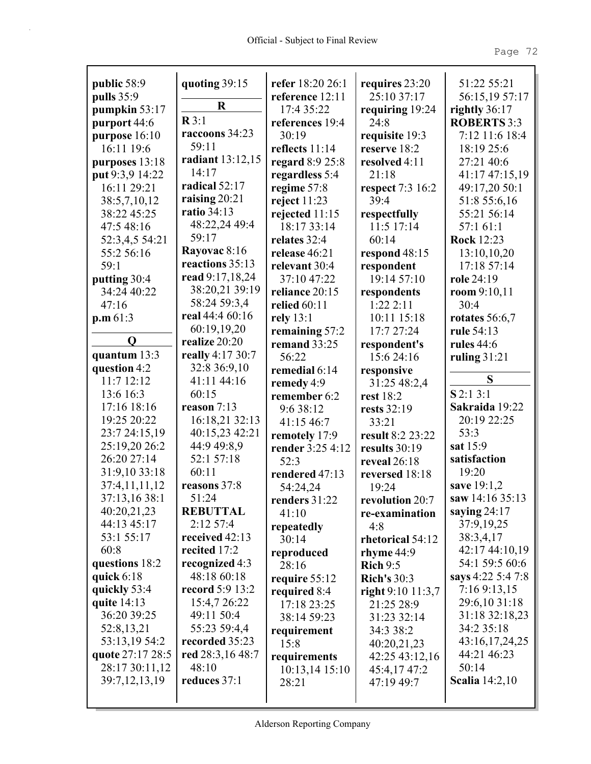**public** 58:9
**pulls** 35:9
**pumpkin** 53:17
**purport** 44:6
**purpose** 16:10 16:11 19:6
**purposes** 13:18
**put** 9:3,9 14:22 16:11 29:21 38:5,7,10,12 38:22 45:25 47:5 48:16 52:3,4,5 54:21 55:2 56:16 59:1
**putting** 30:4 34:24 40:22 47:16
**p.m** 61:3

**Q**

**quantum** 13:3
**question** 4:2 11:7 12:12 13:6 16:3 17:16 18:16 19:25 20:22 23:7 24:15,19 25:19,20 26:2 26:20 27:14 31:9,10 33:18 37:4,11,11,12 37:13,16 38:1 40:20,21,23 44:13 45:17 53:1 55:17 60:8
**questions** 18:2
**quick** 6:18
**quickly** 53:4
**quite** 14:13 36:20 39:25 52:8,13,21 53:13,19 54:2
**quote** 27:17 28:5 28:17 30:11,12 39:7,12,13,19
**quoting** 39:15

**R**

**R** 3:1
**raccoons** 34:23 59:11
**radiant** 13:12,15 14:17
**radical** 52:17
**raising** 20:21
**ratio** 34:13 48:22,24 49:4 59:17
**Rayovac** 8:16
**reactions** 35:13
**read** 9:17,18,24 38:20,21 39:19 58:24 59:3,4
**real** 44:4 60:16 60:19,19,20
**realize** 20:20
**really** 4:17 30:7 32:8 36:9,10 41:11 44:16 60:15
**reason** 7:13 16:18,21 32:13 40:15,23 42:21 44:9 49:8,9 52:1 57:18 60:11
**reasons** 37:8 51:24
**REBUTTAL** 2:12 57:4
**received** 42:13
**recited** 17:2
**recognized** 4:3 48:18 60:18
**record** 5:9 13:2 15:4,7 26:22 49:11 50:4 55:23 59:4,4
**recorded** 35:23
**red** 28:3,16 48:7 48:10
**reduces** 37:1
**refer** 18:20 26:1
**reference** 12:11 17:4 35:22
**references** 19:4 30:19
**reflects** 11:14
**regard** 8:9 25:8
**regardless** 5:4
**regime** 57:8
**reject** 11:23
**rejected** 11:15 18:17 33:14
**relates** 32:4
**release** 46:21
**relevant** 30:4 37:10 47:22
**reliance** 20:15
**relied** 60:11
**rely** 13:1
**remaining** 57:2
**remand** 33:25 56:22
**remedial** 6:14
**remedy** 4:9
**remember** 6:2 9:6 38:12 41:15 46:7
**remotely** 17:9
**render** 3:25 4:12 52:3
**rendered** 47:13 54:24,24
**renders** 31:22 41:10
**repeatedly** 30:14
**reproduced** 28:16
**require** 55:12
**required** 8:4 17:18 23:25 38:14 59:23
**requirement** 15:8
**requirements** 10:13,14 15:10 28:21
**requires** 23:20 25:10 37:17
**requiring** 19:24 24:8
**requisite** 19:3
**reserve** 18:2
**resolved** 4:11 21:18
**respect** 7:3 16:2 39:4
**respectfully** 11:5 17:14 60:14
**respond** 48:15
**respondent** 19:14 57:10
**respondents** 1:22 2:11 10:11 15:18 17:7 27:24
**respondent's** 15:6 24:16
**responsive** 31:25 48:2,4
**rest** 18:2
**rests** 32:19 33:21
**result** 8:2 23:22
**results** 30:19
**reveal** 26:18
**reversed** 18:18 19:24
**revolution** 20:7
**re-examination** 4:8
**rhetorical** 54:12
**rhyme** 44:9
**Rich** 9:5
**Rich's** 30:3
**right** 9:10 11:3,7 21:25 28:9 31:23 32:14 34:3 38:2 40:20,21,23 42:25 43:12,16 45:4,17 47:2 47:19 49:7 51:22 55:21 56:15,19 57:17
**rightly** 36:17
**ROBERTS** 3:3 7:12 11:6 18:4 18:19 25:6 27:21 40:6 41:17 47:15,19 49:17,20 50:1 51:8 55:6,16 55:21 56:14 57:1 61:1
**Rock** 12:23 13:10,10,20 17:18 57:14
**role** 24:19
**room** 9:10,11 30:4
**rotates** 56:6,7
**rule** 54:13
**rules** 44:6
**ruling** 31:21

**S**

**S** 2:1 3:1
**Sakraida** 19:22 20:19 22:25 53:3
**sat** 15:9
**satisfaction** 19:20
**save** 19:1,2
**saw** 14:16 35:13
**saying** 24:17 37:9,19,25 38:3,4,17 42:17 44:10,19 54:1 59:5 60:6
**says** 4:22 5:4 7:8 7:16 9:13,15 29:6,10 31:18 31:18 32:18,23 34:2 35:18 43:16,17,24,25 44:21 46:23 50:14
**Scalia** 14:2,10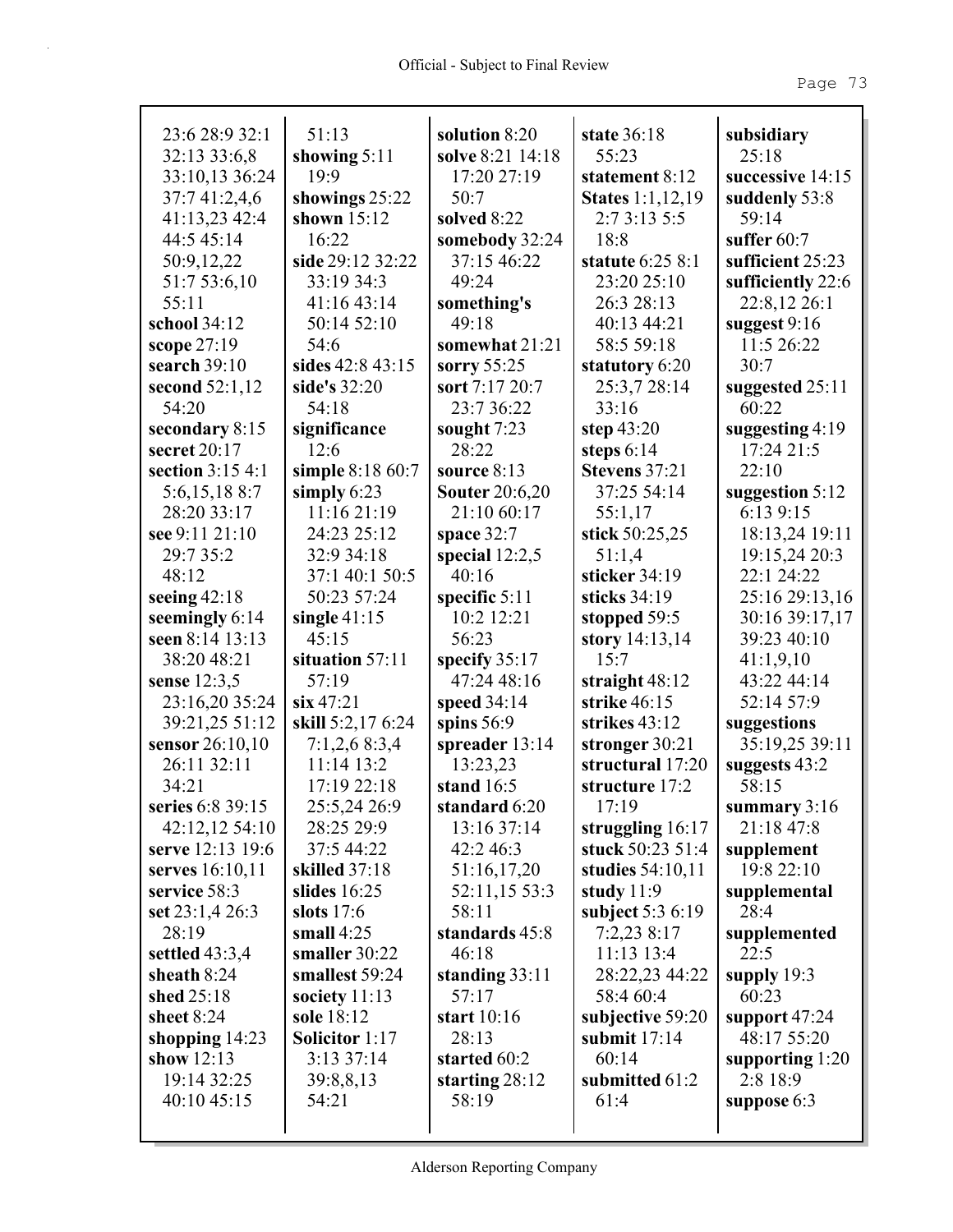23:6 28:9 32:1 32:13 33:6,8 33:10,13 36:24 37:7 41:2,4,6 41:13,23 42:4 44:5 45:14 50:9,12,22 51:7 53:6,10 55:11
**school** 34:12
**scope** 27:19
**search** 39:10
**second** 52:1,12 54:20
**secondary** 8:15
**secret** 20:17
**section** 3:15 4:1 5:6,15,18 8:7 28:20 33:17
**see** 9:11 21:10 29:7 35:2 48:12
**seeing** 42:18
**seemingly** 6:14
**seen** 8:14 13:13 38:20 48:21
**sense** 12:3,5 23:16,20 35:24 39:21,25 51:12
**sensor** 26:10,10 26:11 32:11 34:21
**series** 6:8 39:15 42:12,12 54:10
**serve** 12:13 19:6
**serves** 16:10,11
**service** 58:3
**set** 23:1,4 26:3 28:19
**settled** 43:3,4
**sheath** 8:24
**shed** 25:18
**sheet** 8:24
**shopping** 14:23
**show** 12:13 19:14 32:25 40:10 45:15 51:13
**showing** 5:11 19:9
**showings** 25:22
**shown** 15:12 16:22
**side** 29:12 32:22 33:19 34:3 41:16 43:14 50:14 52:10 54:6
**sides** 42:8 43:15
**side's** 32:20 54:18
**significance** 12:6
**simple** 8:18 60:7
**simply** 6:23 11:16 21:19 24:23 25:12 32:9 34:18 37:1 40:1 50:5 50:23 57:24
**single** 41:15 45:15
**situation** 57:11 57:19
**six** 47:21
**skill** 5:2,17 6:24 7:1,2,6 8:3,4 11:14 13:2 17:19 22:18 25:5,24 26:9 28:25 29:9 37:5 44:22
**skilled** 37:18
**slides** 16:25
**slots** 17:6
**small** 4:25
**smaller** 30:22
**smallest** 59:24
**society** 11:13
**sole** 18:12
**Solicitor** 1:17 3:13 37:14 39:8,8,13 54:21
**solution** 8:20
**solve** 8:21 14:18 17:20 27:19 50:7
**solved** 8:22
**somebody** 32:24 37:15 46:22 49:24
**something's** 49:18
**somewhat** 21:21
**sorry** 55:25
**sort** 7:17 20:7 23:7 36:22
**sought** 7:23 28:22
**source** 8:13
**Souter** 20:6,20 21:10 60:17
**space** 32:7
**special** 12:2,5 40:16
**specific** 5:11 10:2 12:21 56:23
**specify** 35:17 47:24 48:16
**speed** 34:14
**spins** 56:9
**spreader** 13:14 13:23,23
**stand** 16:5
**standard** 6:20 13:16 37:14 42:2 46:3 51:16,17,20 52:11,15 53:3 58:11
**standards** 45:8 46:18
**standing** 33:11 57:17
**start** 10:16 28:13
**started** 60:2
**starting** 28:12 58:19
**state** 36:18 55:23
**statement** 8:12
**States** 1:1,12,19 2:7 3:13 5:5 18:8
**statute** 6:25 8:1 23:20 25:10 26:3 28:13 40:13 44:21 58:5 59:18
**statutory** 6:20 25:3,7 28:14 33:16
**step** 43:20
**steps** 6:14
**Stevens** 37:21 37:25 54:14 55:1,17
**stick** 50:25,25 51:1,4
**sticker** 34:19
**sticks** 34:19
**stopped** 59:5
**story** 14:13,14 15:7
**straight** 48:12
**strike** 46:15
**strikes** 43:12
**stronger** 30:21
**structural** 17:20
**structure** 17:2 17:19
**struggling** 16:17
**stuck** 50:23 51:4
**studies** 54:10,11
**study** 11:9
**subject** 5:3 6:19 7:2,23 8:17 11:13 13:4 28:22,23 44:22 58:4 60:4
**subjective** 59:20
**submit** 17:14 60:14
**submitted** 61:2 61:4
**subsidiary** 25:18
**successive** 14:15
**suddenly** 53:8 59:14
**suffer** 60:7
**sufficient** 25:23
**sufficiently** 22:6 22:8,12 26:1
**suggest** 9:16 11:5 26:22 30:7
**suggested** 25:11 60:22
**suggesting** 4:19 17:24 21:5 22:10
**suggestion** 5:12 6:13 9:15 18:13,24 19:11 19:15,24 20:3 22:1 24:22 25:16 29:13,16 30:16 39:17,17 39:23 40:10 41:1,9,10 43:22 44:14 52:14 57:9
**suggestions** 35:19,25 39:11
**suggests** 43:2 58:15
**summary** 3:16 21:18 47:8
**supplement** 19:8 22:10
**supplemental** 28:4
**supplemented** 22:5
**supply** 19:3 60:23
**support** 47:24 48:17 55:20
**supporting** 1:20 2:8 18:9
**suppose** 6:3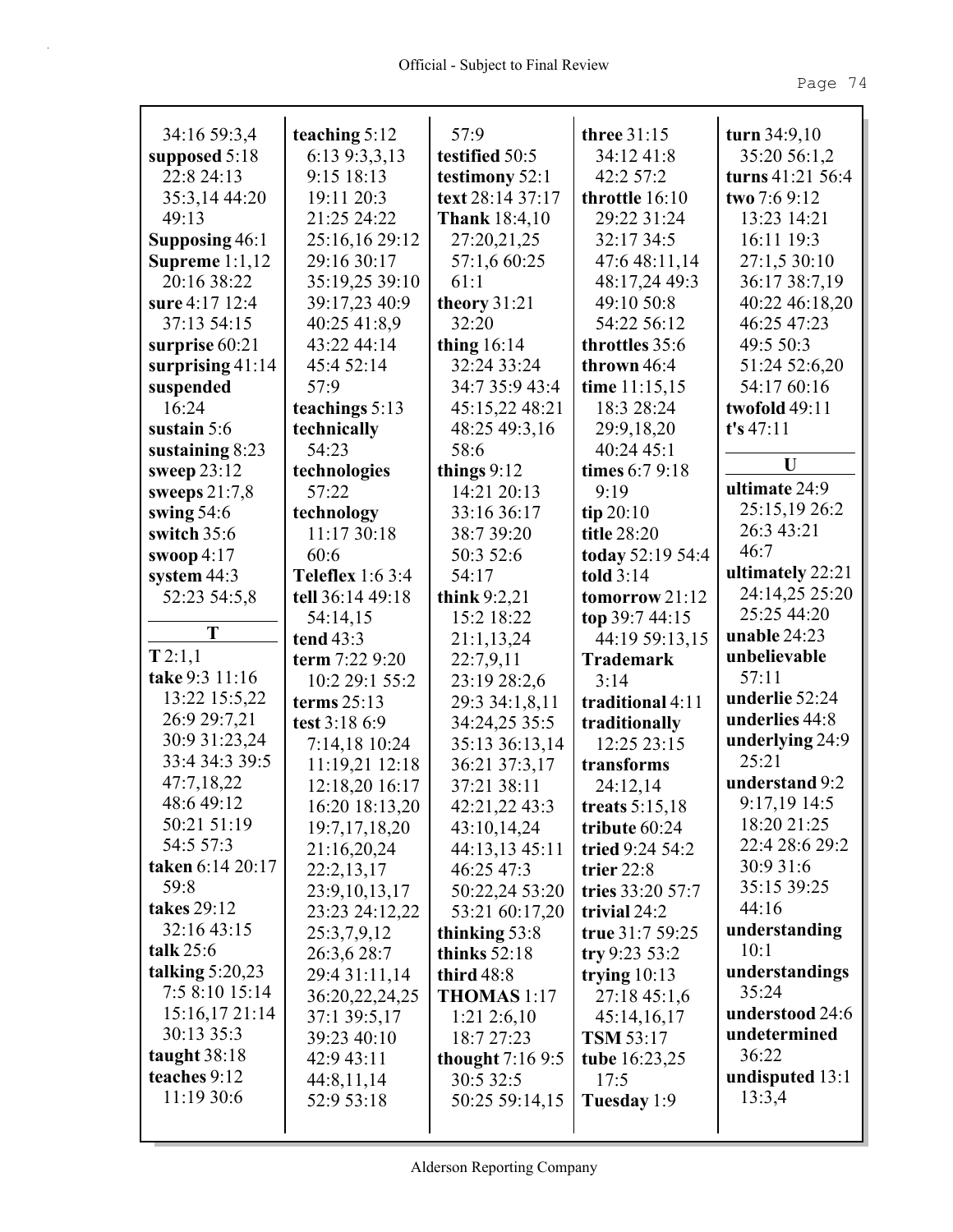34:16 59:3,4
**supposed** 5:18 22:8 24:13 35:3,14 44:20 49:13
**Supposing** 46:1
**Supreme** 1:1,12 20:16 38:22
**sure** 4:17 12:4 37:13 54:15
**surprise** 60:21
**surprising** 41:14
**suspended** 16:24
**sustain** 5:6
**sustaining** 8:23
**sweep** 23:12
**sweeps** 21:7,8
**swing** 54:6
**switch** 35:6
**swoop** 4:17
**system** 44:3 52:23 54:5,8

**T**

**T** 2:1,1
**take** 9:3 11:16 13:22 15:5,22 26:9 29:7,21 30:9 31:23,24 33:4 34:3 39:5 47:7,18,22 48:6 49:12 50:21 51:19 54:5 57:3
**taken** 6:14 20:17 59:8
**takes** 29:12 32:16 43:15
**talk** 25:6
**talking** 5:20,23 7:5 8:10 15:14 15:16,17 21:14 30:13 35:3
**taught** 38:18
**teaches** 9:12 11:19 30:6
**teaching** 5:12 6:13 9:3,3,13 9:15 18:13 19:11 20:3 21:25 24:22 25:16,16 29:12 29:16 30:17 35:19,25 39:10 39:17,23 40:9 40:25 41:8,9 43:22 44:14 45:4 52:14 57:9
**teachings** 5:13
**technically** 54:23
**technologies** 57:22
**technology** 11:17 30:18 60:6
**Teleflex** 1:6 3:4
**tell** 36:14 49:18 54:14,15
**tend** 43:3
**term** 7:22 9:20 10:2 29:1 55:2
**terms** 25:13
**test** 3:18 6:9 7:14,18 10:24 11:19,21 12:18 12:18,20 16:17 16:20 18:13,20 19:7,17,18,20 21:16,20,24 22:2,13,17 23:9,10,13,17 23:23 24:12,22 25:3,7,9,12 26:3,6 28:7 29:4 31:11,14 36:20,22,24,25 37:1 39:5,17 39:23 40:10 42:9 43:11 44:8,11,14 52:9 53:18
57:9
**testified** 50:5
**testimony** 52:1
**text** 28:14 37:17
**Thank** 18:4,10 27:20,21,25 57:1,6 60:25 61:1
**theory** 31:21 32:20
**thing** 16:14 32:24 33:24 34:7 35:9 43:4 45:15,22 48:21 48:25 49:3,16 58:6
**things** 9:12 14:21 20:13 33:16 36:17 38:7 39:20 50:3 52:6 54:17
**think** 9:2,21 15:2 18:22 21:1,13,24 22:7,9,11 23:19 28:2,6 29:3 34:1,8,11 34:24,25 35:5 35:13 36:13,14 36:21 37:3,17 37:21 38:11 42:21,22 43:3 43:10,14,24 44:13,13 45:11 46:25 47:3 50:22,24 53:20 53:21 60:17,20
**thinking** 53:8
**thinks** 52:18
**third** 48:8
**THOMAS** 1:17 1:21 2:6,10 18:7 27:23
**thought** 7:16 9:5 30:5 32:5 50:25 59:14,15
**three** 31:15 34:12 41:8 42:2 57:2
**throttle** 16:10 29:22 31:24 32:17 34:5 47:6 48:11,14 48:17,24 49:3 49:10 50:8 54:22 56:12
**throttles** 35:6
**thrown** 46:4
**time** 11:15,15 18:3 28:24 29:9,18,20 40:24 45:1
**times** 6:7 9:18 9:19
**tip** 20:10
**title** 28:20
**today** 52:19 54:4
**told** 3:14
**tomorrow** 21:12
**top** 39:7 44:15 44:19 59:13,15
**Trademark** 3:14
**traditional** 4:11
**traditionally** 12:25 23:15
**transforms** 24:12,14
**treats** 5:15,18
**tribute** 60:24
**tried** 9:24 54:2
**trier** 22:8
**tries** 33:20 57:7
**trivial** 24:2
**true** 31:7 59:25
**try** 9:23 53:2
**trying** 10:13 27:18 45:1,6 45:14,16,17
**TSM** 53:17
**tube** 16:23,25 17:5
**Tuesday** 1:9
**turn** 34:9,10 35:20 56:1,2
**turns** 41:21 56:4
**two** 7:6 9:12 13:23 14:21 16:11 19:3 27:1,5 30:10 36:17 38:7,19 40:22 46:18,20 46:25 47:23 49:5 50:3 51:24 52:6,20 54:17 60:16
**twofold** 49:11
**t's** 47:11

**U**

**ultimate** 24:9 25:15,19 26:2 26:3 43:21 46:7
**ultimately** 22:21 24:14,25 25:20 25:25 44:20
**unable** 24:23
**unbelievable** 57:11
**underlie** 52:24
**underlies** 44:8
**underlying** 24:9 25:21
**understand** 9:2 9:17,19 14:5 18:20 21:25 22:4 28:6 29:2 30:9 31:6 35:15 39:25 44:16
**understanding** 10:1
**understandings** 35:24
**understood** 24:6
**undetermined** 36:22
**undisputed** 13:1 13:3,4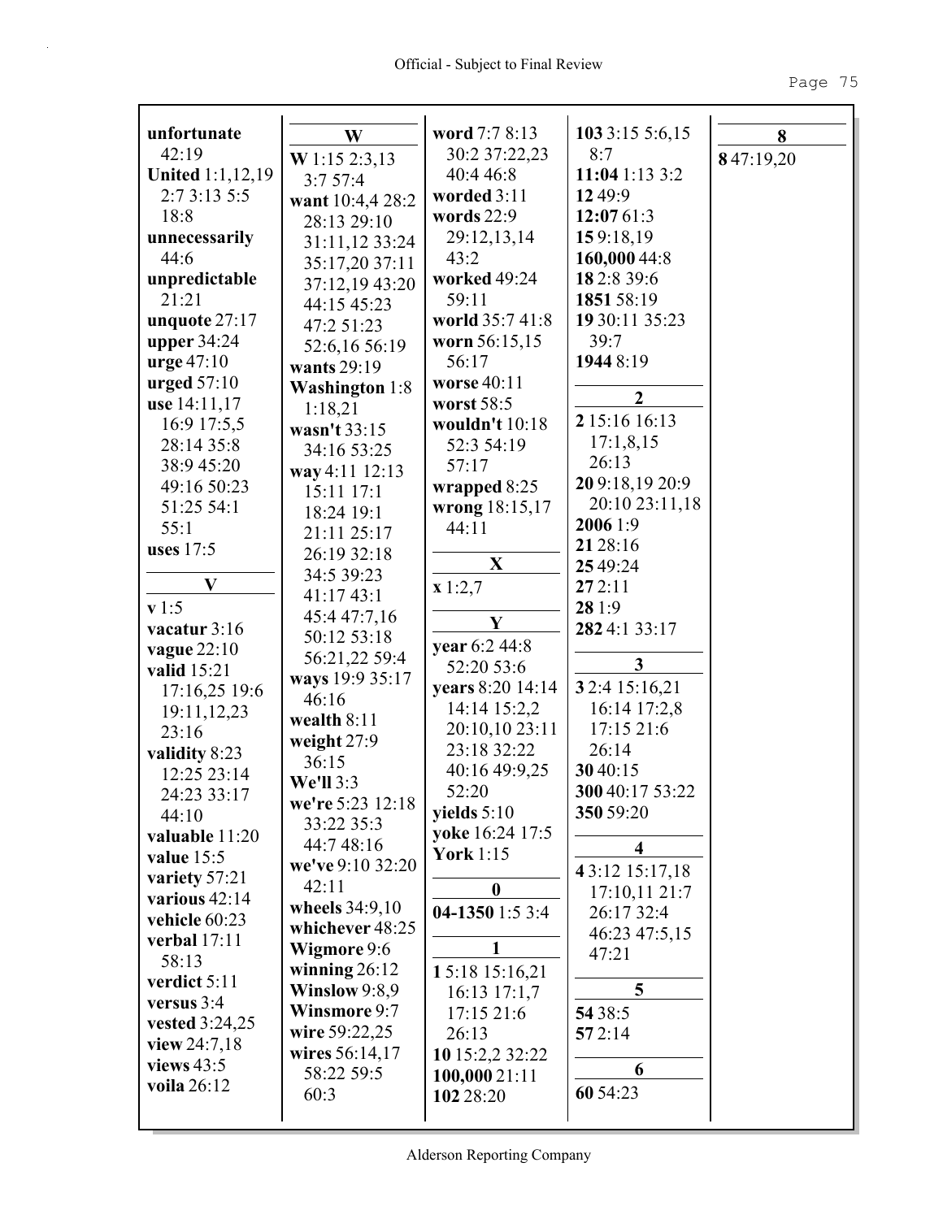**unfortunate** 42:19
**United** 1:1,12,19 2:7 3:13 5:5 18:8
**unnecessarily** 44:6
**unpredictable** 21:21
**unquote** 27:17
**upper** 34:24
**urge** 47:10
**urged** 57:10
**use** 14:11,17 16:9 17:5,5 28:14 35:8 38:9 45:20 49:16 50:23 51:25 54:1 55:1
**uses** 17:5

**V**

**v** 1:5
**vacatur** 3:16
**vague** 22:10
**valid** 15:21 17:16,25 19:6 19:11,12,23 23:16
**validity** 8:23 12:25 23:14 24:23 33:17 44:10
**valuable** 11:20
**value** 15:5
**variety** 57:21
**various** 42:14
**vehicle** 60:23
**verbal** 17:11 58:13
**verdict** 5:11
**versus** 3:4
**vested** 3:24,25
**view** 24:7,18
**views** 43:5
**voila** 26:12

**W**

**W** 1:15 2:3,13 3:7 57:4
**want** 10:4,4 28:2 28:13 29:10 31:11,12 33:24 35:17,20 37:11 37:12,19 43:20 44:15 45:23 47:2 51:23 52:6,16 56:19
**wants** 29:19
**Washington** 1:8 1:18,21
**wasn't** 33:15 34:16 53:25
**way** 4:11 12:13 15:11 17:1 18:24 19:1 21:11 25:17 26:19 32:18 34:5 39:23 41:17 43:1 45:4 47:7,16 50:12 53:18 56:21,22 59:4
**ways** 19:9 35:17 46:16
**wealth** 8:11
**weight** 27:9 36:15
**We'll** 3:3
**we're** 5:23 12:18 33:22 35:3 44:7 48:16
**we've** 9:10 32:20 42:11
**wheels** 34:9,10
**whichever** 48:25
**Wigmore** 9:6
**winning** 26:12
**Winslow** 9:8,9
**Winsmore** 9:7
**wire** 59:22,25
**wires** 56:14,17 58:22 59:5 60:3
**word** 7:7 8:13 30:2 37:22,23 40:4 46:8
**worded** 3:11
**words** 22:9 29:12,13,14 43:2
**worked** 49:24 59:11
**world** 35:7 41:8
**worn** 56:15,15 56:17
**worse** 40:11
**worst** 58:5
**wouldn't** 10:18 52:3 54:19 57:17
**wrapped** 8:25
**wrong** 18:15,17 44:11

**X**

**x** 1:2,7

**Y**

**year** 6:2 44:8 52:20 53:6
**years** 8:20 14:14 14:14 15:2,2 20:10,10 23:11 23:18 32:22 40:16 49:9,25 52:20
**yields** 5:10
**yoke** 16:24 17:5
**York** 1:15

**0**

**04-1350** 1:5 3:4

**1**

**1** 5:18 15:16,21 16:13 17:1,7 17:15 21:6 26:13
**10** 15:2,2 32:22
**100,000** 21:11
**102** 28:20
**103** 3:15 5:6,15 8:7
**11:04** 1:13 3:2
**12** 49:9
**12:07** 61:3
**15** 9:18,19
**160,000** 44:8
**18** 2:8 39:6
**1851** 58:19
**19** 30:11 35:23 39:7
**1944** 8:19

**2**

**2** 15:16 16:13 17:1,8,15 26:13
**20** 9:18,19 20:9 20:10 23:11,18
**2006** 1:9
**21** 28:16
**25** 49:24
**27** 2:11
**28** 1:9
**282** 4:1 33:17

**3**

**3** 2:4 15:16,21 16:14 17:2,8 17:15 21:6 26:14
**30** 40:15
**300** 40:17 53:22
**350** 59:20

**4**

**4** 3:12 15:17,18 17:10,11 21:7 26:17 32:4 46:23 47:5,15 47:21

**5**

**54** 38:5
**57** 2:14

**6**

**60** 54:23

**8**

**8** 47:19,20